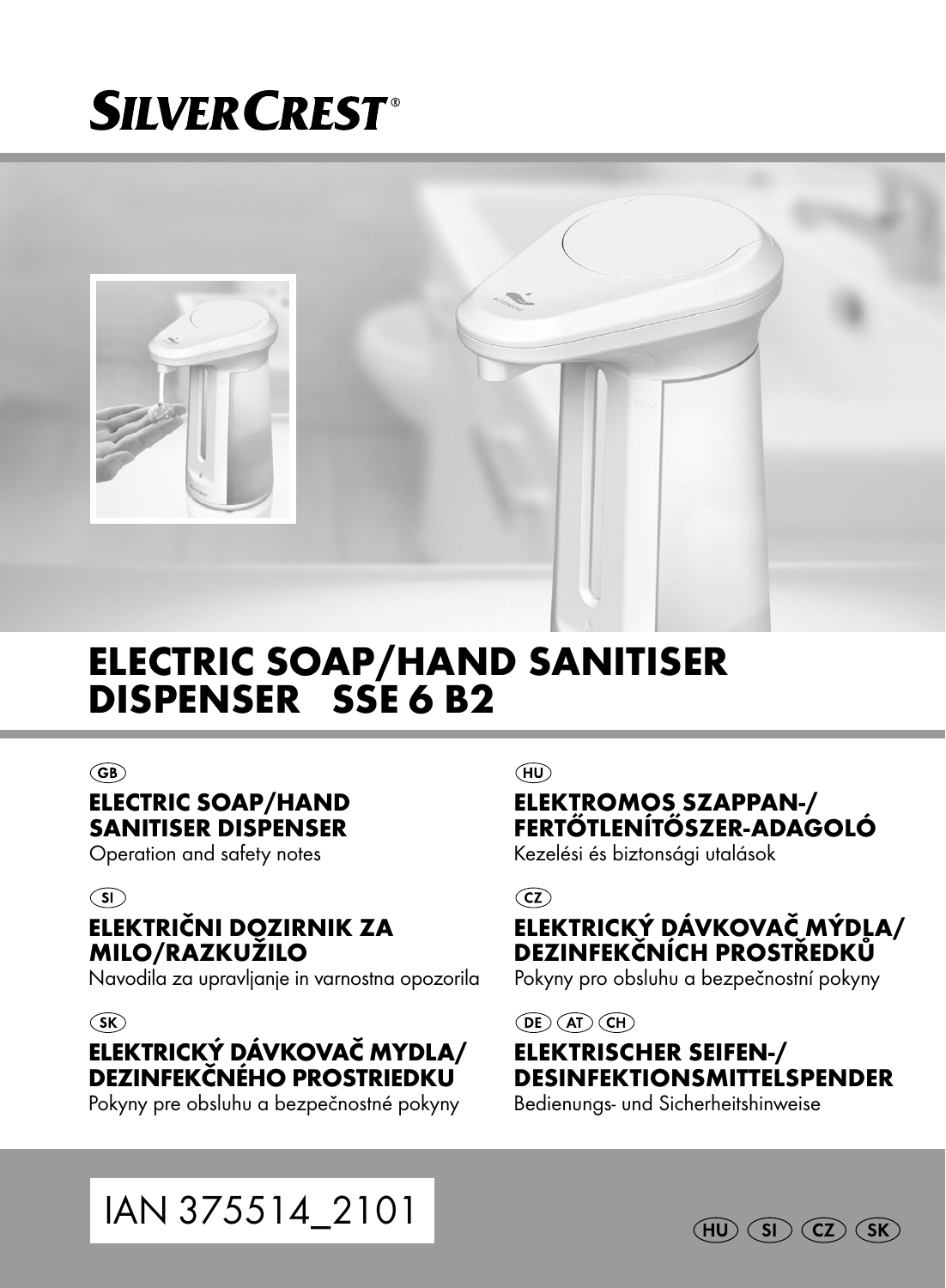# SILVERCREST®

# ELECTRIC SOAP/HAND SANITISER DISPENSER SSE 6 B2

GB

**ELECTRIC SOAP/HAND SANITISER DISPENSER**

Operation and safety notes

HU

**ELEKTROMOS SZAPPAN-/ FERTŐTLENÍTŐSZER-ADAGOLÓ**

Kezelési és biztonsági utalások

SI

**ELEKTRIČNI DOZIRNIK ZA MILO/RAZKUŽILO**

Navodila za upravljanje in varnostna opozorila

CZ

**ELEKTRICKÝ DÁVKOVAČ MÝDLA/ DEZINFEKČNÍCH PROSTŘEDKŮ**

Pokyny pro obsluhu a bezpečnostní pokyny

SK

**ELEKTRICKÝ DÁVKOVAČ MYDLA/ DEZINFEKČNÉHO PROSTRIEDKU**

Pokyny pre obsluhu a bezpečnostné pokyny

DE AT CH

**ELEKTRISCHER SEIFEN-/ DESINFEKTIONSMITTELSPENDER**

Bedienungs- und Sicherheitshinweise

IAN 375514_2101

HU SI CZ SK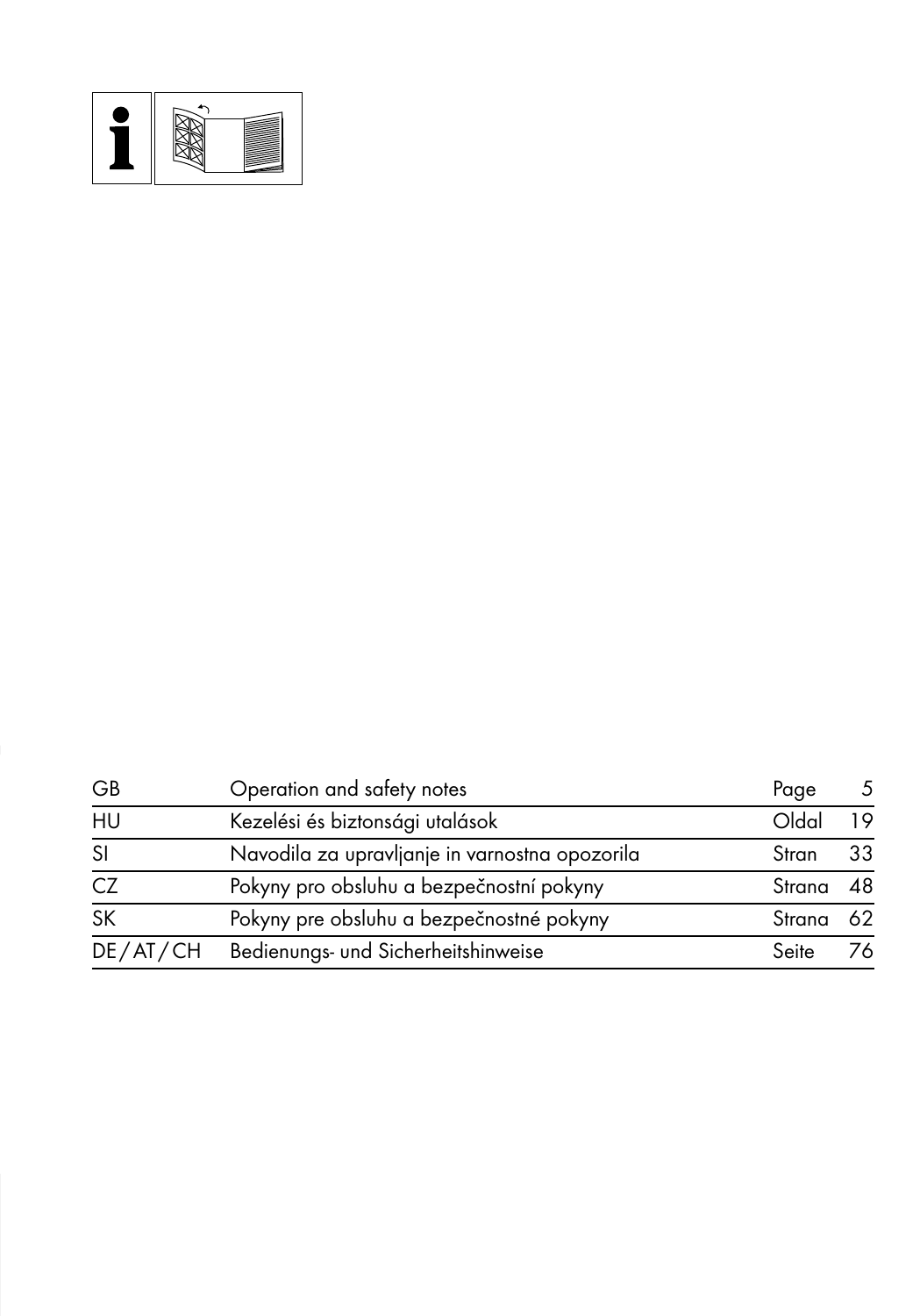| | | | |
|---|---|---|---|
| GB | Operation and safety notes | Page | 5 |
| HU | Kezelési és biztonsági utalások | Oldal | 19 |
| SI | Navodila za upravljanje in varnostna opozorila | Stran | 33 |
| CZ | Pokyny pro obsluhu a bezpečnostní pokyny | Strana | 48 |
| SK | Pokyny pre obsluhu a bezpečnostné pokyny | Strana | 62 |
| DE/AT/CH | Bedienungs- und Sicherheitshinweise | Seite | 76 |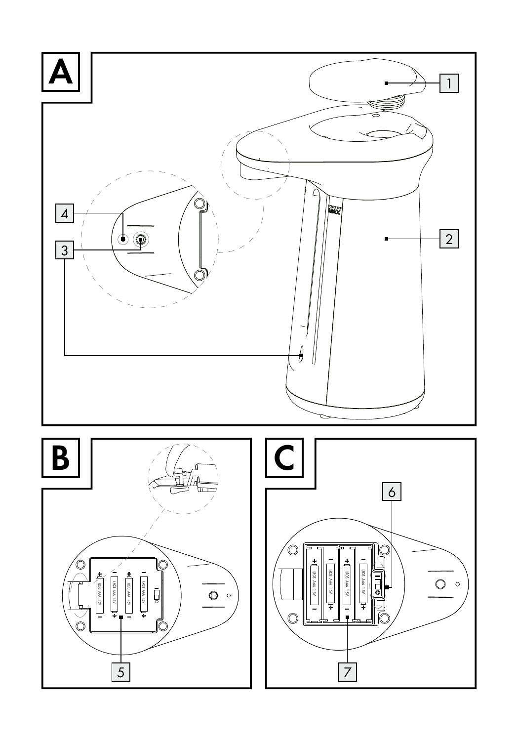A

1

2

3

4

B

5

C

6

7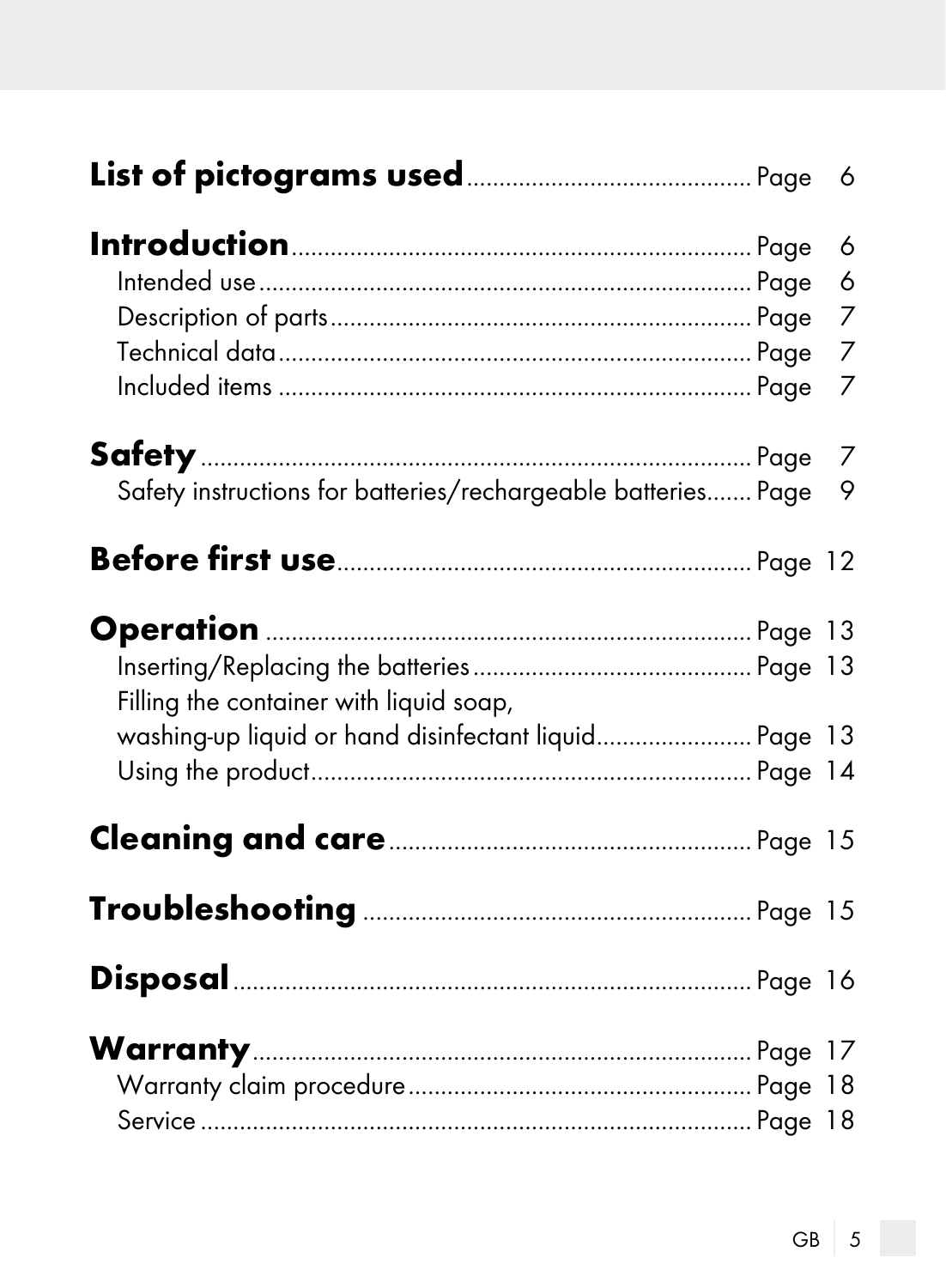**List of pictograms used** ........................................ Page 6

**Introduction** ........................................ Page 6
Intended use ........................................ Page 6
Description of parts ........................................ Page 7
Technical data ........................................ Page 7
Included items ........................................ Page 7

**Safety** ........................................ Page 7
Safety instructions for batteries/rechargeable batteries ....... Page 9

**Before first use** ........................................ Page 12

**Operation** ........................................ Page 13
Inserting/Replacing the batteries ........................................ Page 13
Filling the container with liquid soap,
washing-up liquid or hand disinfectant liquid ........................ Page 13
Using the product ........................................ Page 14

**Cleaning and care** ........................................ Page 15

**Troubleshooting** ........................................ Page 15

**Disposal** ........................................ Page 16

**Warranty** ........................................ Page 17
Warranty claim procedure ........................................ Page 18
Service ........................................ Page 18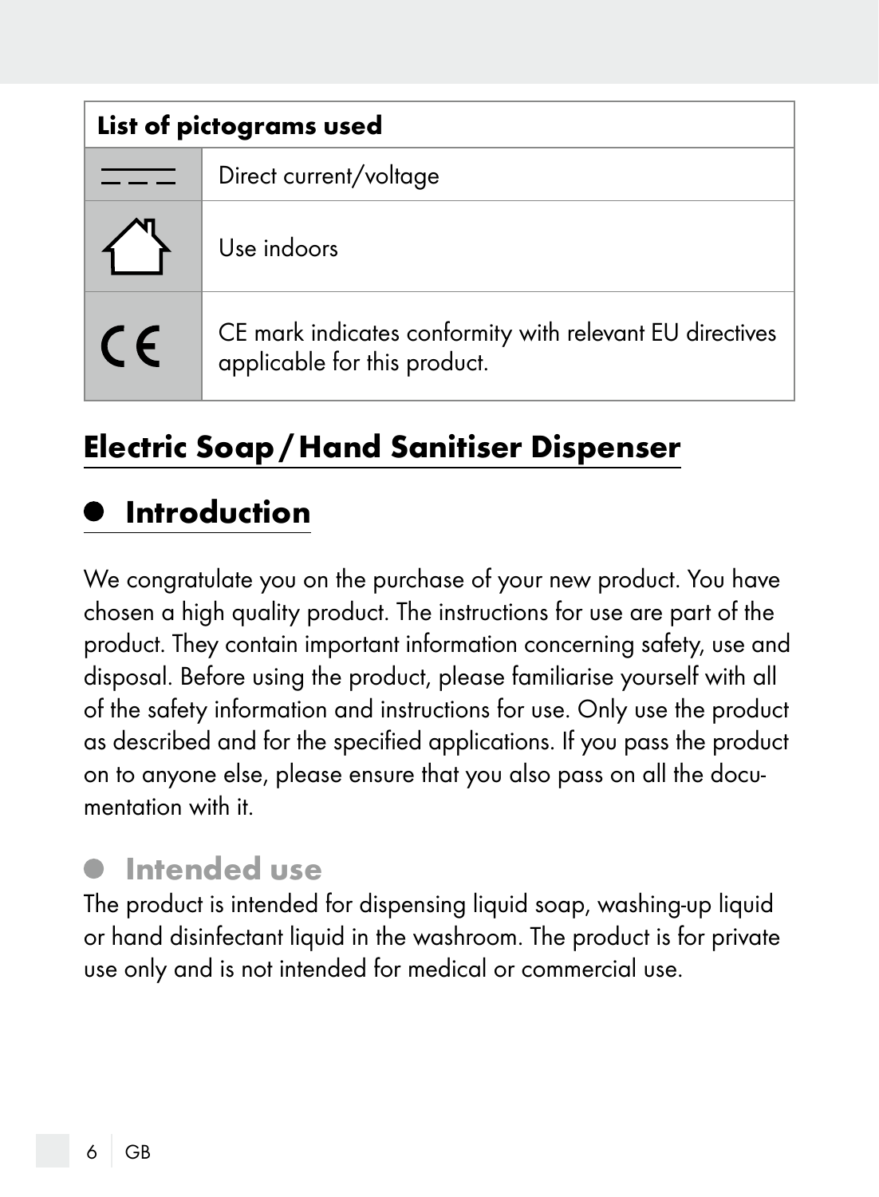| List of pictograms used | |
|---|---|
| ⎓ | Direct current/voltage |
| ⌂ | Use indoors |
| CE | CE mark indicates conformity with relevant EU directives applicable for this product. |

# Electric Soap / Hand Sanitiser Dispenser

## Introduction

We congratulate you on the purchase of your new product. You have chosen a high quality product. The instructions for use are part of the product. They contain important information concerning safety, use and disposal. Before using the product, please familiarise yourself with all of the safety information and instructions for use. Only use the product as described and for the specified applications. If you pass the product on to anyone else, please ensure that you also pass on all the documentation with it.

### Intended use

The product is intended for dispensing liquid soap, washing-up liquid or hand disinfectant liquid in the washroom. The product is for private use only and is not intended for medical or commercial use.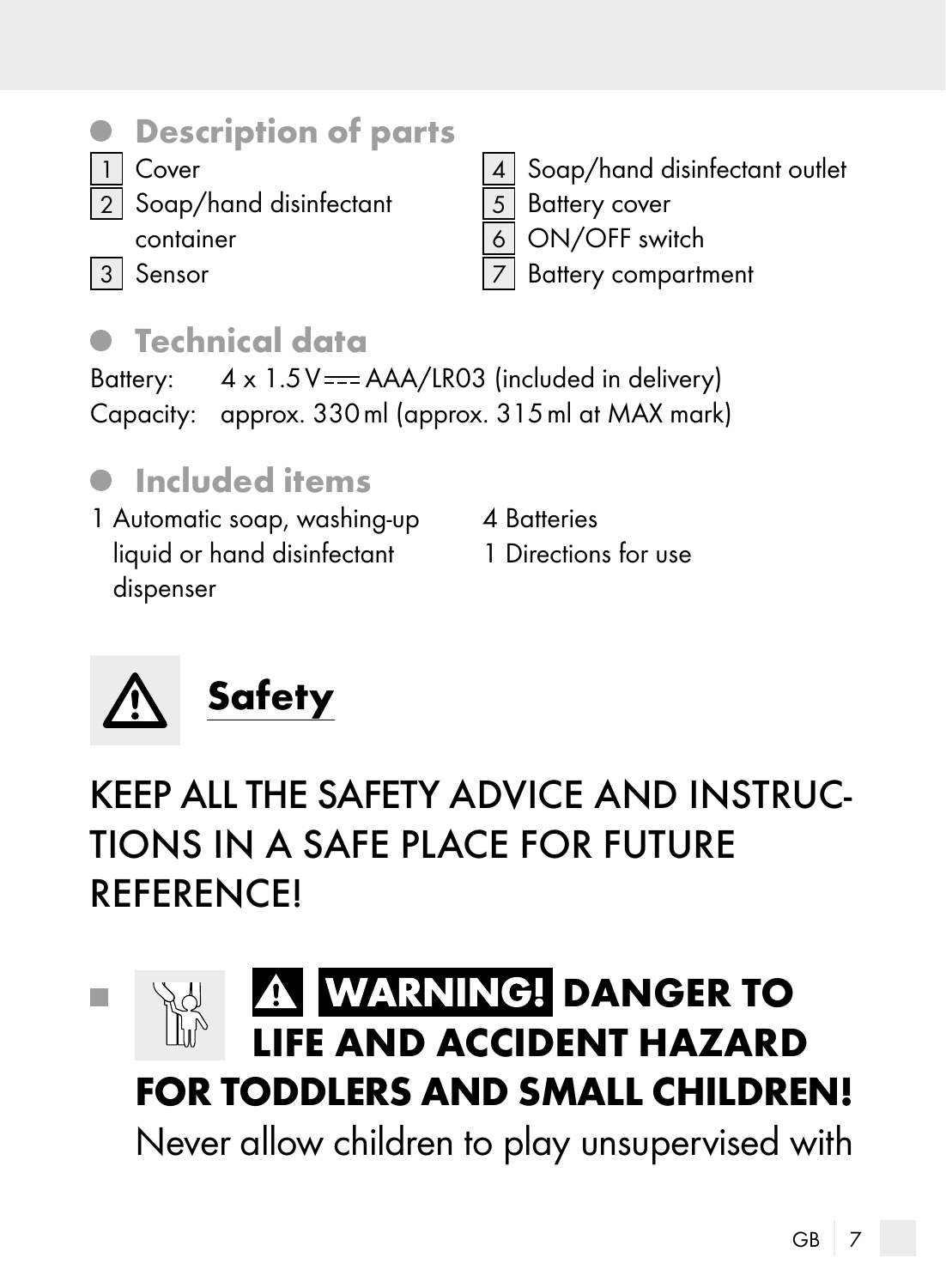## Description of parts

1 Cover
2 Soap/hand disinfectant container
3 Sensor
4 Soap/hand disinfectant outlet
5 Battery cover
6 ON/OFF switch
7 Battery compartment

## Technical data

Battery: 4 x 1.5 V ⎓ AAA/LR03 (included in delivery)
Capacity: approx. 330 ml (approx. 315 ml at MAX mark)

## Included items

1 Automatic soap, washing-up liquid or hand disinfectant dispenser
4 Batteries
1 Directions for use

# ⚠ Safety

KEEP ALL THE SAFETY ADVICE AND INSTRUCTIONS IN A SAFE PLACE FOR FUTURE REFERENCE!

- **⚠ WARNING! DANGER TO LIFE AND ACCIDENT HAZARD FOR TODDLERS AND SMALL CHILDREN!** Never allow children to play unsupervised with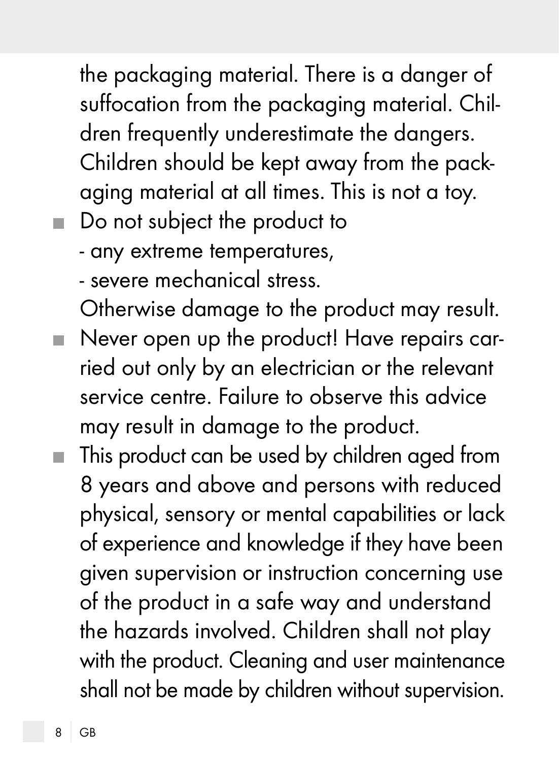the packaging material. There is a danger of suffocation from the packaging material. Children frequently underestimate the dangers. Children should be kept away from the packaging material at all times. This is not a toy.

- Do not subject the product to
  - any extreme temperatures,
  - severe mechanical stress.

  Otherwise damage to the product may result.
- Never open up the product! Have repairs carried out only by an electrician or the relevant service centre. Failure to observe this advice may result in damage to the product.
- This product can be used by children aged from 8 years and above and persons with reduced physical, sensory or mental capabilities or lack of experience and knowledge if they have been given supervision or instruction concerning use of the product in a safe way and understand the hazards involved. Children shall not play with the product. Cleaning and user maintenance shall not be made by children without supervision.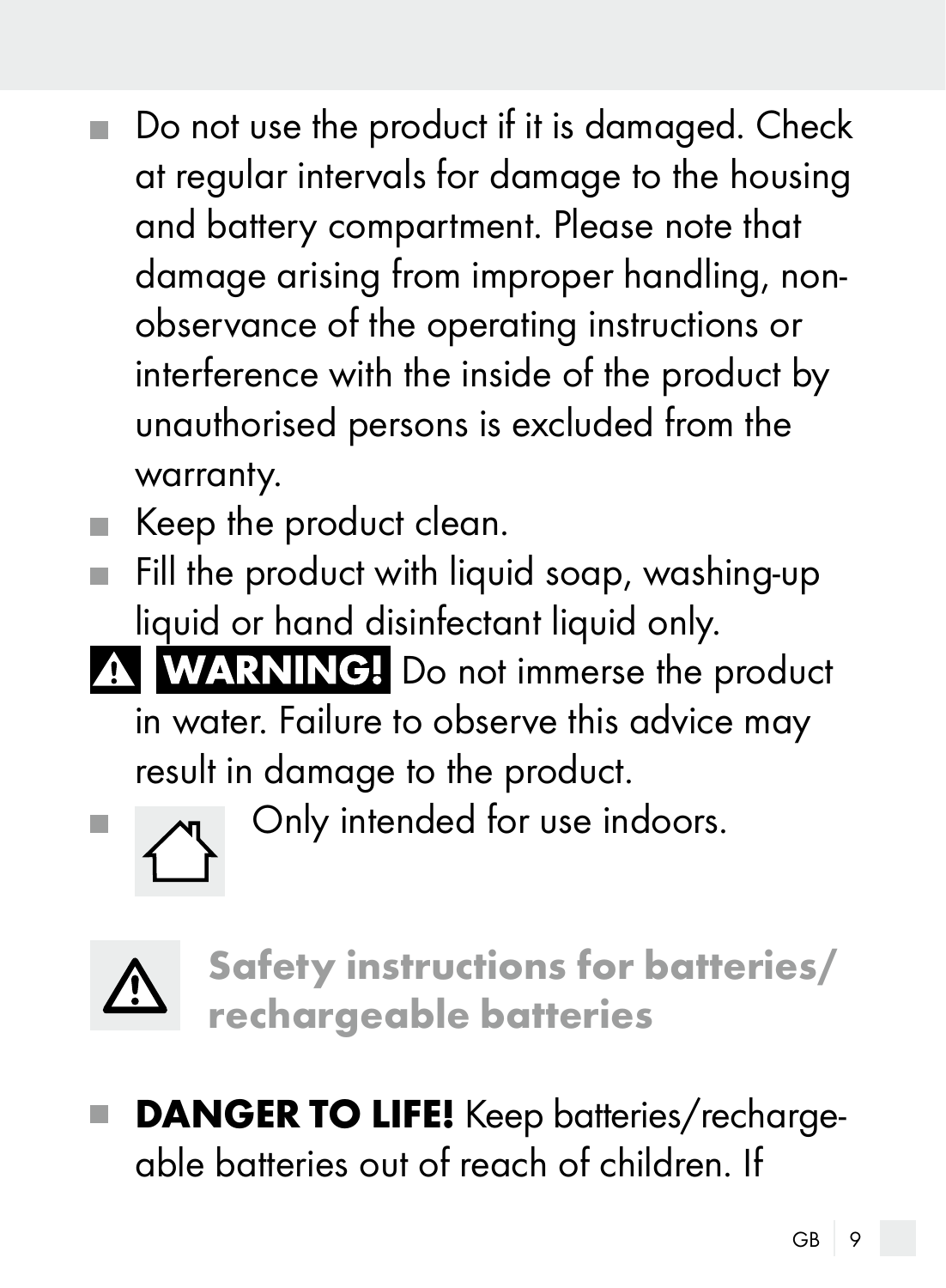- Do not use the product if it is damaged. Check at regular intervals for damage to the housing and battery compartment. Please note that damage arising from improper handling, non-observance of the operating instructions or interference with the inside of the product by unauthorised persons is excluded from the warranty.
- Keep the product clean.
- Fill the product with liquid soap, washing-up liquid or hand disinfectant liquid only.

⚠ **WARNING!** Do not immerse the product in water. Failure to observe this advice may result in damage to the product.

- Only intended for use indoors.

## ⚠ Safety instructions for batteries/rechargeable batteries

- **DANGER TO LIFE!** Keep batteries/rechargeable batteries out of reach of children. If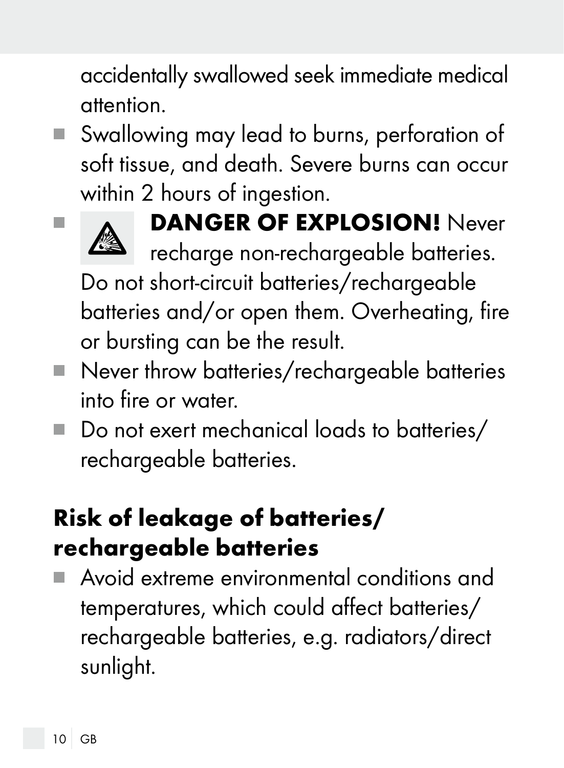accidentally swallowed seek immediate medical attention.

- Swallowing may lead to burns, perforation of soft tissue, and death. Severe burns can occur within 2 hours of ingestion.
- **DANGER OF EXPLOSION!** Never recharge non-rechargeable batteries. Do not short-circuit batteries/rechargeable batteries and/or open them. Overheating, fire or bursting can be the result.
- Never throw batteries/rechargeable batteries into fire or water.
- Do not exert mechanical loads to batteries/ rechargeable batteries.

## Risk of leakage of batteries/ rechargeable batteries

- Avoid extreme environmental conditions and temperatures, which could affect batteries/ rechargeable batteries, e.g. radiators/direct sunlight.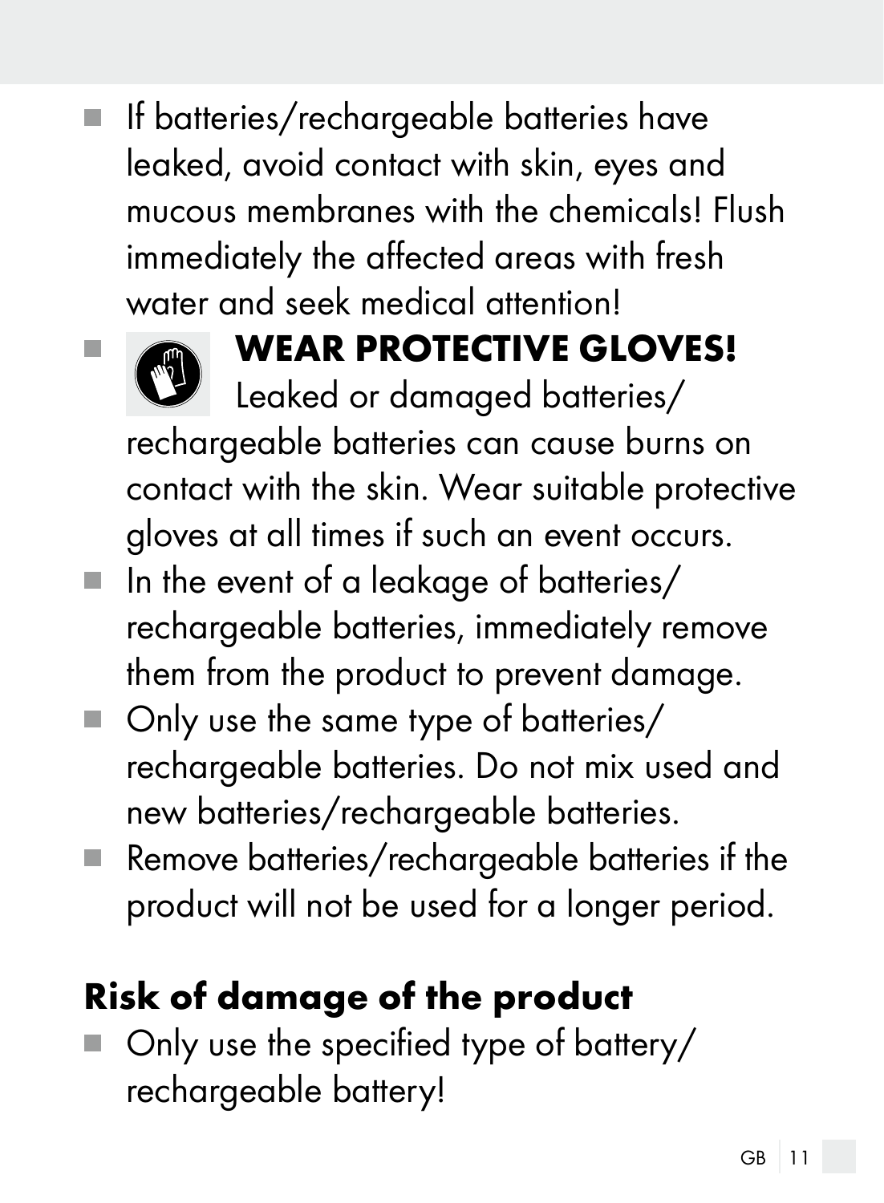- If batteries/rechargeable batteries have leaked, avoid contact with skin, eyes and mucous membranes with the chemicals! Flush immediately the affected areas with fresh water and seek medical attention!
- **WEAR PROTECTIVE GLOVES!** Leaked or damaged batteries/ rechargeable batteries can cause burns on contact with the skin. Wear suitable protective gloves at all times if such an event occurs.
- In the event of a leakage of batteries/ rechargeable batteries, immediately remove them from the product to prevent damage.
- Only use the same type of batteries/ rechargeable batteries. Do not mix used and new batteries/rechargeable batteries.
- Remove batteries/rechargeable batteries if the product will not be used for a longer period.

## Risk of damage of the product

- Only use the specified type of battery/ rechargeable battery!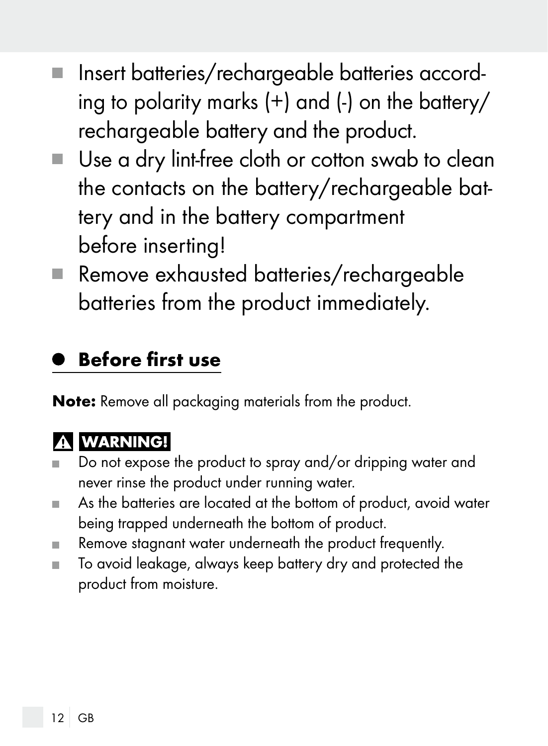- Insert batteries/rechargeable batteries according to polarity marks (+) and (-) on the battery/ rechargeable battery and the product.
- Use a dry lint-free cloth or cotton swab to clean the contacts on the battery/rechargeable battery and in the battery compartment before inserting!
- Remove exhausted batteries/rechargeable batteries from the product immediately.

## Before first use

**Note:** Remove all packaging materials from the product.

**⚠ WARNING!**

- Do not expose the product to spray and/or dripping water and never rinse the product under running water.
- As the batteries are located at the bottom of product, avoid water being trapped underneath the bottom of product.
- Remove stagnant water underneath the product frequently.
- To avoid leakage, always keep battery dry and protected the product from moisture.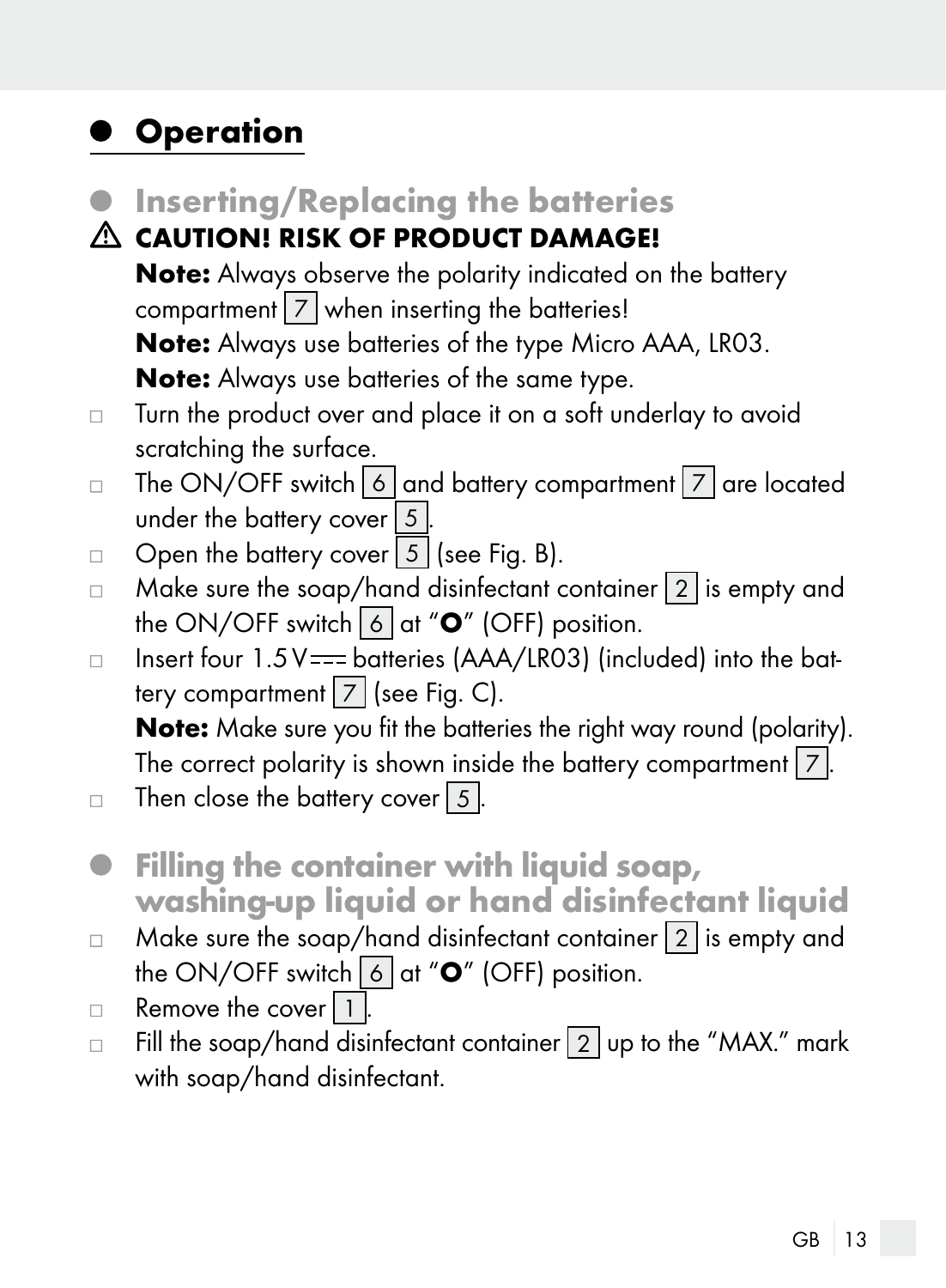# Operation

## Inserting/Replacing the batteries

⚠ **CAUTION! RISK OF PRODUCT DAMAGE!**

**Note:** Always observe the polarity indicated on the battery compartment 7 when inserting the batteries!
**Note:** Always use batteries of the type Micro AAA, LR03.
**Note:** Always use batteries of the same type.

- Turn the product over and place it on a soft underlay to avoid scratching the surface.
- The ON/OFF switch 6 and battery compartment 7 are located under the battery cover 5.
- Open the battery cover 5 (see Fig. B).
- Make sure the soap/hand disinfectant container 2 is empty and the ON/OFF switch 6 at "**O**" (OFF) position.
- Insert four 1.5 V ⎓ batteries (AAA/LR03) (included) into the battery compartment 7 (see Fig. C).
  **Note:** Make sure you fit the batteries the right way round (polarity). The correct polarity is shown inside the battery compartment 7.
- Then close the battery cover 5.

## Filling the container with liquid soap, washing-up liquid or hand disinfectant liquid

- Make sure the soap/hand disinfectant container 2 is empty and the ON/OFF switch 6 at "**O**" (OFF) position.
- Remove the cover 1.
- Fill the soap/hand disinfectant container 2 up to the "MAX." mark with soap/hand disinfectant.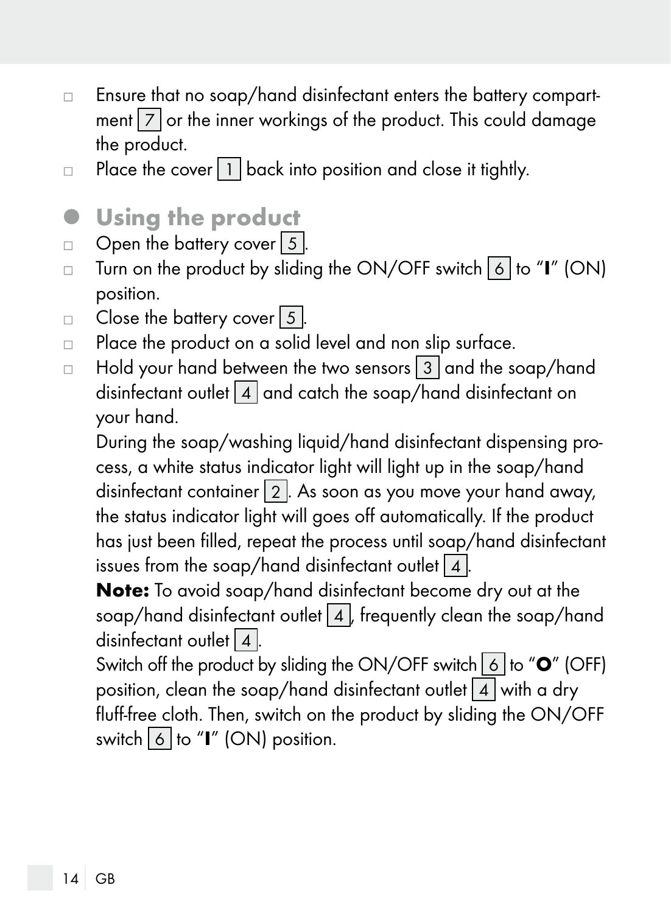- Ensure that no soap/hand disinfectant enters the battery compartment 7 or the inner workings of the product. This could damage the product.
- Place the cover 1 back into position and close it tightly.

## Using the product

- Open the battery cover 5.
- Turn on the product by sliding the ON/OFF switch 6 to "**I**" (ON) position.
- Close the battery cover 5.
- Place the product on a solid level and non slip surface.
- Hold your hand between the two sensors 3 and the soap/hand disinfectant outlet 4 and catch the soap/hand disinfectant on your hand.

  During the soap/washing liquid/hand disinfectant dispensing process, a white status indicator light will light up in the soap/hand disinfectant container 2. As soon as you move your hand away, the status indicator light will goes off automatically. If the product has just been filled, repeat the process until soap/hand disinfectant issues from the soap/hand disinfectant outlet 4.

  **Note:** To avoid soap/hand disinfectant become dry out at the soap/hand disinfectant outlet 4, frequently clean the soap/hand disinfectant outlet 4.

  Switch off the product by sliding the ON/OFF switch 6 to "**O**" (OFF) position, clean the soap/hand disinfectant outlet 4 with a dry fluff-free cloth. Then, switch on the product by sliding the ON/OFF switch 6 to "**I**" (ON) position.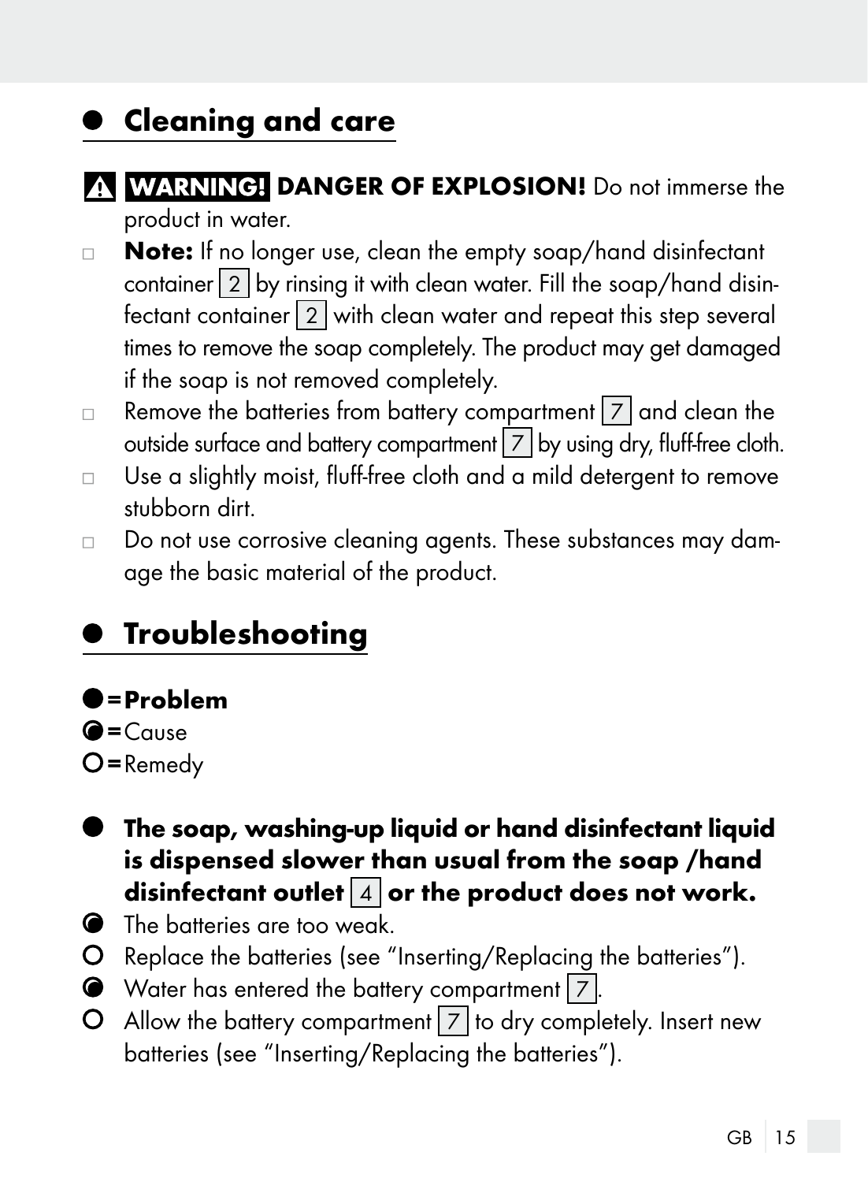## Cleaning and care

⚠ **WARNING! DANGER OF EXPLOSION!** Do not immerse the product in water.

- **Note:** If no longer use, clean the empty soap/hand disinfectant container 2 by rinsing it with clean water. Fill the soap/hand disinfectant container 2 with clean water and repeat this step several times to remove the soap completely. The product may get damaged if the soap is not removed completely.
- Remove the batteries from battery compartment 7 and clean the outside surface and battery compartment 7 by using dry, fluff-free cloth.
- Use a slightly moist, fluff-free cloth and a mild detergent to remove stubborn dirt.
- Do not use corrosive cleaning agents. These substances may damage the basic material of the product.

## Troubleshooting

● = **Problem**
◕ = Cause
○ = Remedy

● **The soap, washing-up liquid or hand disinfectant liquid is dispensed slower than usual from the soap /hand disinfectant outlet 4 or the product does not work.**

◕ The batteries are too weak.
○ Replace the batteries (see "Inserting/Replacing the batteries").
◕ Water has entered the battery compartment 7.
○ Allow the battery compartment 7 to dry completely. Insert new batteries (see "Inserting/Replacing the batteries").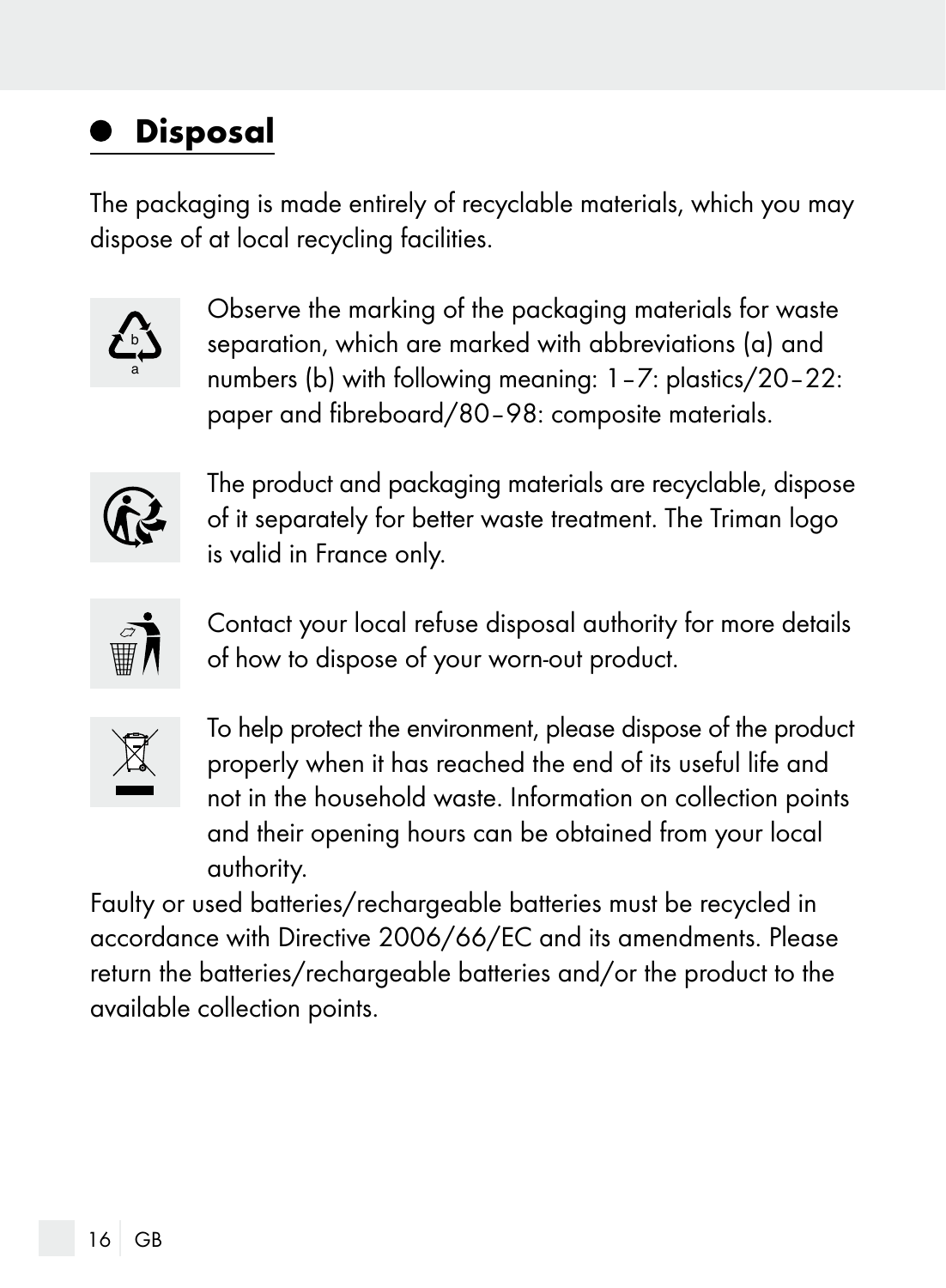## Disposal

The packaging is made entirely of recyclable materials, which you may dispose of at local recycling facilities.

Observe the marking of the packaging materials for waste separation, which are marked with abbreviations (a) and numbers (b) with following meaning: 1–7: plastics/20–22: paper and fibreboard/80–98: composite materials.

The product and packaging materials are recyclable, dispose of it separately for better waste treatment. The Triman logo is valid in France only.

Contact your local refuse disposal authority for more details of how to dispose of your worn-out product.

To help protect the environment, please dispose of the product properly when it has reached the end of its useful life and not in the household waste. Information on collection points and their opening hours can be obtained from your local authority.

Faulty or used batteries/rechargeable batteries must be recycled in accordance with Directive 2006/66/EC and its amendments. Please return the batteries/rechargeable batteries and/or the product to the available collection points.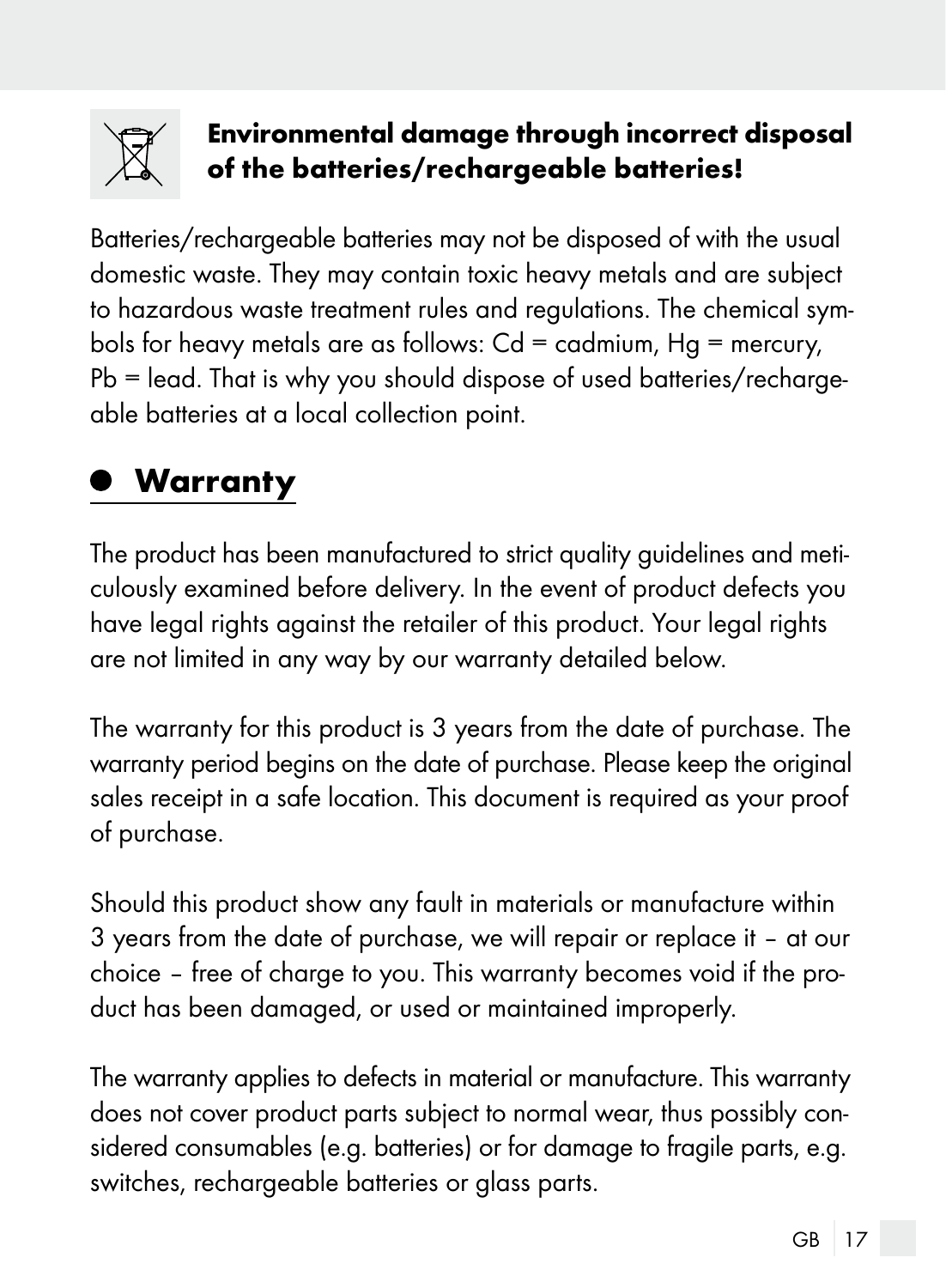**Environmental damage through incorrect disposal of the batteries/rechargeable batteries!**

Batteries/rechargeable batteries may not be disposed of with the usual domestic waste. They may contain toxic heavy metals and are subject to hazardous waste treatment rules and regulations. The chemical symbols for heavy metals are as follows: Cd = cadmium, Hg = mercury, Pb = lead. That is why you should dispose of used batteries/rechargeable batteries at a local collection point.

## Warranty

The product has been manufactured to strict quality guidelines and meticulously examined before delivery. In the event of product defects you have legal rights against the retailer of this product. Your legal rights are not limited in any way by our warranty detailed below.

The warranty for this product is 3 years from the date of purchase. The warranty period begins on the date of purchase. Please keep the original sales receipt in a safe location. This document is required as your proof of purchase.

Should this product show any fault in materials or manufacture within 3 years from the date of purchase, we will repair or replace it – at our choice – free of charge to you. This warranty becomes void if the product has been damaged, or used or maintained improperly.

The warranty applies to defects in material or manufacture. This warranty does not cover product parts subject to normal wear, thus possibly considered consumables (e.g. batteries) or for damage to fragile parts, e.g. switches, rechargeable batteries or glass parts.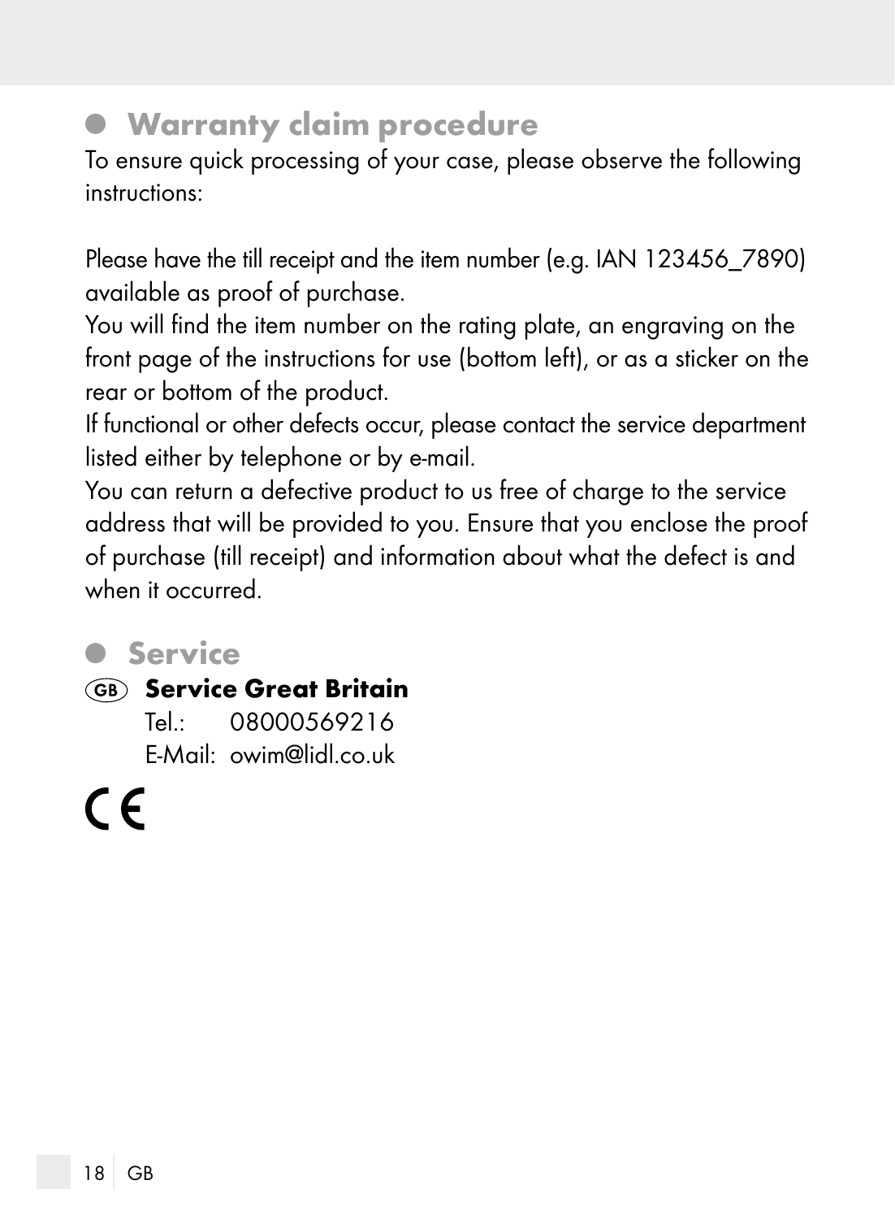## Warranty claim procedure

To ensure quick processing of your case, please observe the following instructions:

Please have the till receipt and the item number (e.g. IAN 123456_7890) available as proof of purchase.
You will find the item number on the rating plate, an engraving on the front page of the instructions for use (bottom left), or as a sticker on the rear or bottom of the product.
If functional or other defects occur, please contact the service department listed either by telephone or by e-mail.
You can return a defective product to us free of charge to the service address that will be provided to you. Ensure that you enclose the proof of purchase (till receipt) and information about what the defect is and when it occurred.

## Service

**GB Service Great Britain**

Tel.: 08000569216
E-Mail: owim@lidl.co.uk

CE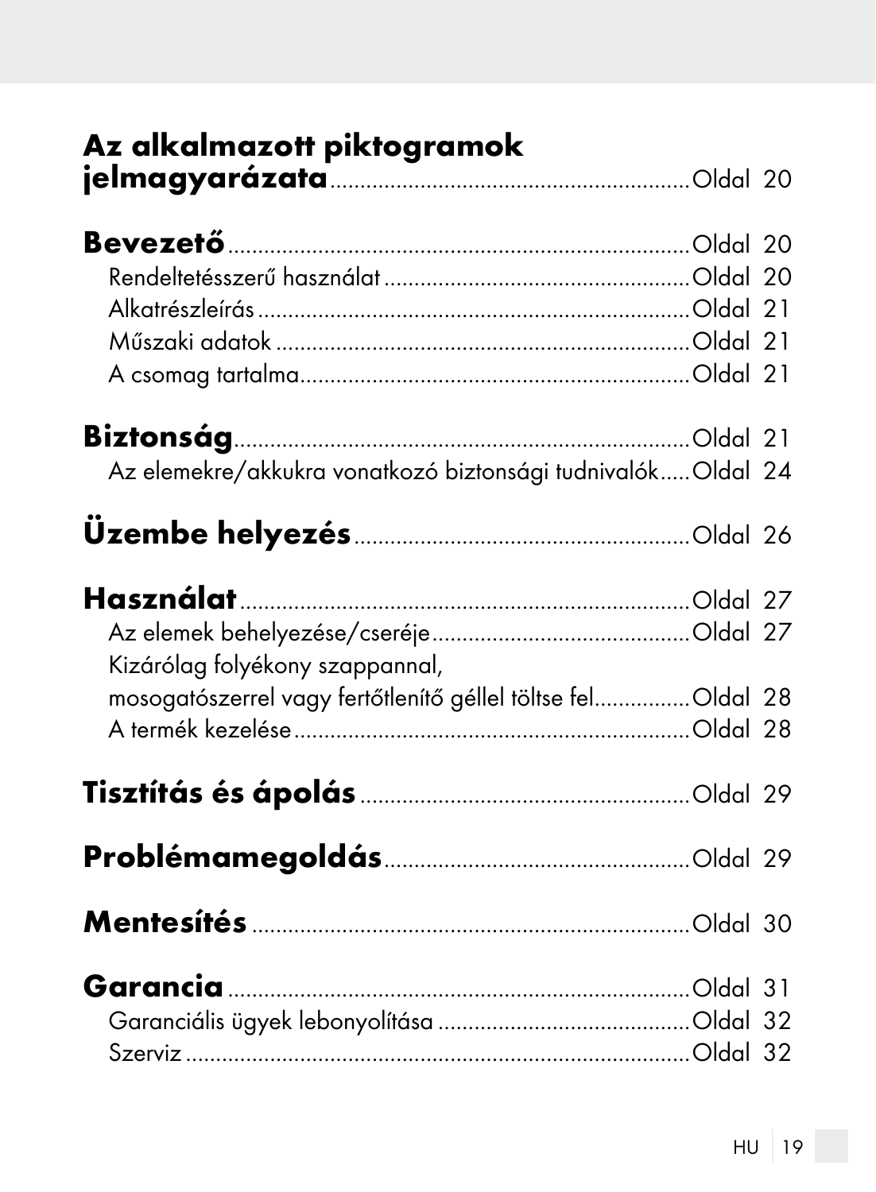**Az alkalmazott piktogramok jelmagyarázata** ........ Oldal 20

**Bevezető** ........ Oldal 20
- Rendeltetésszerű használat ........ Oldal 20
- Alkatrészleírás ........ Oldal 21
- Műszaki adatok ........ Oldal 21
- A csomag tartalma ........ Oldal 21

**Biztonság** ........ Oldal 21
- Az elemekre/akkukra vonatkozó biztonsági tudnivalók ........ Oldal 24

**Üzembe helyezés** ........ Oldal 26

**Használat** ........ Oldal 27
- Az elemek behelyezése/cseréje ........ Oldal 27
- Kizárólag folyékony szappannal, mosogatószerrel vagy fertőtlenítő géllel töltse fel ........ Oldal 28
- A termék kezelése ........ Oldal 28

**Tisztítás és ápolás** ........ Oldal 29

**Problémamegoldás** ........ Oldal 29

**Mentesítés** ........ Oldal 30

**Garancia** ........ Oldal 31
- Garanciális ügyek lebonyolítása ........ Oldal 32
- Szerviz ........ Oldal 32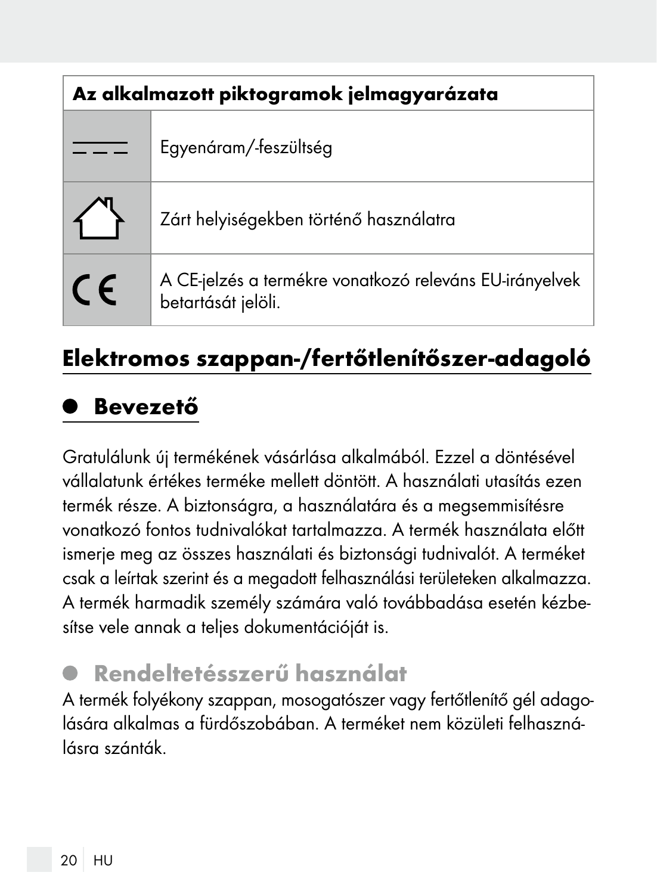| Az alkalmazott piktogramok jelmagyarázata | |
|---|---|
| ⎓ | Egyenáram/-feszültség |
| ⌂ | Zárt helyiségekben történő használatra |
| CE | A CE-jelzés a termékre vonatkozó releváns EU-irányelvek betartását jelöli. |

# Elektromos szappan-/fertőtlenítőszer-adagoló

## Bevezető

Gratulálunk új termékének vásárlása alkalmából. Ezzel a döntésével vállalatunk értékes terméke mellett döntött. A használati utasítás ezen termék része. A biztonságra, a használatára és a megsemmisítésre vonatkozó fontos tudnivalókat tartalmazza. A termék használata előtt ismerje meg az összes használati és biztonsági tudnivalót. A terméket csak a leírtak szerint és a megadott felhasználási területeken alkalmazza. A termék harmadik személy számára való továbbadása esetén kézbesítse vele annak a teljes dokumentációját is.

## Rendeltetésszerű használat

A termék folyékony szappan, mosogatószer vagy fertőtlenítő gél adagolására alkalmas a fürdőszobában. A terméket nem közületi felhasználásra szánták.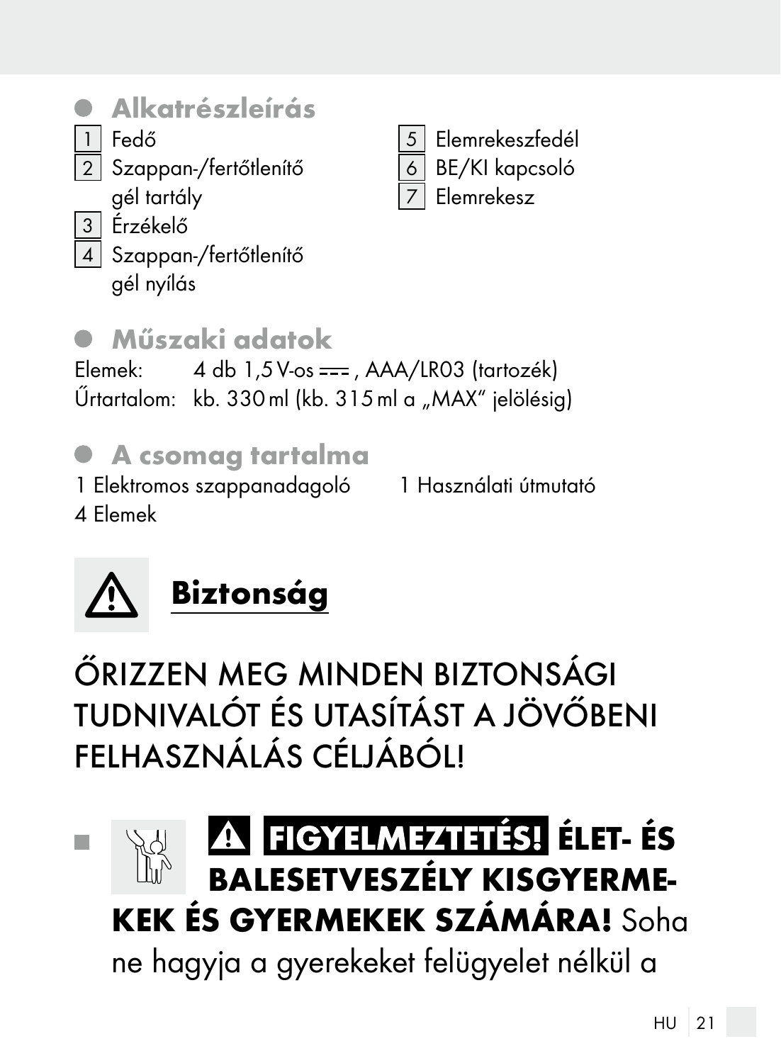## Alkatrészleírás

1 Fedő
2 Szappan-/fertőtlenítő gél tartály
3 Érzékelő
4 Szappan-/fertőtlenítő gél nyílás
5 Elemrekeszfedél
6 BE/KI kapcsoló
7 Elemrekesz

## Műszaki adatok

Elemek: 4 db 1,5 V-os ⎓ , AAA/LR03 (tartozék)
Űrtartalom: kb. 330 ml (kb. 315 ml a „MAX" jelölésig)

## A csomag tartalma

1 Elektromos szappanadagoló
4 Elemek
1 Használati útmutató

# Biztonság

ŐRIZZEN MEG MINDEN BIZTONSÁGI TUDNIVALÓT ÉS UTASÍTÁST A JÖVŐBENI FELHASZNÁLÁS CÉLJÁBÓL!

- **FIGYELMEZTETÉS! ÉLET- ÉS BALESETVESZÉLY KISGYERMEKEK ÉS GYERMEKEK SZÁMÁRA!** Soha ne hagyja a gyerekeket felügyelet nélkül a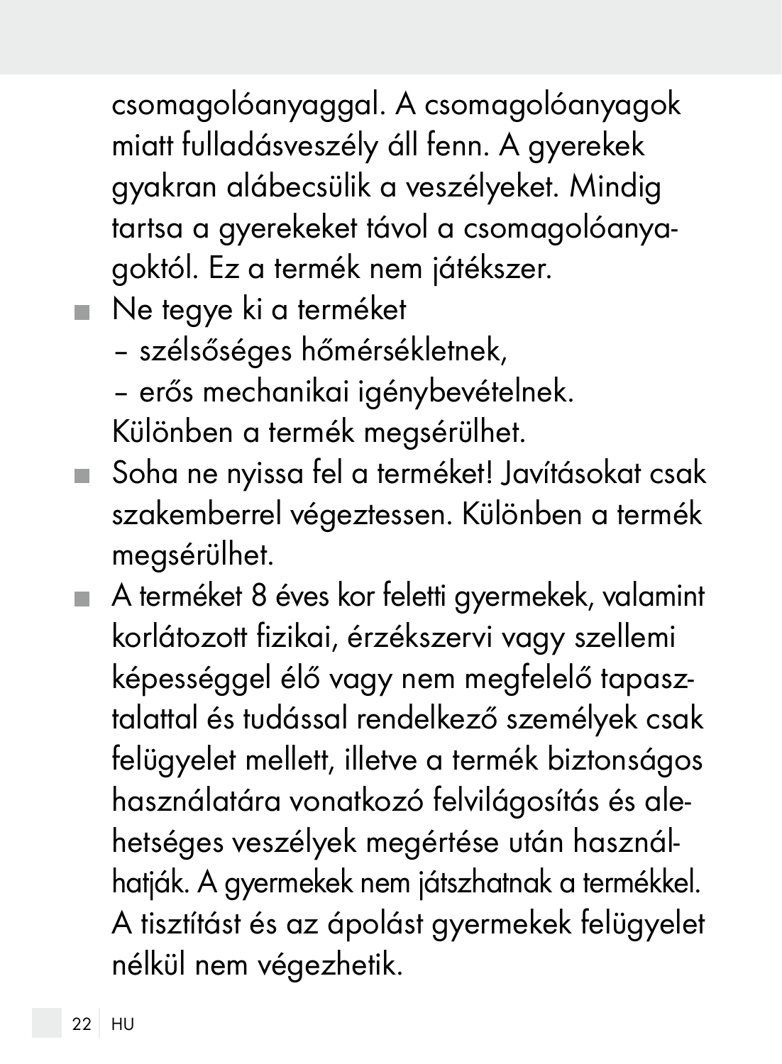csomagolóanyaggal. A csomagolóanyagok miatt fulladásveszély áll fenn. A gyerekek gyakran alábecsülik a veszélyeket. Mindig tartsa a gyerekeket távol a csomagolóanyagoktól. Ez a termék nem játékszer.

- Ne tegye ki a terméket
  – szélsőséges hőmérsékletnek,
  – erős mechanikai igénybevételnek.
  
  Különben a termék megsérülhet.
- Soha ne nyissa fel a terméket! Javításokat csak szakemberrel végeztessen. Különben a termék megsérülhet.
- A terméket 8 éves kor feletti gyermekek, valamint korlátozott fizikai, érzékszervi vagy szellemi képességgel élő vagy nem megfelelő tapasztalattal és tudással rendelkező személyek csak felügyelet mellett, illetve a termék biztonságos használatára vonatkozó felvilágosítás és alehetséges veszélyek megértése után használhatják. A gyermekek nem játszhatnak a termékkel. A tisztítást és az ápolást gyermekek felügyelet nélkül nem végezhetik.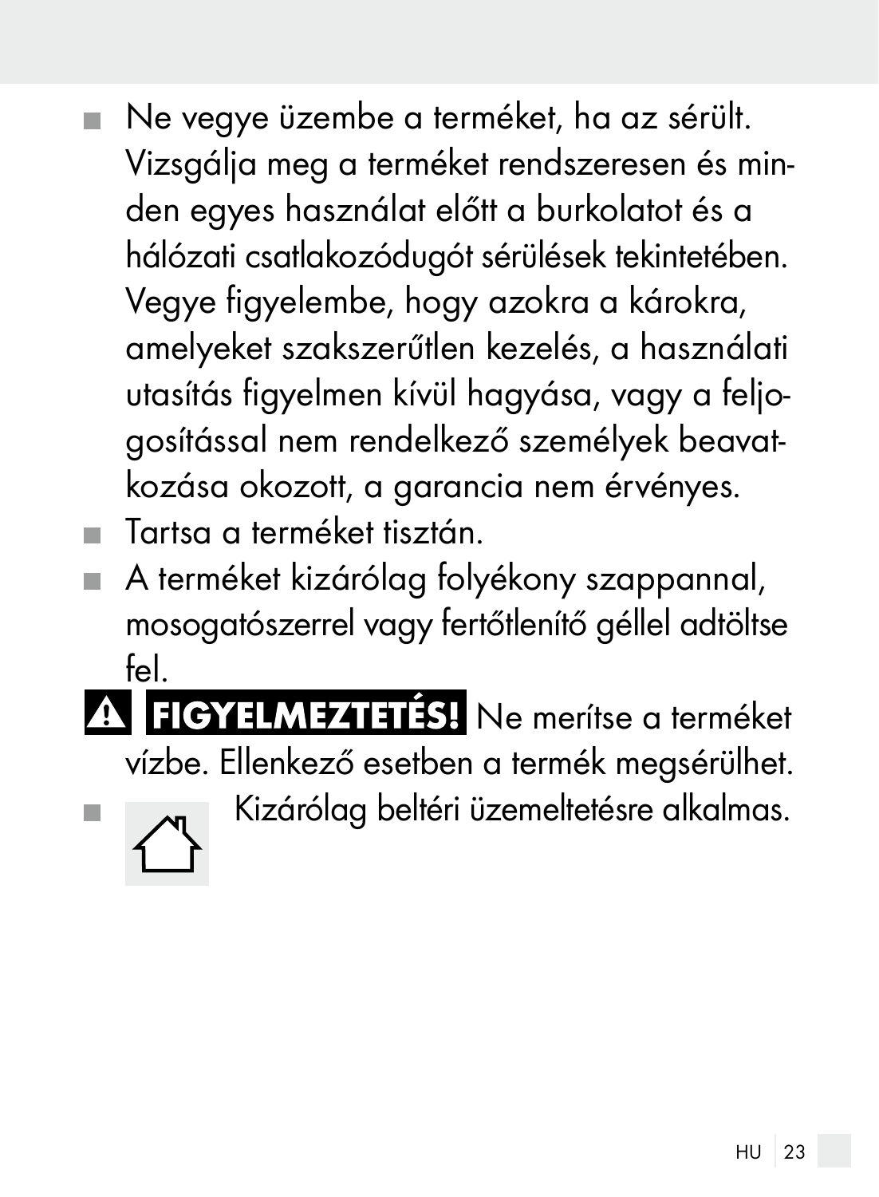- Ne vegye üzembe a terméket, ha az sérült. Vizsgálja meg a terméket rendszeresen és minden egyes használat előtt a burkolatot és a hálózati csatlakozódugót sérülések tekintetében. Vegye figyelembe, hogy azokra a károkra, amelyeket szakszerűtlen kezelés, a használati utasítás figyelmen kívül hagyása, vagy a feljogosítással nem rendelkező személyek beavatkozása okozott, a garancia nem érvényes.
- Tartsa a terméket tisztán.
- A terméket kizárólag folyékony szappannal, mosogatószerrel vagy fertőtlenítő géllel adtöltse fel.

⚠ **FIGYELMEZTETÉS!** Ne merítse a terméket vízbe. Ellenkező esetben a termék megsérülhet.

- Kizárólag beltéri üzemeltetésre alkalmas.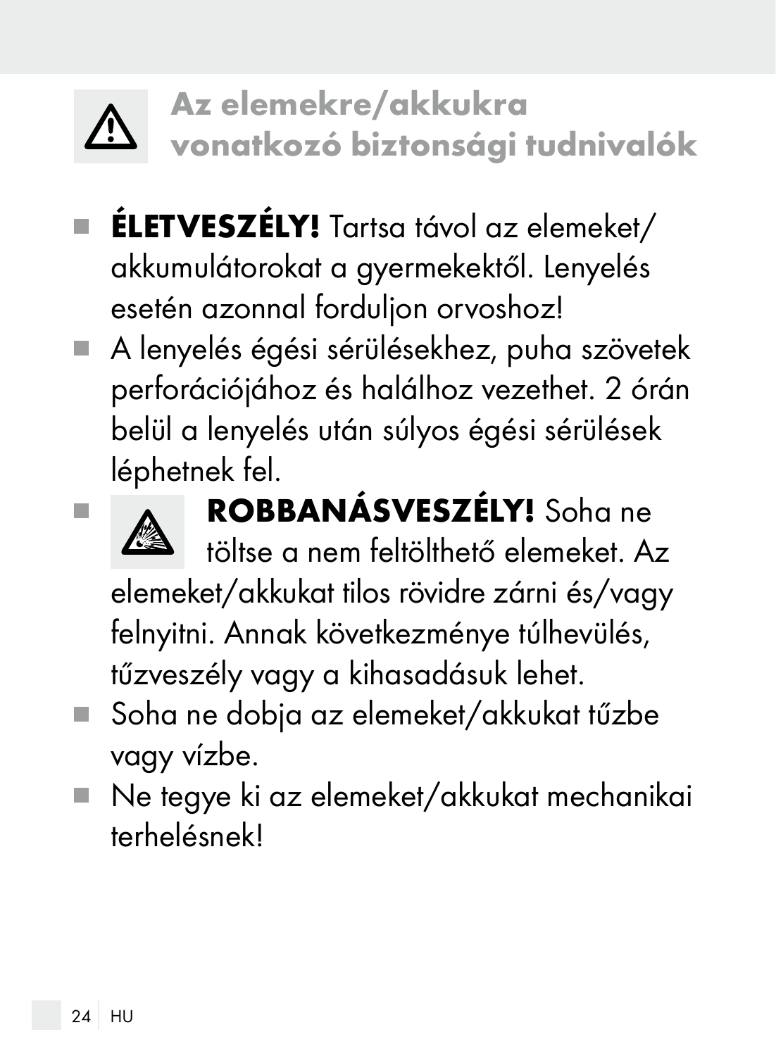## Az elemekre/akkukra vonatkozó biztonsági tudnivalók

- **ÉLETVESZÉLY!** Tartsa távol az elemeket/akkumulátorokat a gyermekektől. Lenyelés esetén azonnal forduljon orvoshoz!
- A lenyelés égési sérülésekhez, puha szövetek perforációjához és halálhoz vezethet. 2 órán belül a lenyelés után súlyos égési sérülések léphetnek fel.
- **ROBBANÁSVESZÉLY!** Soha ne töltse a nem feltölthető elemeket. Az elemeket/akkukat tilos rövidre zárni és/vagy felnyitni. Annak következménye túlhevülés, tűzveszély vagy a kihasadásuk lehet.
- Soha ne dobja az elemeket/akkukat tűzbe vagy vízbe.
- Ne tegye ki az elemeket/akkukat mechanikai terhelésnek!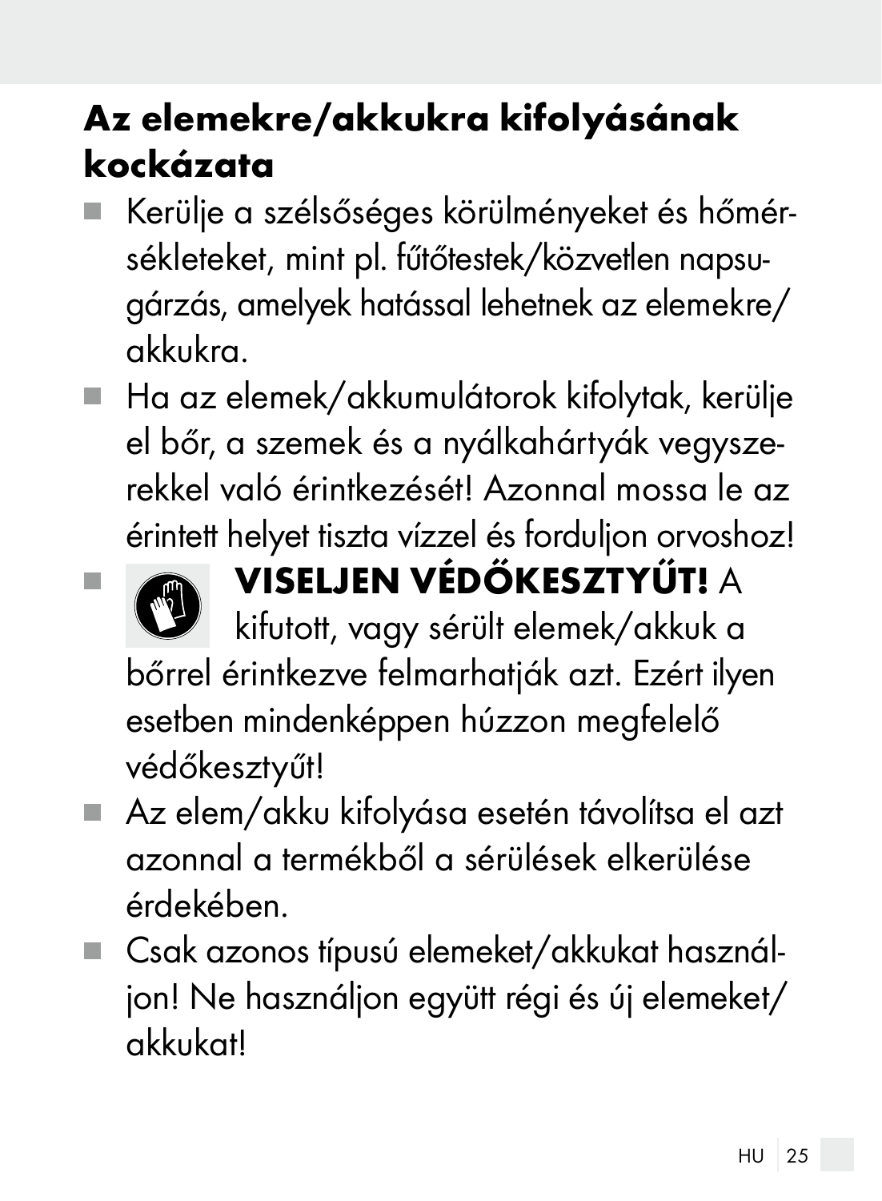## Az elemekre/akkukra kifolyásának kockázata

- Kerülje a szélsőséges körülményeket és hőmérsékleteket, mint pl. fűtőtestek/közvetlen napsugárzás, amelyek hatással lehetnek az elemekre/akkukra.
- Ha az elemek/akkumulátorok kifolytak, kerülje el bőr, a szemek és a nyálkahártyák vegyszerekkel való érintkezését! Azonnal mossa le az érintett helyet tiszta vízzel és forduljon orvoshoz!
- **VISELJEN VÉDŐKESZTYŰT!** A kifutott, vagy sérült elemek/akkuk a bőrrel érintkezve felmarhatják azt. Ezért ilyen esetben mindenképpen húzzon megfelelő védőkesztyűt!
- Az elem/akku kifolyása esetén távolítsa el azt azonnal a termékből a sérülések elkerülése érdekében.
- Csak azonos típusú elemeket/akkukat használjon! Ne használjon együtt régi és új elemeket/akkukat!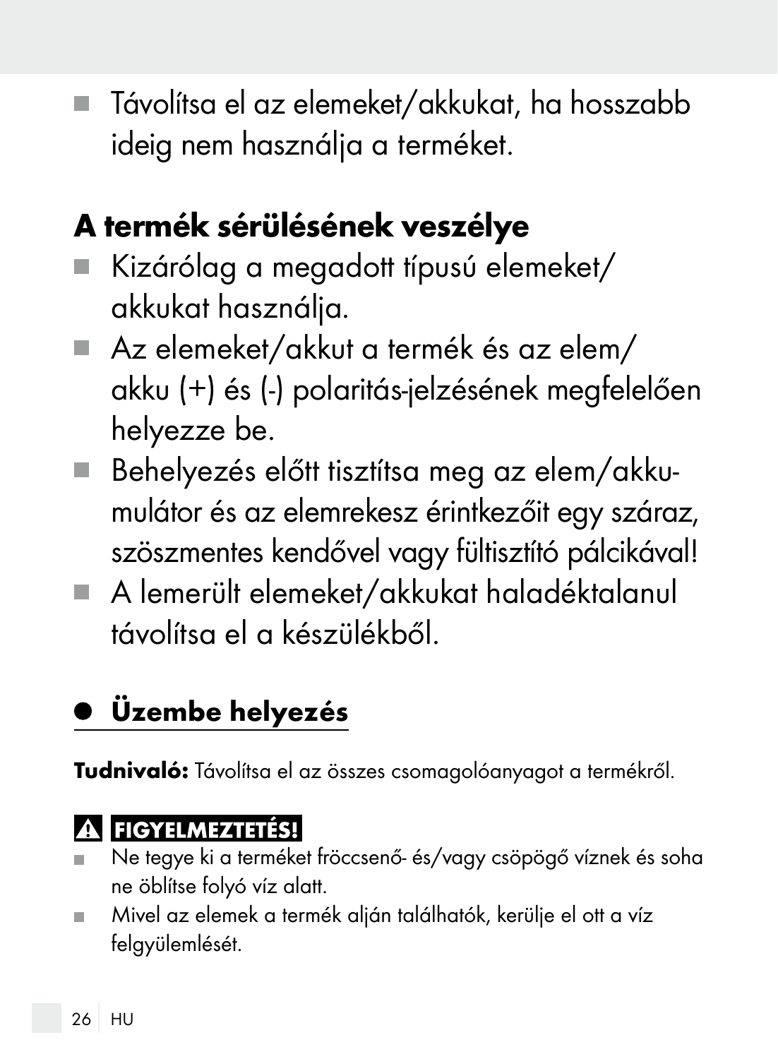- Távolítsa el az elemeket/akkukat, ha hosszabb ideig nem használja a terméket.

## A termék sérülésének veszélye

- Kizárólag a megadott típusú elemeket/akkukat használja.
- Az elemeket/akkut a termék és az elem/akku (+) és (-) polaritás-jelzésének megfelelően helyezze be.
- Behelyezés előtt tisztítsa meg az elem/akkumulátor és az elemrekesz érintkezőit egy száraz, szöszmentes kendővel vagy fültisztító pálcikával!
- A lemerült elemeket/akkukat haladéktalanul távolítsa el a készülékből.

## Üzembe helyezés

**Tudnivaló:** Távolítsa el az összes csomagolóanyagot a termékről.

**⚠ FIGYELMEZTETÉS!**

- Ne tegye ki a terméket fröccsenő- és/vagy csöpögő víznek és soha ne öblítse folyó víz alatt.
- Mivel az elemek a termék alján találhatók, kerülje el ott a víz felgyülemlését.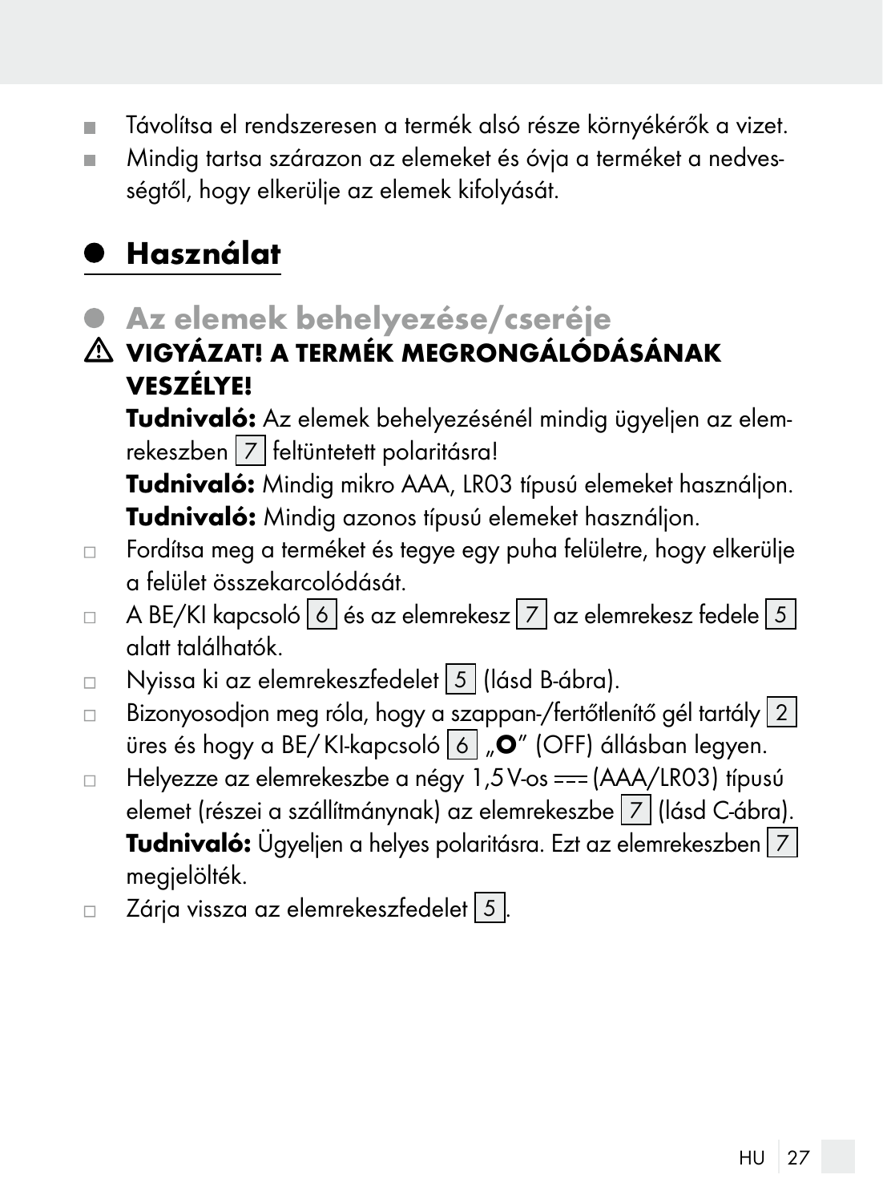- Távolítsa el rendszeresen a termék alsó része környékérők a vizet.
- Mindig tartsa szárazon az elemeket és óvja a terméket a nedvességtől, hogy elkerülje az elemek kifolyását.

# Használat

## Az elemek behelyezése/cseréje

⚠ **VIGYÁZAT! A TERMÉK MEGRONGÁLÓDÁSÁNAK VESZÉLYE!**

**Tudnivaló:** Az elemek behelyezésénél mindig ügyeljen az elemrekeszben 7 feltüntetett polaritásra!

**Tudnivaló:** Mindig mikro AAA, LR03 típusú elemeket használjon.

**Tudnivaló:** Mindig azonos típusú elemeket használjon.

- Fordítsa meg a terméket és tegye egy puha felületre, hogy elkerülje a felület összekarcolódását.
- A BE/KI kapcsoló 6 és az elemrekesz 7 az elemrekesz fedele 5 alatt találhatók.
- Nyissa ki az elemrekeszfedelet 5 (lásd B-ábra).
- Bizonyosodjon meg róla, hogy a szappan-/fertőtlenítő gél tartály 2 üres és hogy a BE/ KI-kapcsoló 6 „**O**" (OFF) állásban legyen.
- Helyezze az elemrekeszbe a négy 1,5 V-os ⎓ (AAA/LR03) típusú elemet (részei a szállítmánynak) az elemrekeszbe 7 (lásd C-ábra).
  **Tudnivaló:** Ügyeljen a helyes polaritásra. Ezt az elemrekeszben 7 megjelölték.
- Zárja vissza az elemrekeszfedelet 5.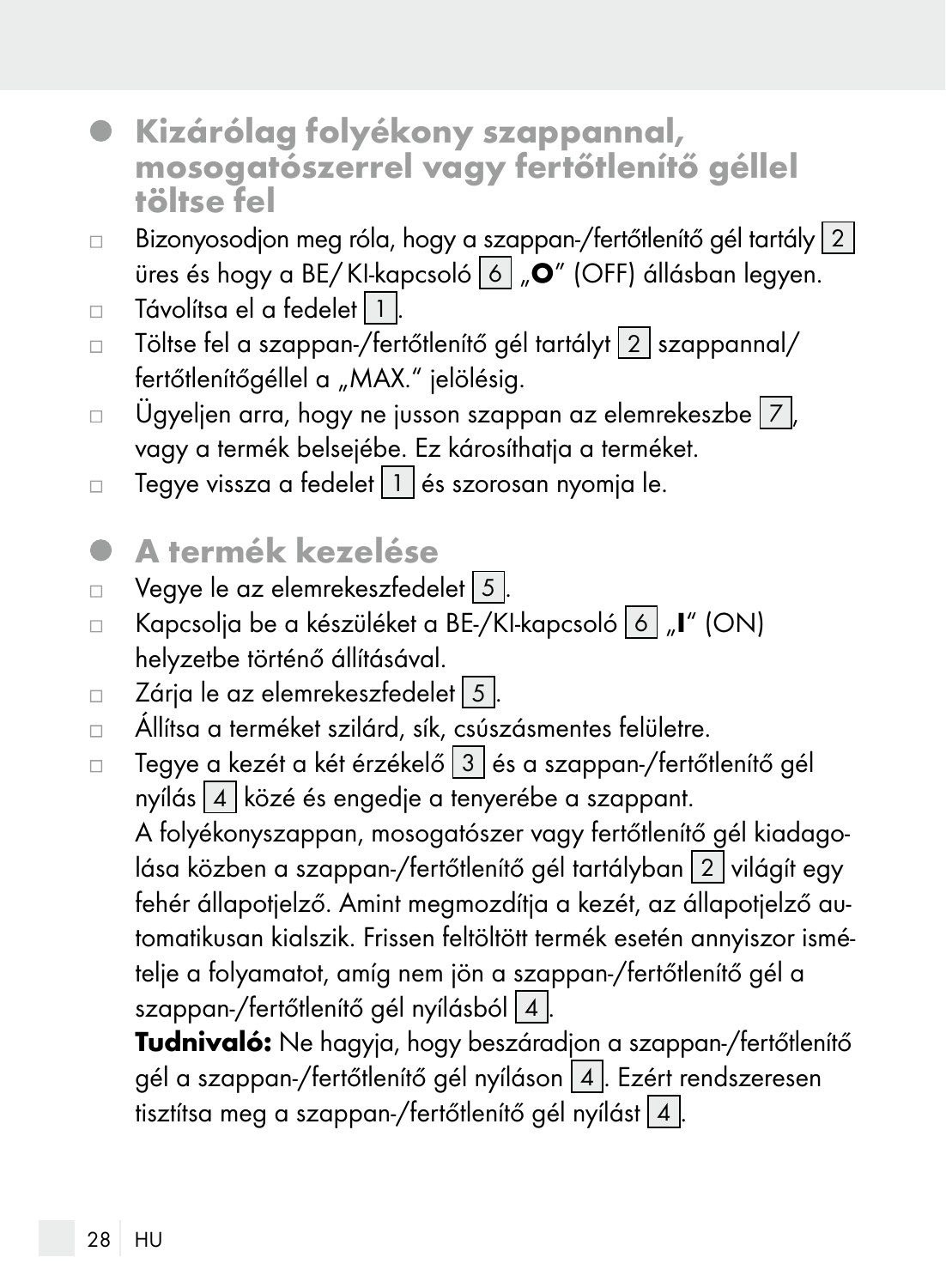## Kizárólag folyékony szappannal, mosogatószerrel vagy fertőtlenítő géllel töltse fel

- Bizonyosodjon meg róla, hogy a szappan-/fertőtlenítő gél tartály 2 üres és hogy a BE/ KI-kapcsoló 6 „**O**" (OFF) állásban legyen.
- Távolítsa el a fedelet 1.
- Töltse fel a szappan-/fertőtlenítő gél tartályt 2 szappannal/ fertőtlenítőgéllel a „MAX." jelölésig.
- Ügyeljen arra, hogy ne jusson szappan az elemrekeszbe 7, vagy a termék belsejébe. Ez károsíthatja a terméket.
- Tegye vissza a fedelet 1 és szorosan nyomja le.

## A termék kezelése

- Vegye le az elemrekeszfedelet 5.
- Kapcsolja be a készüléket a BE-/KI-kapcsoló 6 „**I**" (ON) helyzetbe történő állításával.
- Zárja le az elemrekeszfedelet 5.
- Állítsa a terméket szilárd, sík, csúszásmentes felületre.
- Tegye a kezét a két érzékelő 3 és a szappan-/fertőtlenítő gél nyílás 4 közé és engedje a tenyerébe a szappant.
  A folyékonyszappan, mosogatószer vagy fertőtlenítő gél kiadagolása közben a szappan-/fertőtlenítő gél tartályban 2 világít egy fehér állapotjelző. Amint megmozdítja a kezét, az állapotjelző automatikusan kialszik. Frissen feltöltött termék esetén annyiszor ismételje a folyamatot, amíg nem jön a szappan-/fertőtlenítő gél a szappan-/fertőtlenítő gél nyílásból 4.
  **Tudnivaló:** Ne hagyja, hogy beszáradjon a szappan-/fertőtlenítő gél a szappan-/fertőtlenítő gél nyíláson 4. Ezért rendszeresen tisztítsa meg a szappan-/fertőtlenítő gél nyílást 4.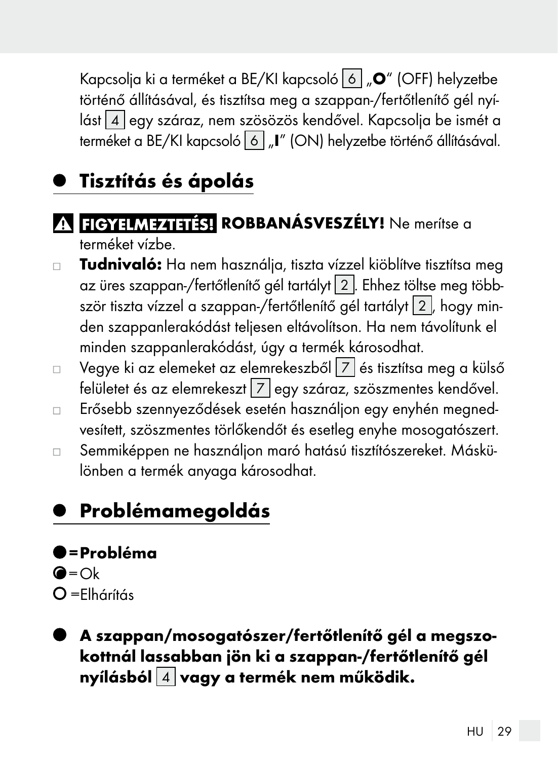Kapcsolja ki a terméket a BE/KI kapcsoló 6 „**O**" (OFF) helyzetbe történő állításával, és tisztítsa meg a szappan-/fertőtlenítő gél nyílást 4 egy száraz, nem szösözös kendővel. Kapcsolja be ismét a terméket a BE/KI kapcsoló 6 „**I**" (ON) helyzetbe történő állításával.

## Tisztítás és ápolás

**⚠ FIGYELMEZTETÉS! ROBBANÁSVESZÉLY!** Ne merítse a terméket vízbe.

- **Tudnivaló:** Ha nem használja, tiszta vízzel kiöblítve tisztítsa meg az üres szappan-/fertőtlenítő gél tartályt 2. Ehhez töltse meg többször tiszta vízzel a szappan-/fertőtlenítő gél tartályt 2, hogy minden szappanlerakódást teljesen eltávolítson. Ha nem távolítunk el minden szappanlerakódást, úgy a termék károsodhat.
- Vegye ki az elemeket az elemrekeszből 7 és tisztítsa meg a külső felületet és az elemrekeszt 7 egy száraz, szöszmentes kendővel.
- Erősebb szennyeződések esetén használjon egy enyhén megnedvesített, szöszmentes törlőkendőt és esetleg enyhe mosogatószert.
- Semmiképpen ne használjon maró hatású tisztítószereket. Máskülönben a termék anyaga károsodhat.

## Problémamegoldás

● = **Probléma**
◐ = Ok
○ = Elhárítás

● **A szappan/mosogatószer/fertőtlenítő gél a megszokottnál lassabban jön ki a szappan-/fertőtlenítő gél nyílásból 4 vagy a termék nem működik.**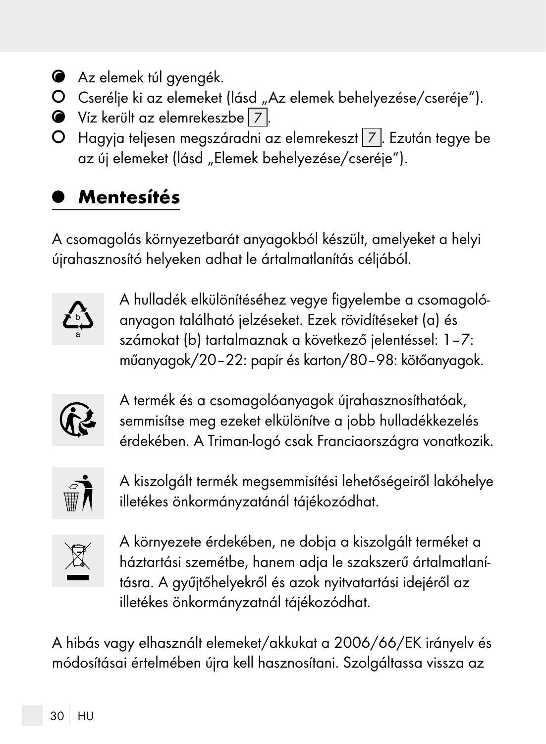- Az elemek túl gyengék.
- Cserélje ki az elemeket (lásd „Az elemek behelyezése/cseréje“).
- Víz került az elemrekeszbe 7.
- Hagyja teljesen megszáradni az elemrekeszt 7. Ezután tegye be az új elemeket (lásd „Elemek behelyezése/cseréje“).

## Mentesítés

A csomagolás környezetbarát anyagokból készült, amelyeket a helyi újrahasznosító helyeken adhat le ártalmatlanítás céljából.

A hulladék elkülönítéséhez vegye figyelembe a csomagolóanyagon található jelzéseket. Ezek rövidítéseket (a) és számokat (b) tartalmaznak a következő jelentéssel: 1–7: műanyagok/20–22: papír és karton/80–98: kötőanyagok.

A termék és a csomagolóanyagok újrahasznosíthatóak, semmisítse meg ezeket elkülönítve a jobb hulladékkezelés érdekében. A Triman-logó csak Franciaországra vonatkozik.

A kiszolgált termék megsemmisítési lehetőségeiről lakóhelye illetékes önkormányzatánál tájékozódhat.

A környezete érdekében, ne dobja a kiszolgált terméket a háztartási szemétbe, hanem adja le szakszerű ártalmatlanításra. A gyűjtőhelyekről és azok nyitvatartási idejéről az illetékes önkormányzatnál tájékozódhat.

A hibás vagy elhasznált elemeket/akkukat a 2006/66/EK irányelv és módosításai értelmében újra kell hasznosítani. Szolgáltassa vissza az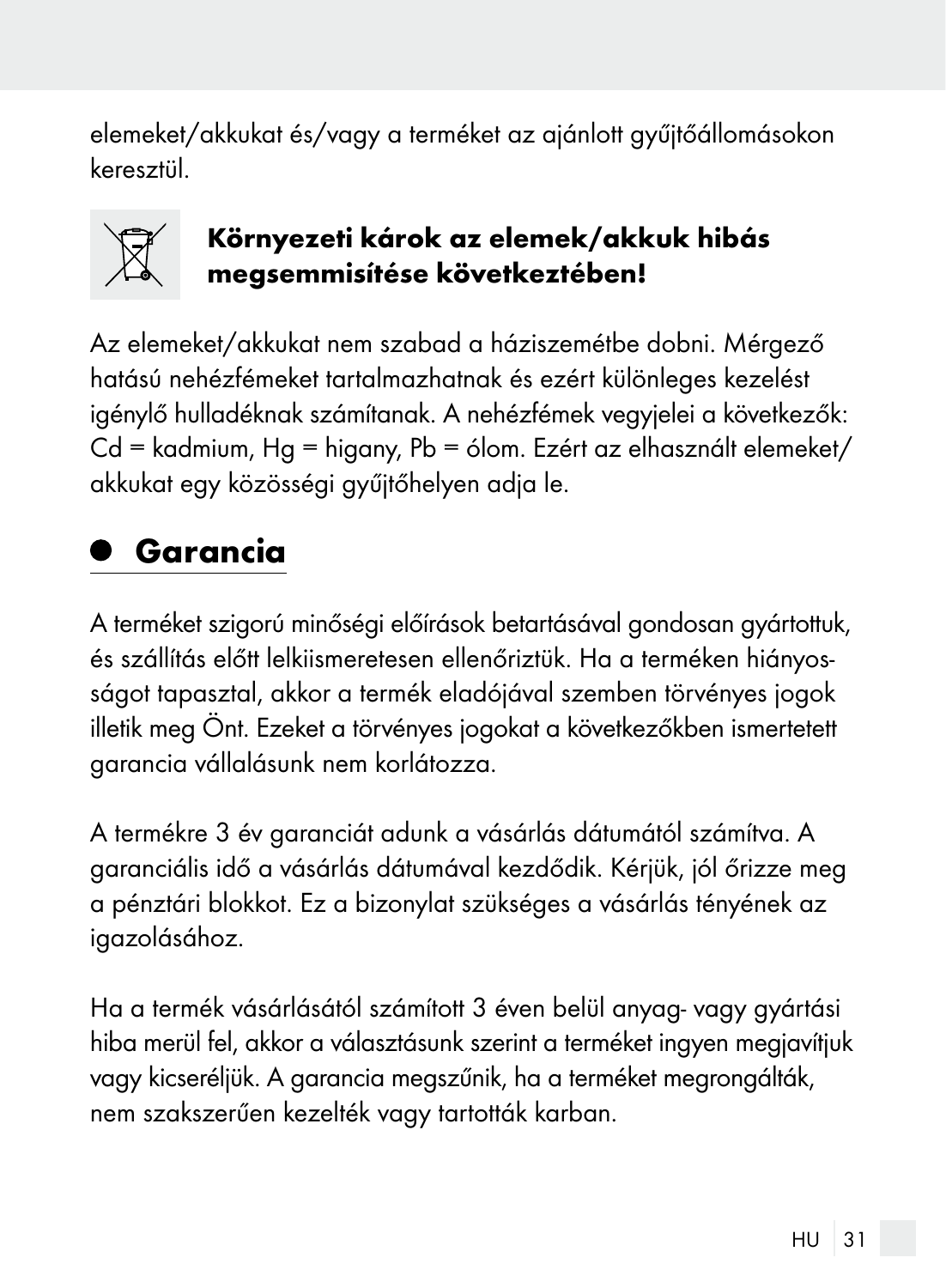elemeket/akkukat és/vagy a terméket az ajánlott gyűjtőállomásokon keresztül.

**Környezeti károk az elemek/akkuk hibás megsemmisítése következtében!**

Az elemeket/akkukat nem szabad a háziszemétbe dobni. Mérgező hatású nehézfémeket tartalmazhatnak és ezért különleges kezelést igénylő hulladéknak számítanak. A nehézfémek vegyjelei a következők: Cd = kadmium, Hg = higany, Pb = ólom. Ezért az elhasznált elemeket/akkukat egy közösségi gyűjtőhelyen adja le.

## Garancia

A terméket szigorú minőségi előírások betartásával gondosan gyártottuk, és szállítás előtt lelkiismeretesen ellenőriztük. Ha a terméken hiányosságot tapasztal, akkor a termék eladójával szemben törvényes jogok illetik meg Önt. Ezeket a törvényes jogokat a következőkben ismertetett garancia vállalásunk nem korlátozza.

A termékre 3 év garanciát adunk a vásárlás dátumától számítva. A garanciális idő a vásárlás dátumával kezdődik. Kérjük, jól őrizze meg a pénztári blokkot. Ez a bizonylat szükséges a vásárlás tényének az igazolásához.

Ha a termék vásárlásától számított 3 éven belül anyag- vagy gyártási hiba merül fel, akkor a választásunk szerint a terméket ingyen megjavítjuk vagy kicseréljük. A garancia megszűnik, ha a terméket megrongálták, nem szakszerűen kezelték vagy tartották karban.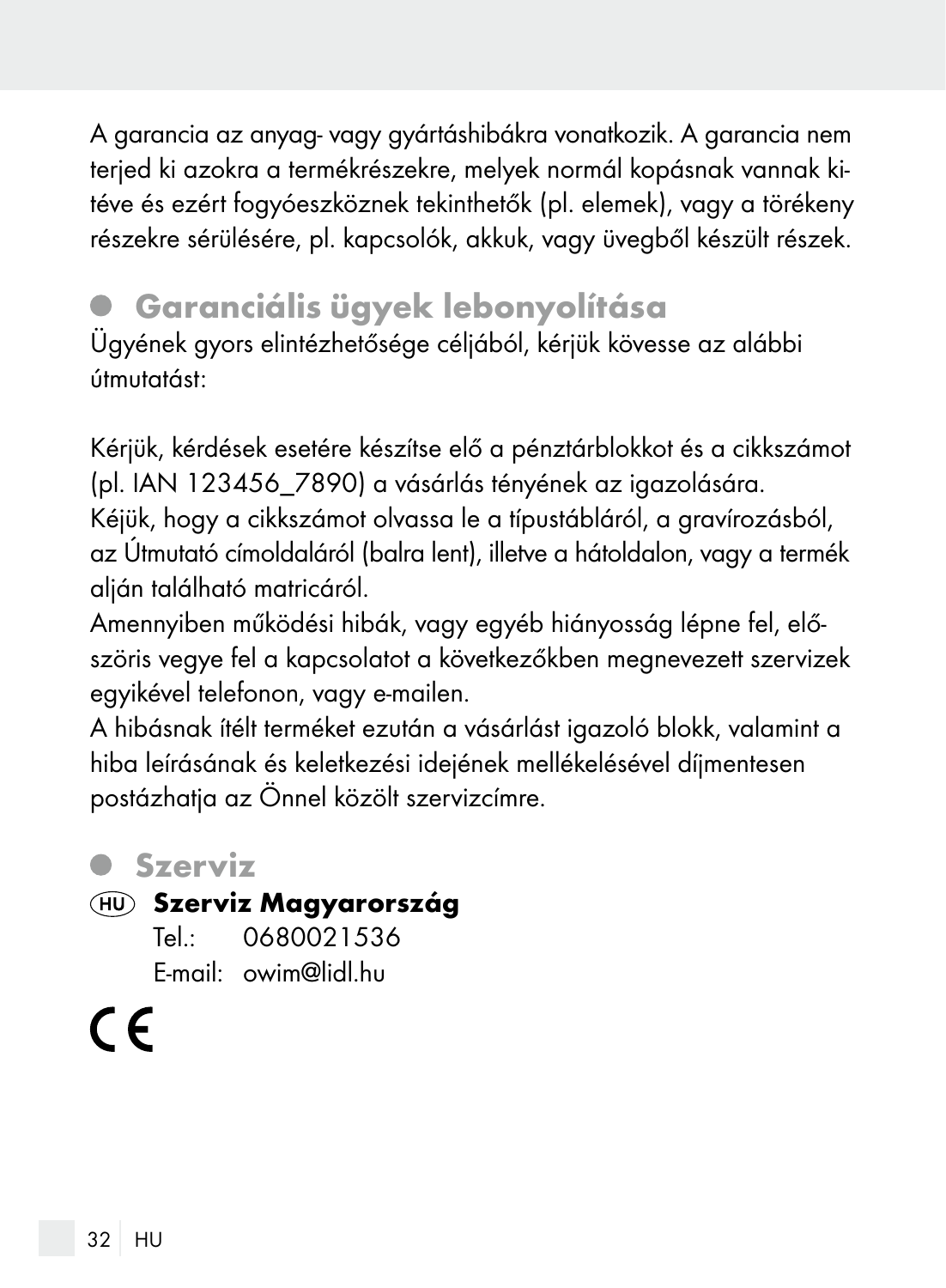A garancia az anyag- vagy gyártáshibákra vonatkozik. A garancia nem terjed ki azokra a termékrészekre, melyek normál kopásnak vannak kitéve és ezért fogyóeszköznek tekinthetők (pl. elemek), vagy a törékeny részekre sérülésére, pl. kapcsolók, akkuk, vagy üvegből készült részek.

## Garanciális ügyek lebonyolítása

Ügyének gyors elintézhetősége céljából, kérjük kövesse az alábbi útmutatást:

Kérjük, kérdések esetére készítse elő a pénztárblokkot és a cikkszámot (pl. IAN 123456_7890) a vásárlás tényének az igazolására.
Kéjük, hogy a cikkszámot olvassa le a típustábláról, a gravírozásból, az Útmutató címoldaláról (balra lent), illetve a hátoldalon, vagy a termék alján található matricáról.
Amennyiben működési hibák, vagy egyéb hiányosság lépne fel, előszöris vegye fel a kapcsolatot a következőkben megnevezett szervizek egyikével telefonon, vagy e-mailen.
A hibásnak ítélt terméket ezután a vásárlást igazoló blokk, valamint a hiba leírásának és keletkezési idejének mellékelésével díjmentesen postázhatja az Önnel közölt szervizcímre.

## Szerviz

**(HU) Szerviz Magyarország**
Tel.: 0680021536
E-mail: owim@lidl.hu

CE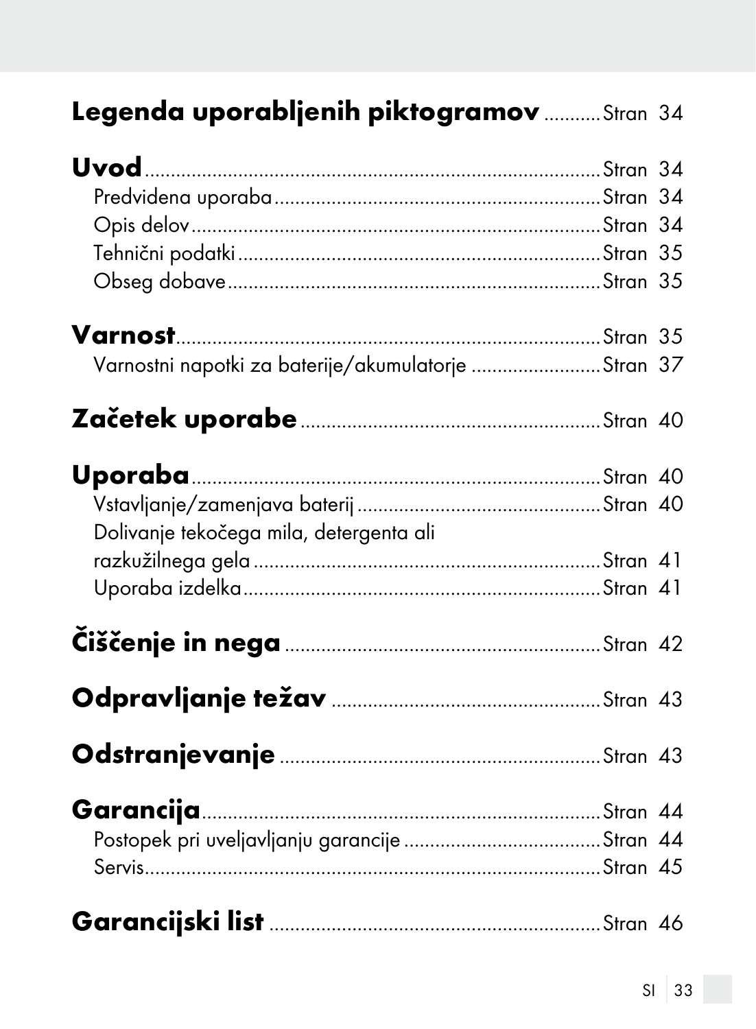**Legenda uporabljenih piktogramov** .......... Stran 34

**Uvod** .......... Stran 34
Predvidena uporaba .......... Stran 34
Opis delov .......... Stran 34
Tehnični podatki .......... Stran 35
Obseg dobave .......... Stran 35

**Varnost** .......... Stran 35
Varnostni napotki za baterije/akumulatorje .......... Stran 37

**Začetek uporabe** .......... Stran 40

**Uporaba** .......... Stran 40
Vstavljanje/zamenjava baterij .......... Stran 40
Dolivanje tekočega mila, detergenta ali razkužilnega gela .......... Stran 41
Uporaba izdelka .......... Stran 41

**Čiščenje in nega** .......... Stran 42

**Odpravljanje težav** .......... Stran 43

**Odstranjevanje** .......... Stran 43

**Garancija** .......... Stran 44
Postopek pri uveljavljanju garancije .......... Stran 44
Servis .......... Stran 45

**Garancijski list** .......... Stran 46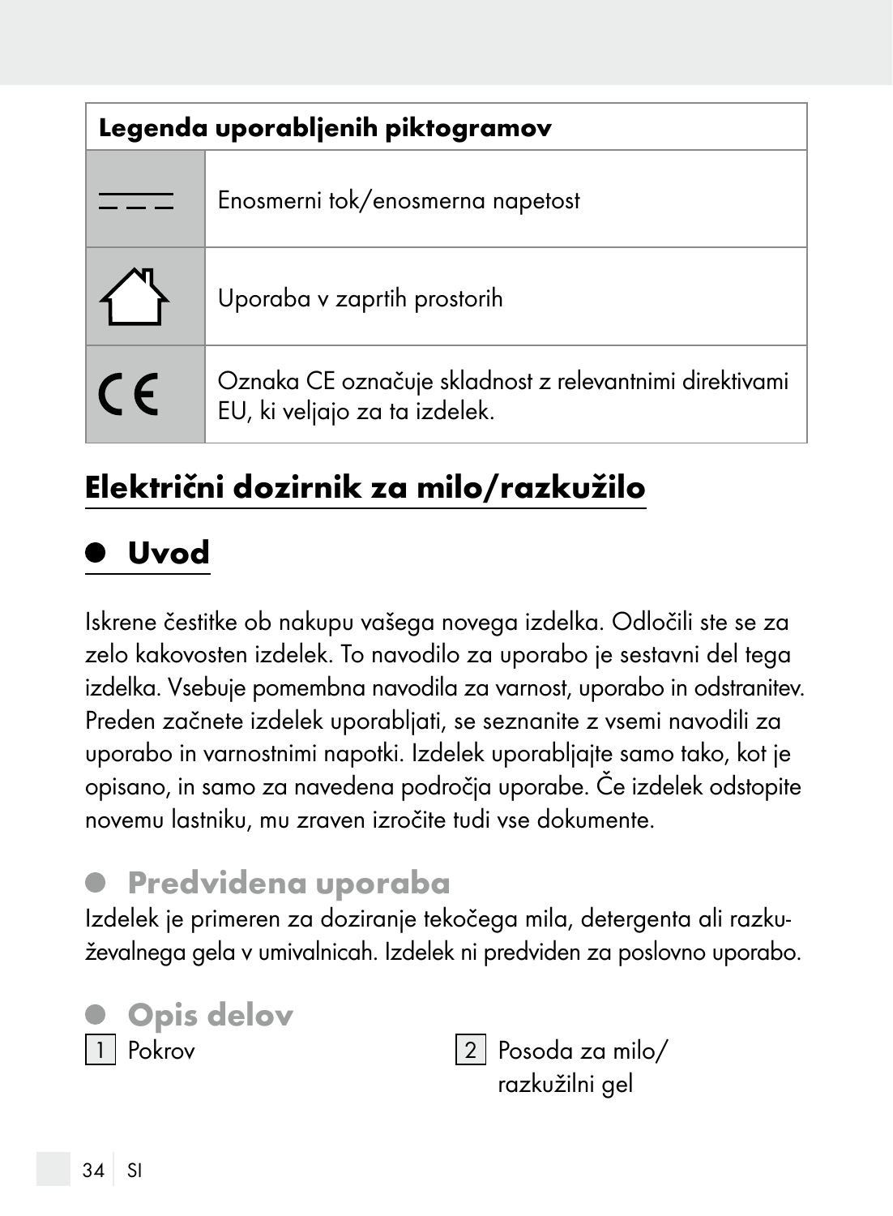| Legenda uporabljenih piktogramov | |
|---|---|
| ⎓ | Enosmerni tok/enosmerna napetost |
| ⌂ | Uporaba v zaprtih prostorih |
| CE | Oznaka CE označuje skladnost z relevantnimi direktivami EU, ki veljajo za ta izdelek. |

# Električni dozirnik za milo/razkužilo

## Uvod

Iskrene čestitke ob nakupu vašega novega izdelka. Odločili ste se za zelo kakovosten izdelek. To navodilo za uporabo je sestavni del tega izdelka. Vsebuje pomembna navodila za varnost, uporabo in odstranitev. Preden začnete izdelek uporabljati, se seznanite z vsemi navodili za uporabo in varnostnimi napotki. Izdelek uporabljajte samo tako, kot je opisano, in samo za navedena področja uporabe. Če izdelek odstopite novemu lastniku, mu zraven izročite tudi vse dokumente.

## Predvidena uporaba

Izdelek je primeren za doziranje tekočega mila, detergenta ali razkuževalnega gela v umivalnicah. Izdelek ni predviden za poslovno uporabo.

## Opis delov

1 Pokrov

2 Posoda za milo/razkužilni gel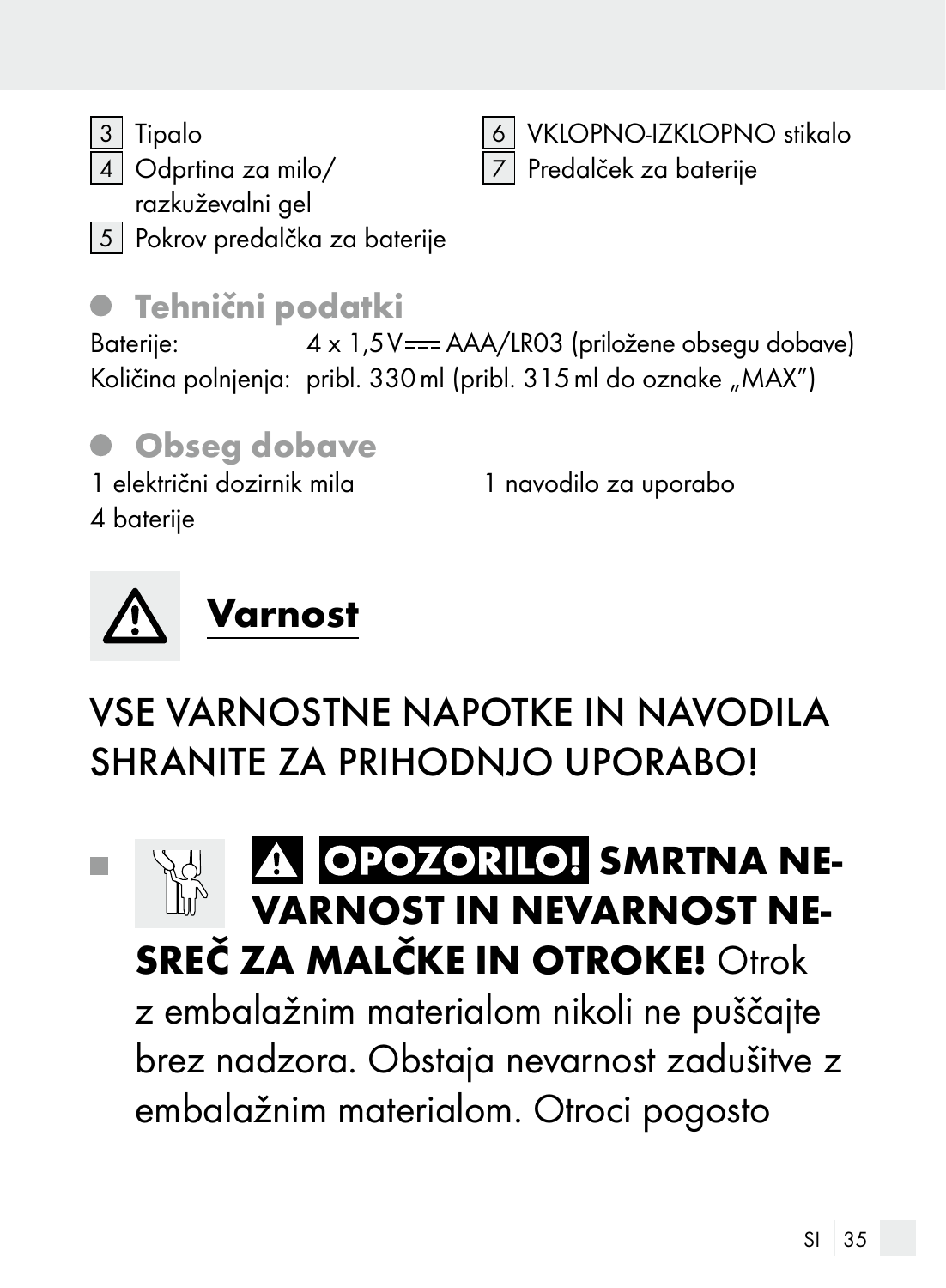3 Tipalo

4 Odprtina za milo/ razkuževalni gel

5 Pokrov predalčka za baterije

6 VKLOPNO-IZKLOPNO stikalo

7 Predalček za baterije

## Tehnični podatki

Baterije: 4 x 1,5 V ⎓ AAA/LR03 (priložene obsegu dobave)

Količina polnjenja: pribl. 330 ml (pribl. 315 ml do oznake „MAX")

## Obseg dobave

1 električni dozirnik mila

4 baterije

1 navodilo za uporabo

# ⚠ Varnost

VSE VARNOSTNE NAPOTKE IN NAVODILA SHRANITE ZA PRIHODNJO UPORABO!

- ⚠ **OPOZORILO! SMRTNA NEVARNOST IN NEVARNOST NESREČ ZA MALČKE IN OTROKE!** Otrok z embalažnim materialom nikoli ne puščajte brez nadzora. Obstaja nevarnost zadušitve z embalažnim materialom. Otroci pogosto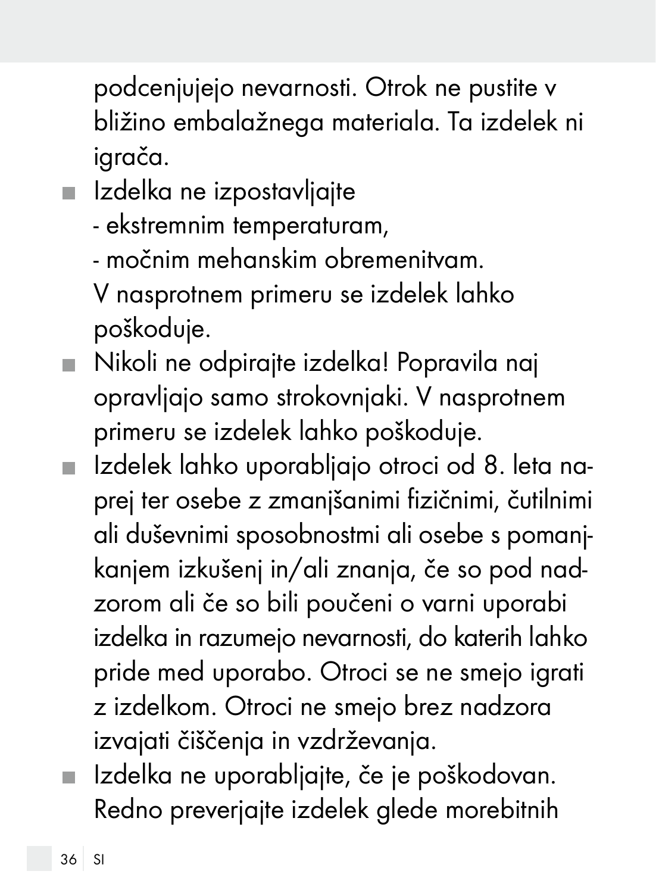podcenjujejo nevarnosti. Otrok ne pustite v bližino embalažnega materiala. Ta izdelek ni igrača.

- Izdelka ne izpostavljajte
  - ekstremnim temperaturam,
  - močnim mehanskim obremenitvam.
  
  V nasprotnem primeru se izdelek lahko poškoduje.
- Nikoli ne odpirajte izdelka! Popravila naj opravljajo samo strokovnjaki. V nasprotnem primeru se izdelek lahko poškoduje.
- Izdelek lahko uporabljajo otroci od 8. leta naprej ter osebe z zmanjšanimi fizičnimi, čutilnimi ali duševnimi sposobnostmi ali osebe s pomanjkanjem izkušenj in/ali znanja, če so pod nadzorom ali če so bili poučeni o varni uporabi izdelka in razumejo nevarnosti, do katerih lahko pride med uporabo. Otroci se ne smejo igrati z izdelkom. Otroci ne smejo brez nadzora izvajati čiščenja in vzdrževanja.
- Izdelka ne uporabljajte, če je poškodovan. Redno preverjajte izdelek glede morebitnih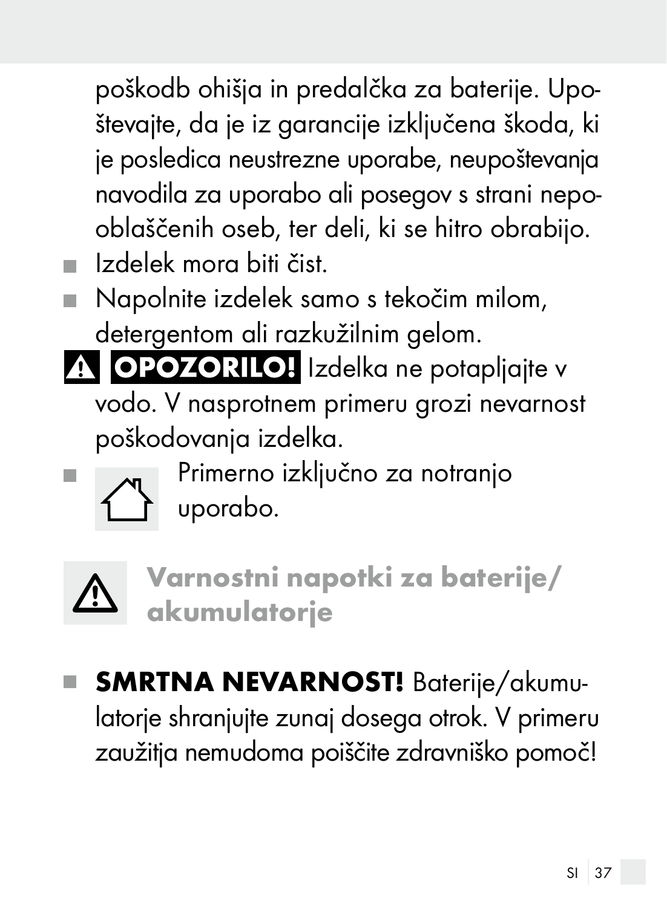poškodb ohišja in predalčka za baterije. Upoštevajte, da je iz garancije izključena škoda, ki je posledica neustrezne uporabe, neupoštevanja navodila za uporabo ali posegov s strani nepooblaščenih oseb, ter deli, ki se hitro obrabijo.

- Izdelek mora biti čist.
- Napolnite izdelek samo s tekočim milom, detergentom ali razkužilnim gelom.

⚠ **OPOZORILO!** Izdelka ne potapljajte v vodo. V nasprotnem primeru grozi nevarnost poškodovanja izdelka.

- Primerno izključno za notranjo uporabo.

## ⚠ Varnostni napotki za baterije/akumulatorje

- **SMRTNA NEVARNOST!** Baterije/akumulatorje shranjujte zunaj dosega otrok. V primeru zaužitja nemudoma poiščite zdravniško pomoč!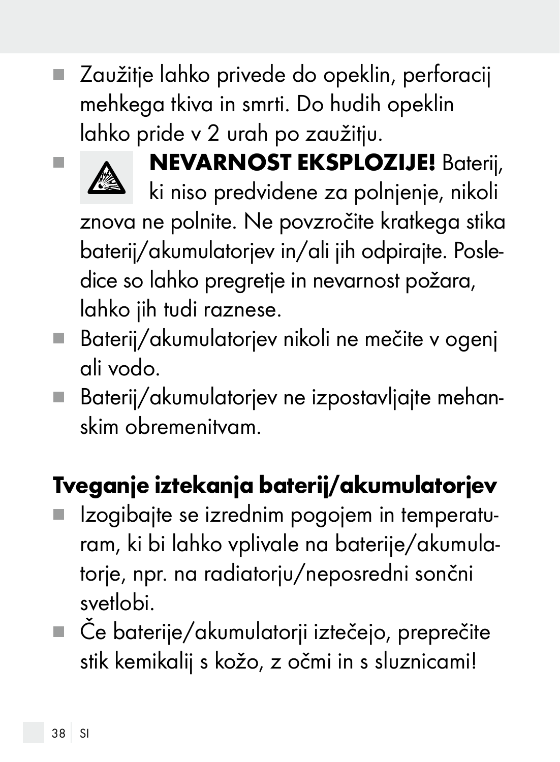- Zaužitje lahko privede do opeklin, perforacij mehkega tkiva in smrti. Do hudih opeklin lahko pride v 2 urah po zaužitju.
- **NEVARNOST EKSPLOZIJE!** Baterij, ki niso predvidene za polnjenje, nikoli znova ne polnite. Ne povzročite kratkega stika baterij/akumulatorjev in/ali jih odpirajte. Posledice so lahko pregretje in nevarnost požara, lahko jih tudi raznese.
- Baterij/akumulatorjev nikoli ne mečite v ogenj ali vodo.
- Baterij/akumulatorjev ne izpostavljajte mehanskim obremenitvam.

## Tveganje iztekanja baterij/akumulatorjev

- Izogibajte se izrednim pogojem in temperaturam, ki bi lahko vplivale na baterije/akumulatorje, npr. na radiatorju/neposredni sončni svetlobi.
- Če baterije/akumulatorji iztečejo, preprečite stik kemikalij s kožo, z očmi in s sluznicami!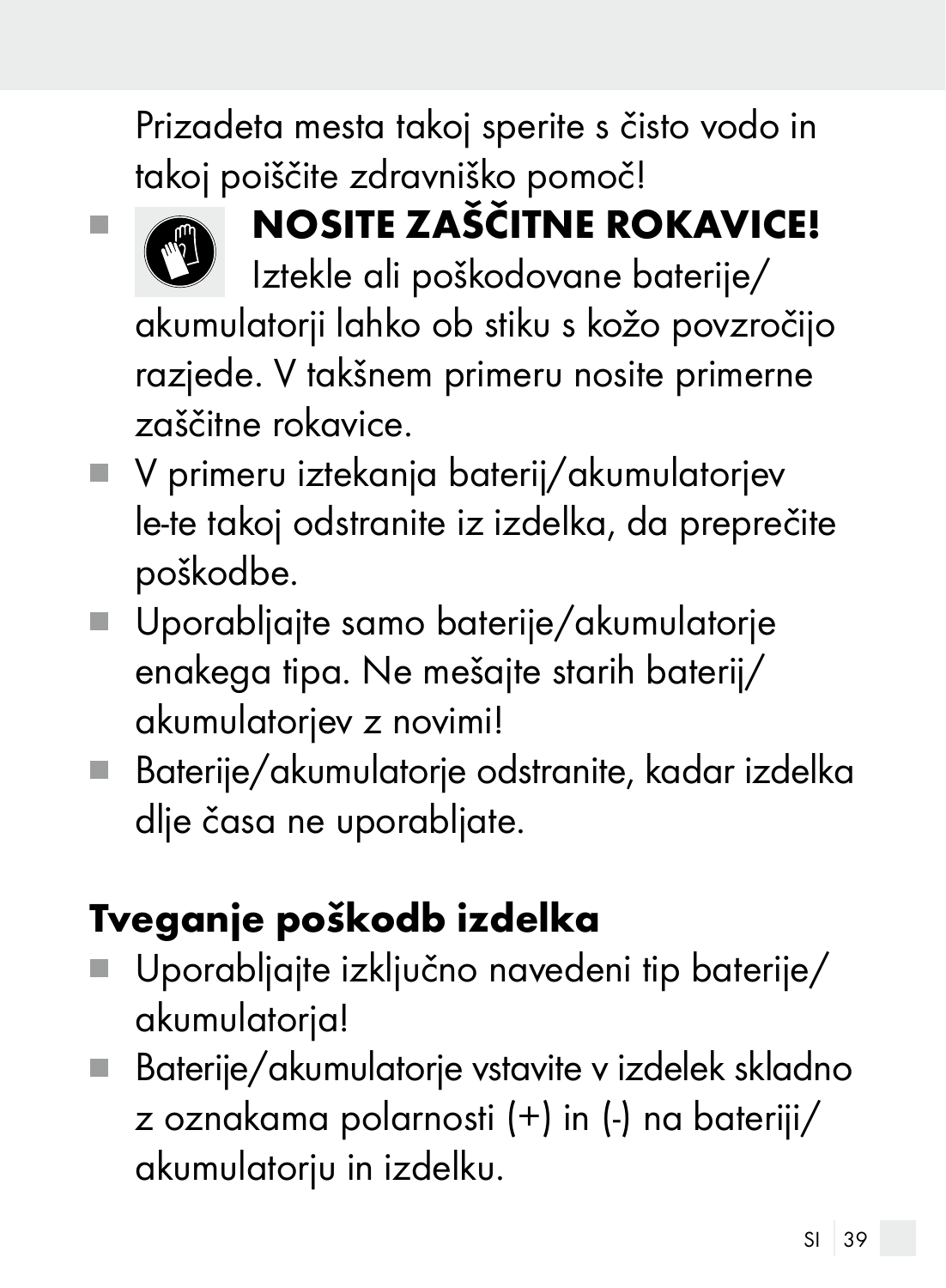Prizadeta mesta takoj sperite s čisto vodo in takoj poiščite zdravniško pomoč!

- **NOSITE ZAŠČITNE ROKAVICE!** Iztekle ali poškodovane baterije/akumulatorji lahko ob stiku s kožo povzročijo razjede. V takšnem primeru nosite primerne zaščitne rokavice.
- V primeru iztekanja baterij/akumulatorjev le-te takoj odstranite iz izdelka, da preprečite poškodbe.
- Uporabljajte samo baterije/akumulatorje enakega tipa. Ne mešajte starih baterij/akumulatorjev z novimi!
- Baterije/akumulatorje odstranite, kadar izdelka dlje časa ne uporabljate.

## Tveganje poškodb izdelka

- Uporabljajte izključno navedeni tip baterije/akumulatorja!
- Baterije/akumulatorje vstavite v izdelek skladno z oznakama polarnosti (+) in (-) na bateriji/akumulatorju in izdelku.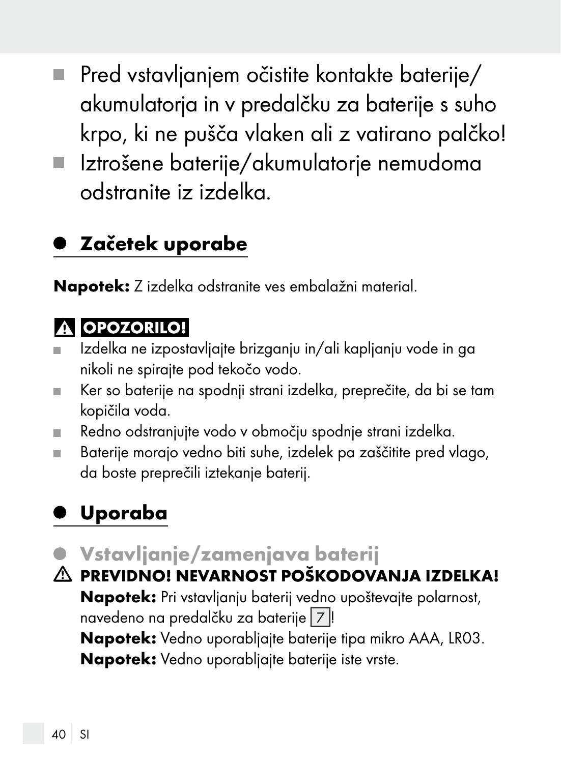- Pred vstavljanjem očistite kontakte baterije/akumulatorja in v predalčku za baterije s suho krpo, ki ne pušča vlaken ali z vatirano palčko!
- Iztrošene baterije/akumulatorje nemudoma odstranite iz izdelka.

## Začetek uporabe

**Napotek:** Z izdelka odstranite ves embalažni material.

**⚠ OPOZORILO!**

- Izdelka ne izpostavljajte brizganju in/ali kapljanju vode in ga nikoli ne spirajte pod tekočo vodo.
- Ker so baterije na spodnji strani izdelka, preprečite, da bi se tam kopičila voda.
- Redno odstranjujte vodo v območju spodnje strani izdelka.
- Baterije morajo vedno biti suhe, izdelek pa zaščitite pred vlago, da boste preprečili iztekanje baterij.

## Uporaba

### Vstavljanje/zamenjava baterij

**⚠ PREVIDNO! NEVARNOST POŠKODOVANJA IZDELKA!**

**Napotek:** Pri vstavljanju baterij vedno upoštevajte polarnost, navedeno na predalčku za baterije [7]!

**Napotek:** Vedno uporabljajte baterije tipa mikro AAA, LR03.

**Napotek:** Vedno uporabljajte baterije iste vrste.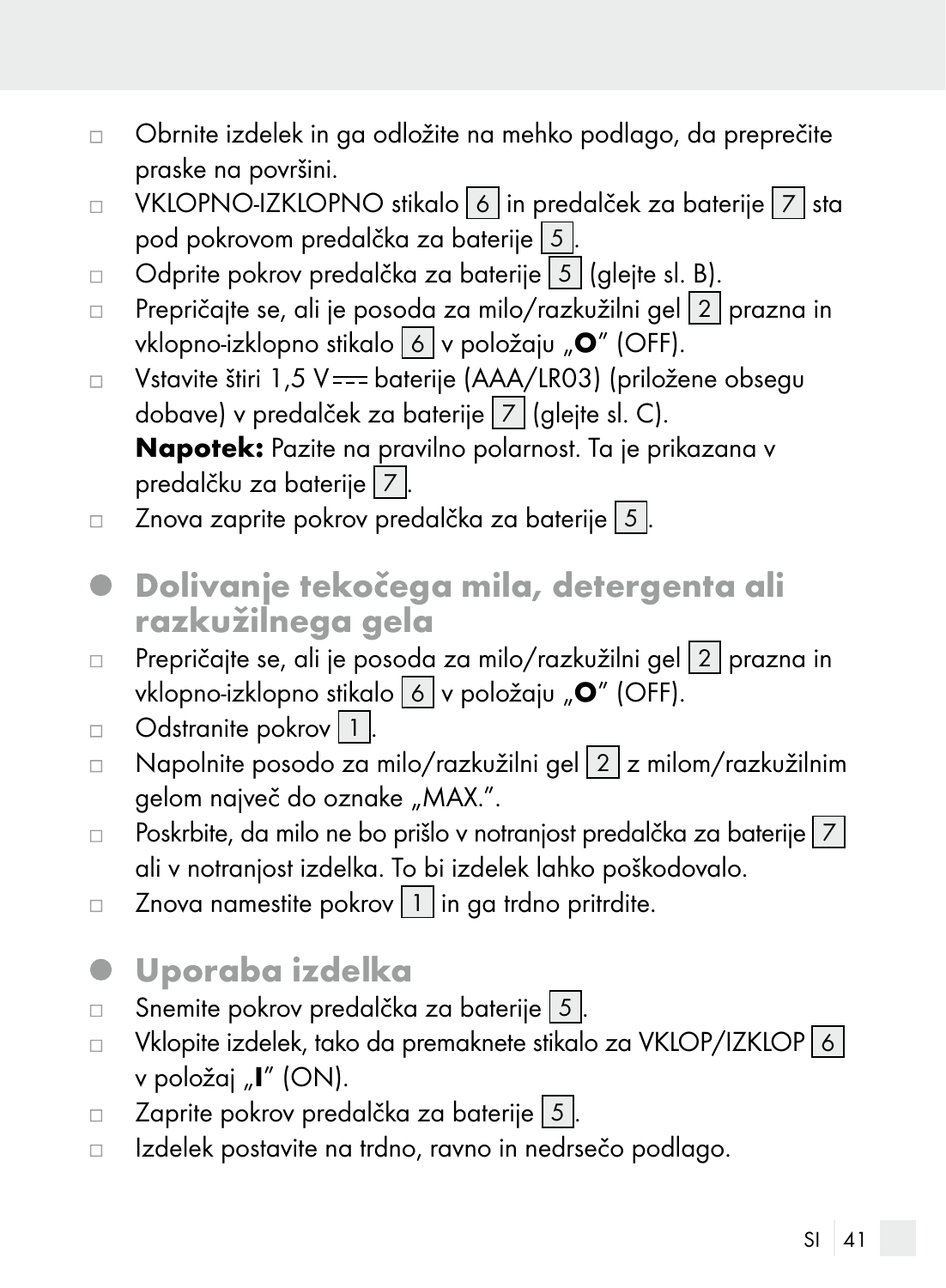- Obrnite izdelek in ga odložite na mehko podlago, da preprečite praske na površini.
- VKLOPNO-IZKLOPNO stikalo 6 in predalček za baterije 7 sta pod pokrovom predalčka za baterije 5.
- Odprite pokrov predalčka za baterije 5 (glejte sl. B).
- Prepričajte se, ali je posoda za milo/razkužilni gel 2 prazna in vklopno-izklopno stikalo 6 v položaju „**O**" (OFF).
- Vstavite štiri 1,5 V ⎓ baterije (AAA/LR03) (priložene obsegu dobave) v predalček za baterije 7 (glejte sl. C).
  **Napotek:** Pazite na pravilno polarnost. Ta je prikazana v predalčku za baterije 7.
- Znova zaprite pokrov predalčka za baterije 5.

## Dolivanje tekočega mila, detergenta ali razkužilnega gela

- Prepričajte se, ali je posoda za milo/razkužilni gel 2 prazna in vklopno-izklopno stikalo 6 v položaju „**O**" (OFF).
- Odstranite pokrov 1.
- Napolnite posodo za milo/razkužilni gel 2 z milom/razkužilnim gelom največ do oznake „MAX.".
- Poskrbite, da milo ne bo prišlo v notranjost predalčka za baterije 7 ali v notranjost izdelka. To bi izdelek lahko poškodovalo.
- Znova namestite pokrov 1 in ga trdno pritrdite.

## Uporaba izdelka

- Snemite pokrov predalčka za baterije 5.
- Vklopite izdelek, tako da premaknete stikalo za VKLOP/IZKLOP 6 v položaj „**I**" (ON).
- Zaprite pokrov predalčka za baterije 5.
- Izdelek postavite na trdno, ravno in nedrsečo podlago.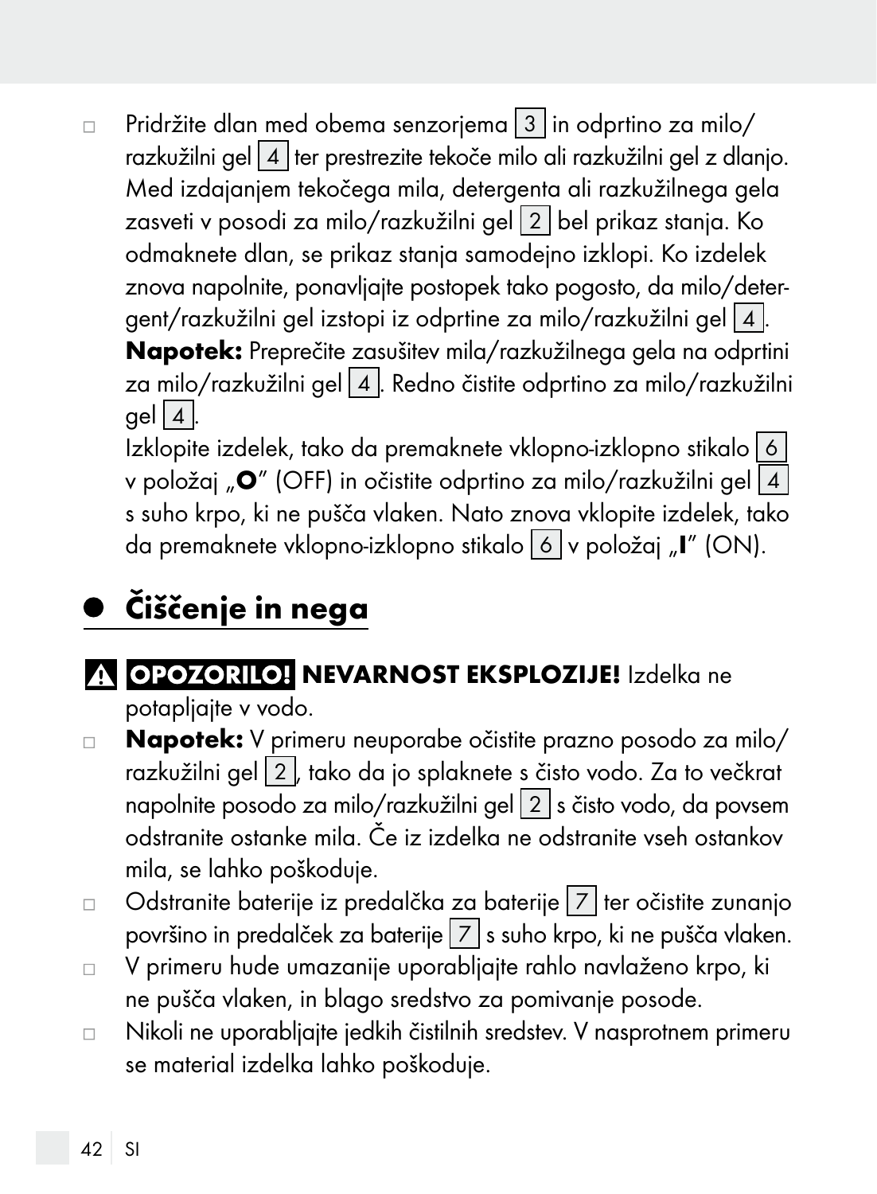- Pridržite dlan med obema senzorjema 3 in odprtino za milo/razkužilni gel 4 ter prestrezite tekoče milo ali razkužilni gel z dlanjo. Med izdajanjem tekočega mila, detergenta ali razkužilnega gela zasveti v posodi za milo/razkužilni gel 2 bel prikaz stanja. Ko odmaknete dlan, se prikaz stanja samodejno izklopi. Ko izdelek znova napolnite, ponavljajte postopek tako pogosto, da milo/detergent/razkužilni gel izstopi iz odprtine za milo/razkužilni gel 4.
  **Napotek:** Preprečite zasušitev mila/razkužilnega gela na odprtini za milo/razkužilni gel 4. Redno čistite odprtino za milo/razkužilni gel 4.
  Izklopite izdelek, tako da premaknete vklopno-izklopno stikalo 6 v položaj „**O**" (OFF) in očistite odprtino za milo/razkužilni gel 4 s suho krpo, ki ne pušča vlaken. Nato znova vklopite izdelek, tako da premaknete vklopno-izklopno stikalo 6 v položaj „**I**" (ON).

## Čiščenje in nega

⚠ **OPOZORILO! NEVARNOST EKSPLOZIJE!** Izdelka ne potapljajte v vodo.

- **Napotek:** V primeru neuporabe očistite prazno posodo za milo/razkužilni gel 2, tako da jo splaknete s čisto vodo. Za to večkrat napolnite posodo za milo/razkužilni gel 2 s čisto vodo, da povsem odstranite ostanke mila. Če iz izdelka ne odstranite vseh ostankov mila, se lahko poškoduje.
- Odstranite baterije iz predalčka za baterije 7 ter očistite zunanjo površino in predalček za baterije 7 s suho krpo, ki ne pušča vlaken.
- V primeru hude umazanije uporabljajte rahlo navlaženo krpo, ki ne pušča vlaken, in blago sredstvo za pomivanje posode.
- Nikoli ne uporabljajte jedkih čistilnih sredstev. V nasprotnem primeru se material izdelka lahko poškoduje.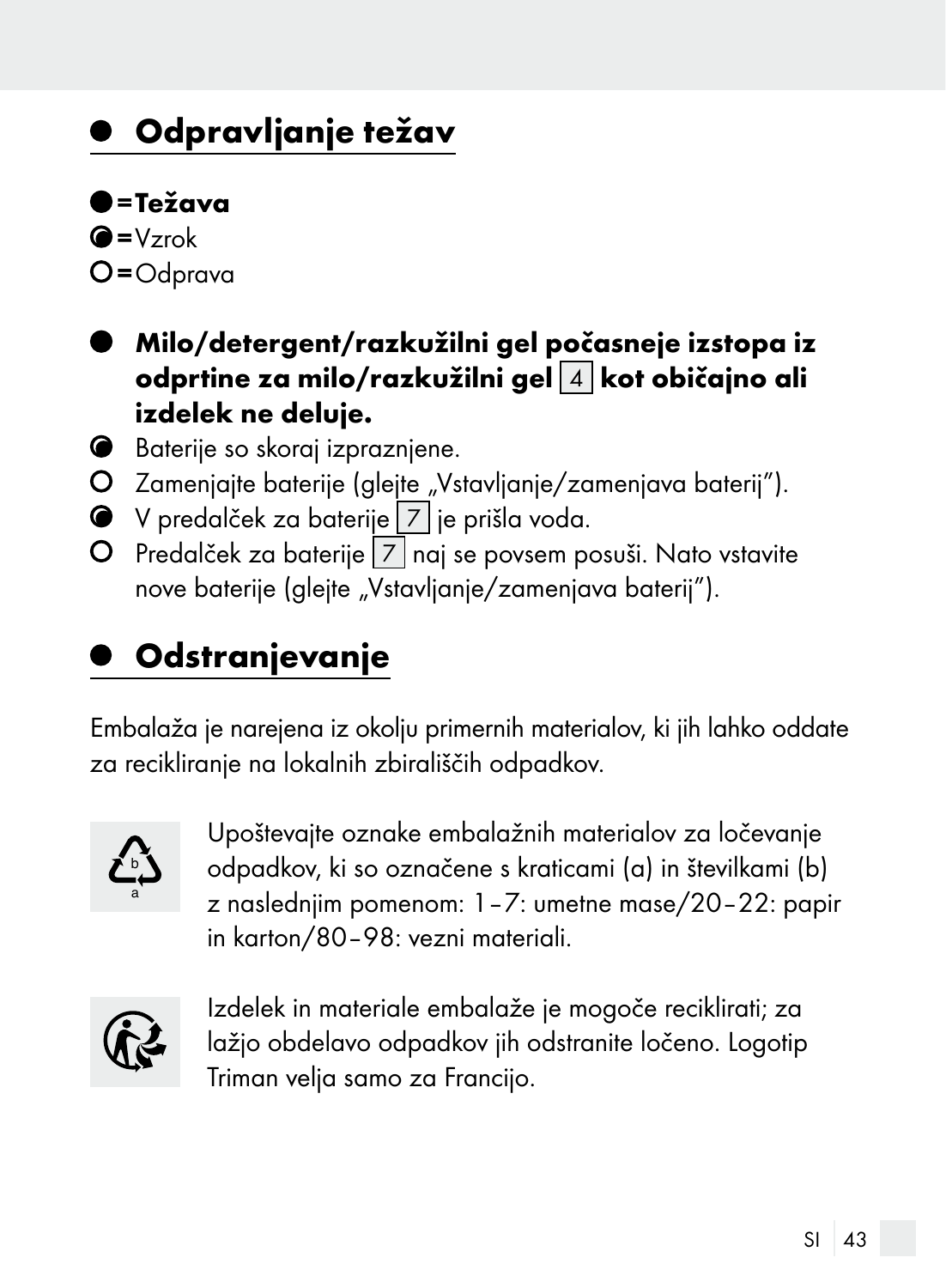## Odpravljanje težav

● = **Težava**
◐ = Vzrok
○ = Odprava

● **Milo/detergent/razkužilni gel počasneje izstopa iz odprtine za milo/razkužilni gel [4] kot običajno ali izdelek ne deluje.**

◐ Baterije so skoraj izpraznjene.

○ Zamenjajte baterije (glejte „Vstavljanje/zamenjava baterij”).

◐ V predalček za baterije [7] je prišla voda.

○ Predalček za baterije [7] naj se povsem posuši. Nato vstavite nove baterije (glejte „Vstavljanje/zamenjava baterij”).

## Odstranjevanje

Embalaža je narejena iz okolju primernih materialov, ki jih lahko oddate za recikliranje na lokalnih zbirališčih odpadkov.

Upoštevajte oznake embalažnih materialov za ločevanje odpadkov, ki so označene s kraticami (a) in številkami (b) z naslednjim pomenom: 1–7: umetne mase/20–22: papir in karton/80–98: vezni materiali.

Izdelek in materiale embalaže je mogoče reciklirati; za lažjo obdelavo odpadkov jih odstranite ločeno. Logotip Triman velja samo za Francijo.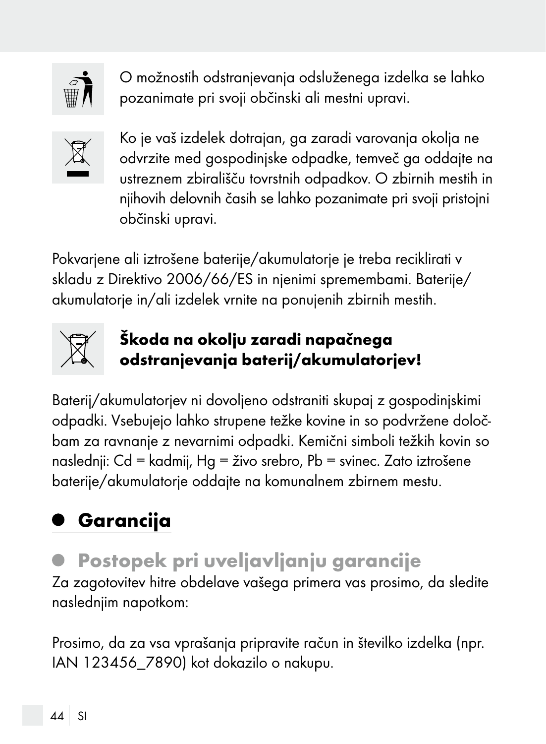O možnostih odstranjevanja odsluženega izdelka se lahko pozanimate pri svoji občinski ali mestni upravi.

Ko je vaš izdelek dotrajan, ga zaradi varovanja okolja ne odvrzite med gospodinjske odpadke, temveč ga oddajte na ustreznem zbirališču tovrstnih odpadkov. O zbirnih mestih in njihovih delovnih časih se lahko pozanimate pri svoji pristojni občinski upravi.

Pokvarjene ali iztrošene baterije/akumulatorje je treba reciklirati v skladu z Direktivo 2006/66/ES in njenimi spremembami. Baterije/ akumulatorje in/ali izdelek vrnite na ponujenih zbirnih mestih.

**Škoda na okolju zaradi napačnega odstranjevanja baterij/akumulatorjev!**

Baterij/akumulatorjev ni dovoljeno odstraniti skupaj z gospodinjskimi odpadki. Vsebujejo lahko strupene težke kovine in so podvržene določbam za ravnanje z nevarnimi odpadki. Kemični simboli težkih kovin so naslednji: Cd = kadmij, Hg = živo srebro, Pb = svinec. Zato iztrošene baterije/akumulatorje oddajte na komunalnem zbirnem mestu.

## Garancija

### Postopek pri uveljavljanju garancije

Za zagotovitev hitre obdelave vašega primera vas prosimo, da sledite naslednjim napotkom:

Prosimo, da za vsa vprašanja pripravite račun in številko izdelka (npr. IAN 123456_7890) kot dokazilo o nakupu.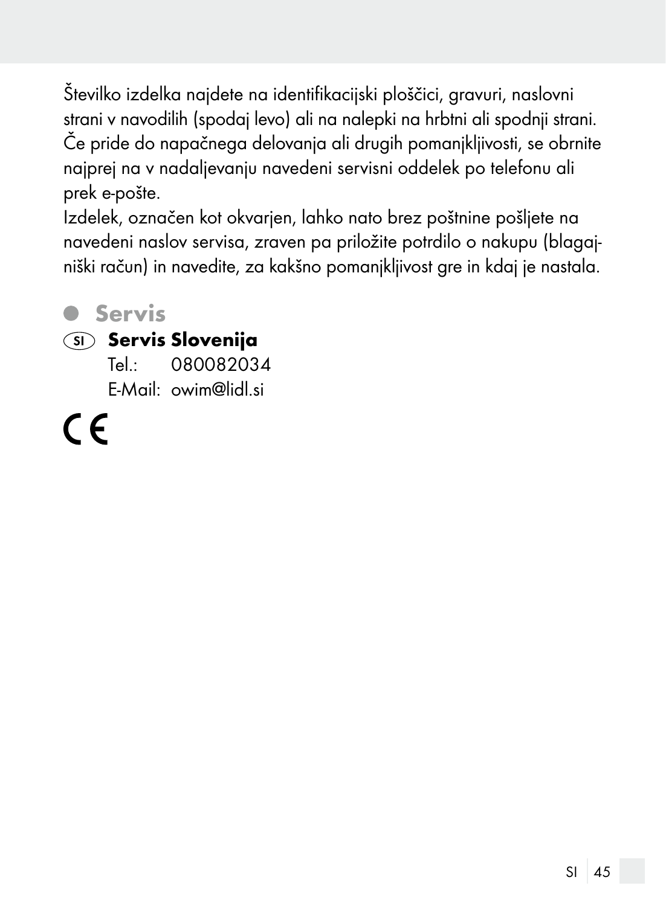Številko izdelka najdete na identifikacijski ploščici, gravuri, naslovni strani v navodilih (spodaj levo) ali na nalepki na hrbtni ali spodnji strani. Če pride do napačnega delovanja ali drugih pomanjkljivosti, se obrnite najprej na v nadaljevanju navedeni servisni oddelek po telefonu ali prek e-pošte.

Izdelek, označen kot okvarjen, lahko nato brez poštnine pošljete na navedeni naslov servisa, zraven pa priložite potrdilo o nakupu (blagajniški račun) in navedite, za kakšno pomanjkljivost gre in kdaj je nastala.

## Servis

**(SI) Servis Slovenija**
Tel.: 080082034
E-Mail: owim@lidl.si

CE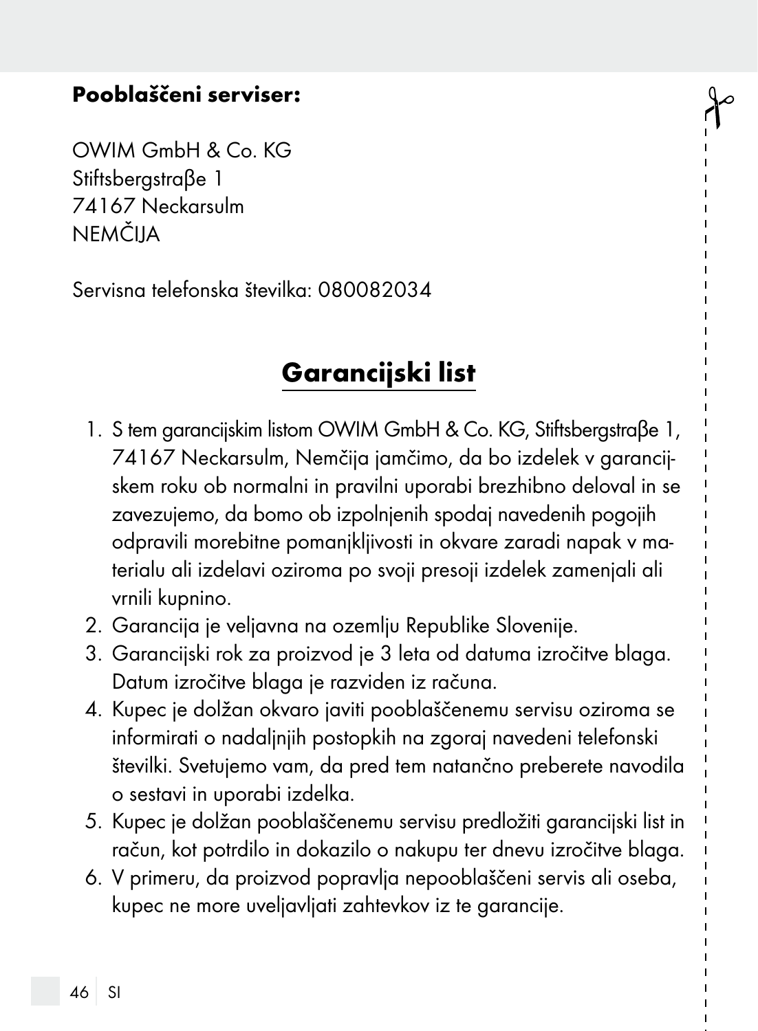**Pooblaščeni serviser:**

OWIM GmbH & Co. KG
Stiftsbergstraβe 1
74167 Neckarsulm
NEMČIJA

Servisna telefonska številka: 080082034

## Garancijski list

1. S tem garancijskim listom OWIM GmbH & Co. KG, Stiftsbergstraβe 1, 74167 Neckarsulm, Nemčija jamčimo, da bo izdelek v garancijskem roku ob normalni in pravilni uporabi brezhibno deloval in se zavezujemo, da bomo ob izpolnjenih spodaj navedenih pogojih odpravili morebitne pomanjkljivosti in okvare zaradi napak v materialu ali izdelavi oziroma po svoji presoji izdelek zamenjali ali vrnili kupnino.
2. Garancija je veljavna na ozemlju Republike Slovenije.
3. Garancijski rok za proizvod je 3 leta od datuma izročitve blaga. Datum izročitve blaga je razviden iz računa.
4. Kupec je dolžan okvaro javiti pooblaščenemu servisu oziroma se informirati o nadaljnjih postopkih na zgoraj navedeni telefonski številki. Svetujemo vam, da pred tem natančno preberete navodila o sestavi in uporabi izdelka.
5. Kupec je dolžan pooblaščenemu servisu predložiti garancijski list in račun, kot potrdilo in dokazilo o nakupu ter dnevu izročitve blaga.
6. V primeru, da proizvod popravlja nepooblaščeni servis ali oseba, kupec ne more uveljavljati zahtevkov iz te garancije.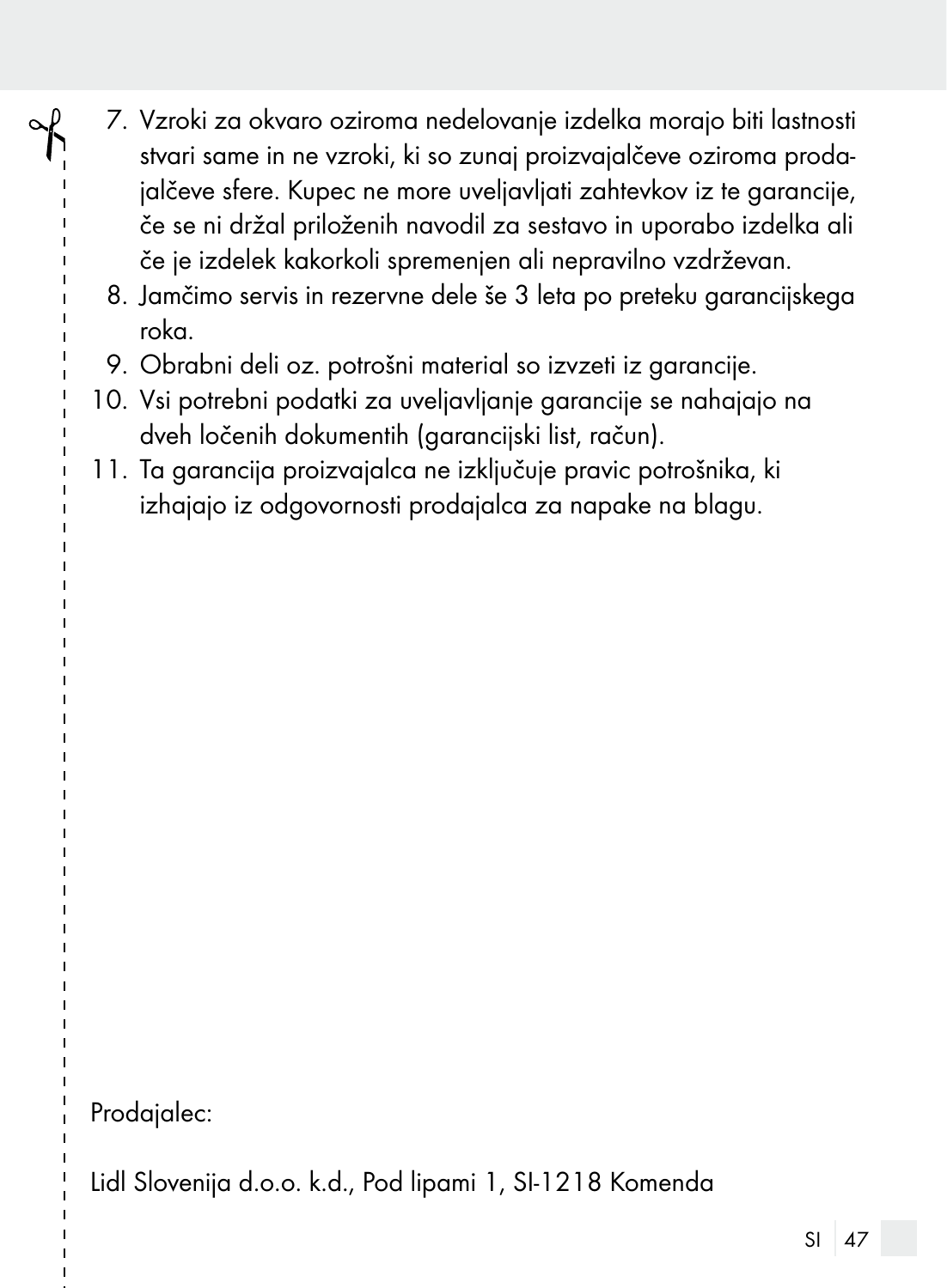7. Vzroki za okvaro oziroma nedelovanje izdelka morajo biti lastnosti stvari same in ne vzroki, ki so zunaj proizvajalčeve oziroma prodajalčeve sfere. Kupec ne more uveljavljati zahtevkov iz te garancije, če se ni držal priloženih navodil za sestavo in uporabo izdelka ali če je izdelek kakorkoli spremenjen ali nepravilno vzdrževan.
8. Jamčimo servis in rezervne dele še 3 leta po preteku garancijskega roka.
9. Obrabni deli oz. potrošni material so izvzeti iz garancije.
10. Vsi potrebni podatki za uveljavljanje garancije se nahajajo na dveh ločenih dokumentih (garancijski list, račun).
11. Ta garancija proizvajalca ne izključuje pravic potrošnika, ki izhajajo iz odgovornosti prodajalca za napake na blagu.

Prodajalec:

Lidl Slovenija d.o.o. k.d., Pod lipami 1, SI-1218 Komenda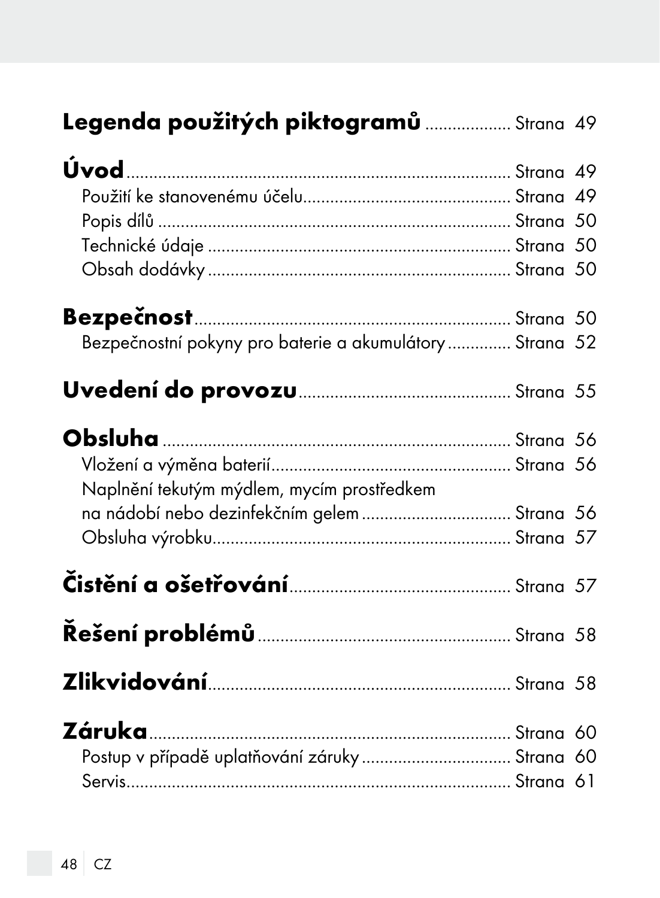**Legenda použitých piktogramů** .................. Strana 49

**Úvod** .................................................................................... Strana 49
Použití ke stanovenému účelu............................................. Strana 49
Popis dílů ........................................................................... Strana 50
Technické údaje .................................................................. Strana 50
Obsah dodávky ................................................................... Strana 50

**Bezpečnost** .................................................................... Strana 50
Bezpečnostní pokyny pro baterie a akumulátory ............. Strana 52

**Uvedení do provozu** .............................................. Strana 55

**Obsluha** ............................................................................ Strana 56
Vložení a výměna baterií .................................................... Strana 56
Naplnění tekutým mýdlem, mycím prostředkem
na nádobí nebo dezinfekčním gelem ................................ Strana 56
Obsluha výrobku ................................................................. Strana 57

**Čistění a ošetřování** ................................................ Strana 57

**Řešení problémů** ........................................................ Strana 58

**Zlikvidování** .................................................................. Strana 58

**Záruka** .............................................................................. Strana 60
Postup v případě uplatňování záruky ................................ Strana 60
Servis .................................................................................... Strana 61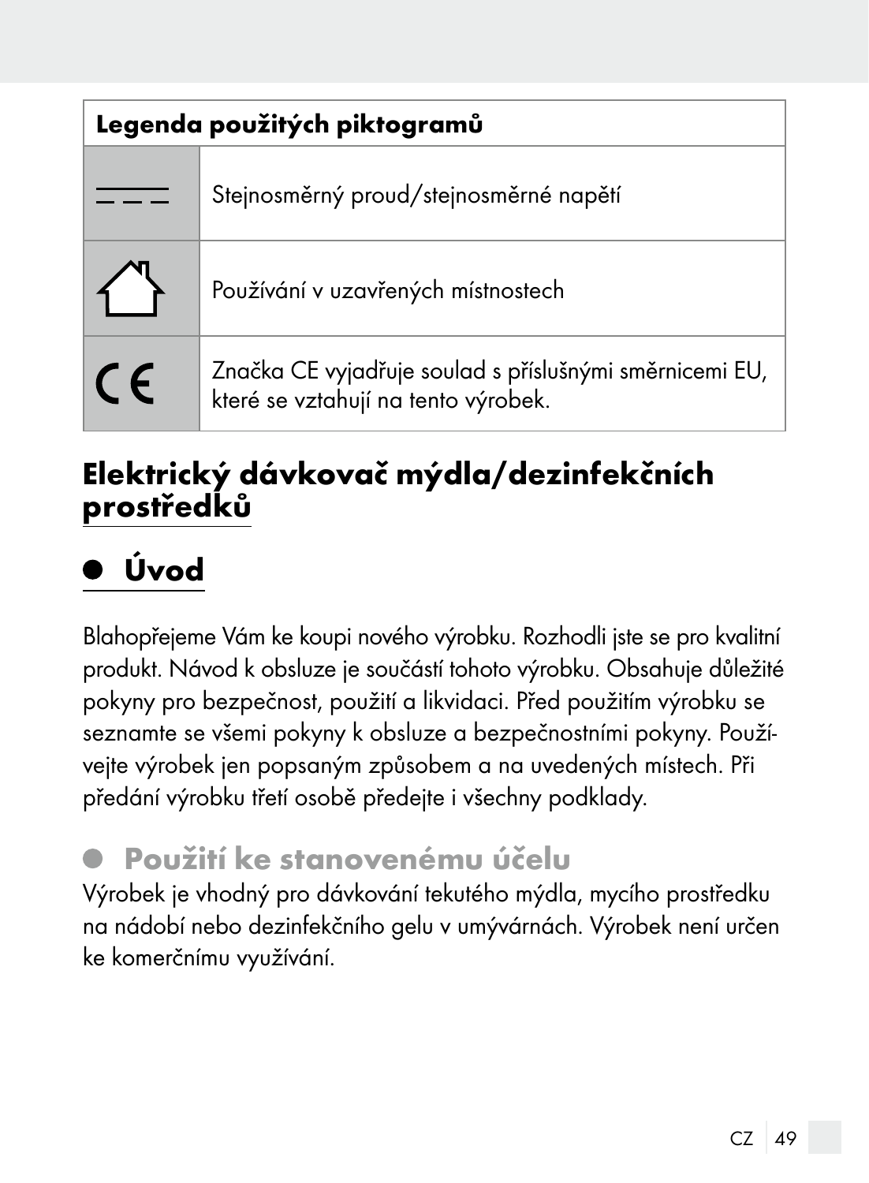| Legenda použitých piktogramů | |
|---|---|
| ⎓ | Stejnosměrný proud/stejnosměrné napětí |
| ⌂ | Používání v uzavřených místnostech |
| CE | Značka CE vyjadřuje soulad s příslušnými směrnicemi EU, které se vztahují na tento výrobek. |

# Elektrický dávkovač mýdla/dezinfekčních prostředků

## Úvod

Blahopřejeme Vám ke koupi nového výrobku. Rozhodli jste se pro kvalitní produkt. Návod k obsluze je součástí tohoto výrobku. Obsahuje důležité pokyny pro bezpečnost, použití a likvidaci. Před použitím výrobku se seznamte se všemi pokyny k obsluze a bezpečnostními pokyny. Používejte výrobek jen popsaným způsobem a na uvedených místech. Při předání výrobku třetí osobě předejte i všechny podklady.

### Použití ke stanovenému účelu

Výrobek je vhodný pro dávkování tekutého mýdla, mycího prostředku na nádobí nebo dezinfekčního gelu v umývárnách. Výrobek není určen ke komerčnímu využívání.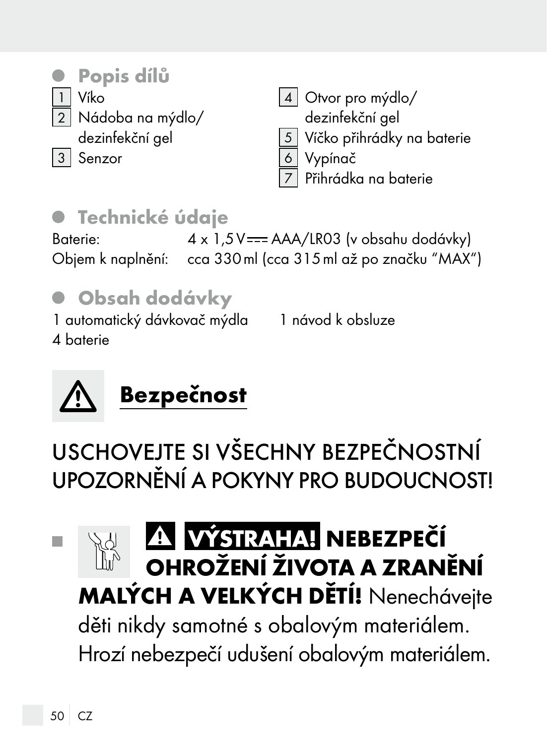## Popis dílů

1 Víko
2 Nádoba na mýdlo/dezinfekční gel
3 Senzor
4 Otvor pro mýdlo/dezinfekční gel
5 Víčko přihrádky na baterie
6 Vypínač
7 Přihrádka na baterie

## Technické údaje

Baterie: 4 x 1,5 V ⎓ AAA/LR03 (v obsahu dodávky)
Objem k naplnění: cca 330 ml (cca 315 ml až po značku "MAX")

## Obsah dodávky

1 automatický dávkovač mýdla
4 baterie
1 návod k obsluze

# ⚠ Bezpečnost

USCHOVEJTE SI VŠECHNY BEZPEČNOSTNÍ UPOZORNĚNÍ A POKYNY PRO BUDOUCNOST!

- ⚠ **VÝSTRAHA! NEBEZPEČÍ OHROŽENÍ ŽIVOTA A ZRANĚNÍ MALÝCH A VELKÝCH DĚTÍ!** Nenechávejte děti nikdy samotné s obalovým materiálem. Hrozí nebezpečí udušení obalovým materiálem.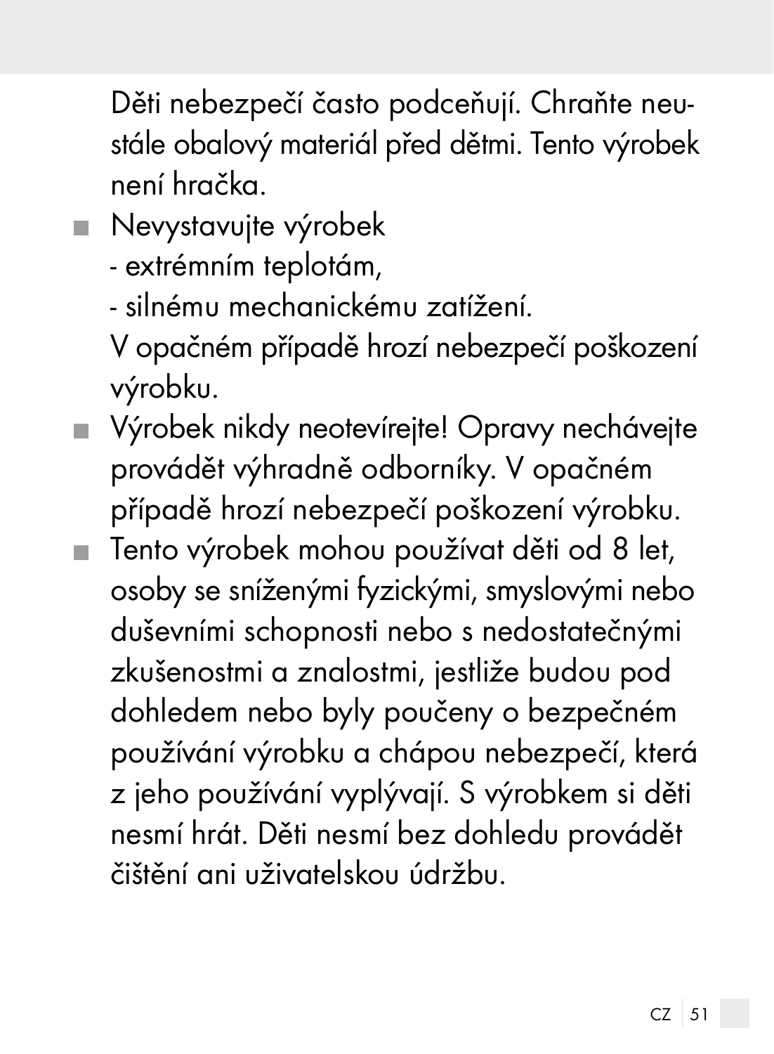Děti nebezpečí často podceňují. Chraňte neustále obalový materiál před dětmi. Tento výrobek není hračka.

- Nevystavujte výrobek
  - extrémním teplotám,
  - silnému mechanickému zatížení.

  V opačném případě hrozí nebezpečí poškození výrobku.
- Výrobek nikdy neotevírejte! Opravy nechávejte provádět výhradně odborníky. V opačném případě hrozí nebezpečí poškození výrobku.
- Tento výrobek mohou používat děti od 8 let, osoby se sníženými fyzickými, smyslovými nebo duševními schopnosti nebo s nedostatečnými zkušenostmi a znalostmi, jestliže budou pod dohledem nebo byly poučeny o bezpečném používání výrobku a chápou nebezpečí, která z jeho používání vyplývají. S výrobkem si děti nesmí hrát. Děti nesmí bez dohledu provádět čištění ani uživatelskou údržbu.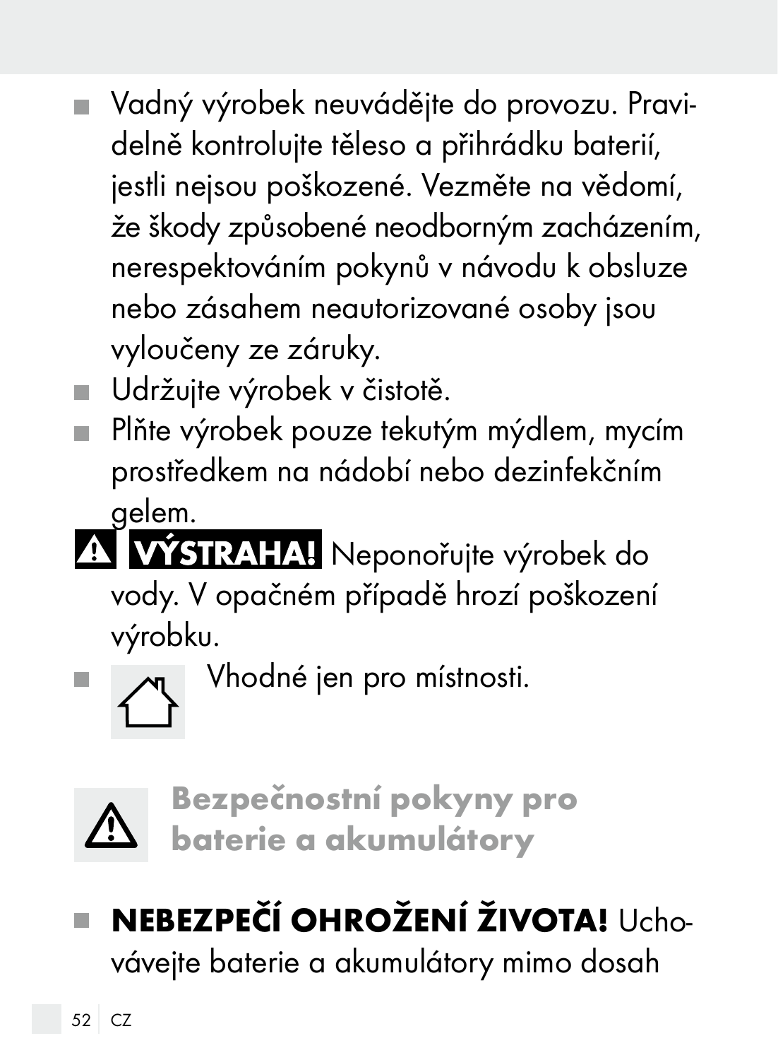- Vadný výrobek neuvádějte do provozu. Pravidelně kontrolujte těleso a přihrádku baterií, jestli nejsou poškozené. Vezměte na vědomí, že škody způsobené neodborným zacházením, nerespektováním pokynů v návodu k obsluze nebo zásahem neautorizované osoby jsou vyloučeny ze záruky.
- Udržujte výrobek v čistotě.
- Plňte výrobek pouze tekutým mýdlem, mycím prostředkem na nádobí nebo dezinfekčním gelem.

⚠ **VÝSTRAHA!** Neponořujte výrobek do vody. V opačném případě hrozí poškození výrobku.

- Vhodné jen pro místnosti.

## ⚠ Bezpečnostní pokyny pro baterie a akumulátory

- **NEBEZPEČÍ OHROŽENÍ ŽIVOTA!** Uchovávejte baterie a akumulátory mimo dosah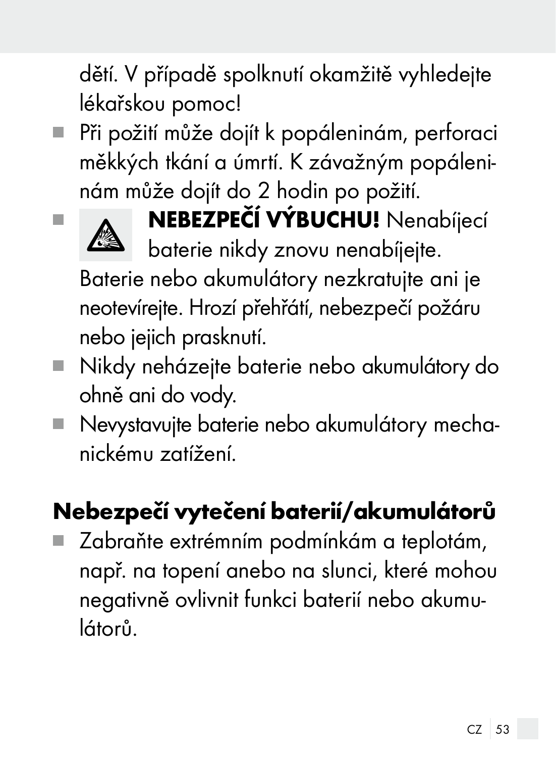dětí. V případě spolknutí okamžitě vyhledejte lékařskou pomoc!

- Při požití může dojít k popáleninám, perforaci měkkých tkání a úmrtí. K závažným popáleninám může dojít do 2 hodin po požití.
- **NEBEZPEČÍ VÝBUCHU!** Nenabíjecí baterie nikdy znovu nenabíjejte. Baterie nebo akumulátory nezkratujte ani je neotevírejte. Hrozí přehřátí, nebezpečí požáru nebo jejich prasknutí.
- Nikdy neházejte baterie nebo akumulátory do ohně ani do vody.
- Nevystavujte baterie nebo akumulátory mechanickému zatížení.

## Nebezpečí vytečení baterií/akumulátorů

- Zabraňte extrémním podmínkám a teplotám, např. na topení anebo na slunci, které mohou negativně ovlivnit funkci baterií nebo akumulátorů.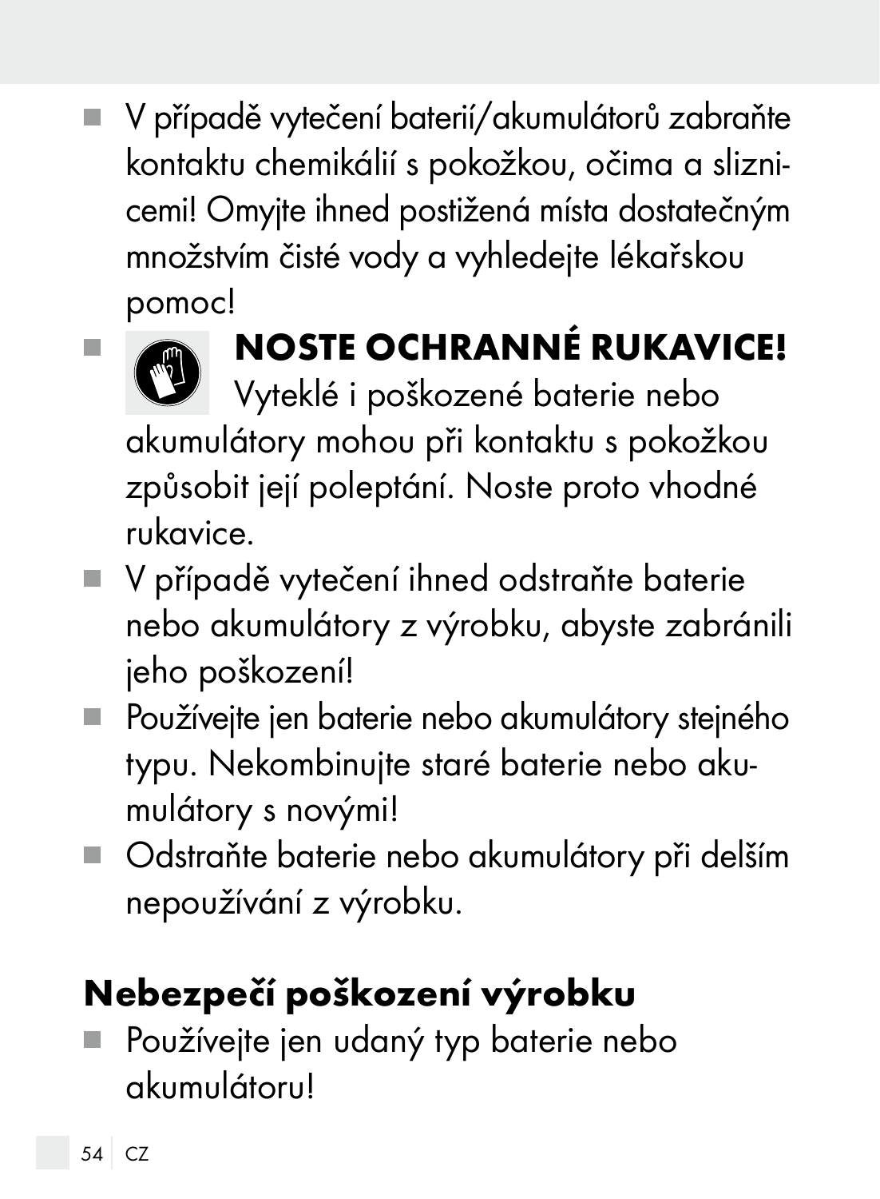- V případě vytečení baterií/akumulátorů zabraňte kontaktu chemikálií s pokožkou, očima a sliznicemi! Omyjte ihned postižená místa dostatečným množstvím čisté vody a vyhledejte lékařskou pomoc!
- **NOSTE OCHRANNÉ RUKAVICE!** Vyteklé i poškozené baterie nebo akumulátory mohou při kontaktu s pokožkou způsobit její poleptání. Noste proto vhodné rukavice.
- V případě vytečení ihned odstraňte baterie nebo akumulátory z výrobku, abyste zabránili jeho poškození!
- Používejte jen baterie nebo akumulátory stejného typu. Nekombinujte staré baterie nebo akumulátory s novými!
- Odstraňte baterie nebo akumulátory při delším nepoužívání z výrobku.

## Nebezpečí poškození výrobku

- Používejte jen udaný typ baterie nebo akumulátoru!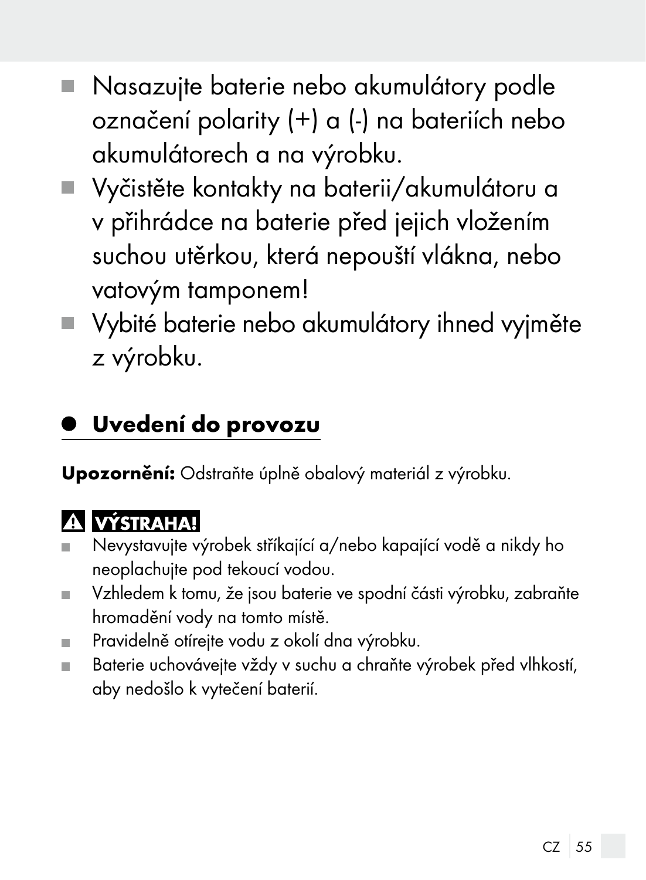- Nasazujte baterie nebo akumulátory podle označení polarity (+) a (-) na bateriích nebo akumulátorech a na výrobku.
- Vyčistěte kontakty na baterii/akumulátoru a v přihrádce na baterie před jejich vložením suchou utěrkou, která nepouští vlákna, nebo vatovým tamponem!
- Vybité baterie nebo akumulátory ihned vyjměte z výrobku.

## Uvedení do provozu

**Upozornění:** Odstraňte úplně obalový materiál z výrobku.

**⚠ VÝSTRAHA!**

- Nevystavujte výrobek stříkající a/nebo kapající vodě a nikdy ho neoplachujte pod tekoucí vodou.
- Vzhledem k tomu, že jsou baterie ve spodní části výrobku, zabraňte hromadění vody na tomto místě.
- Pravidelně otírejte vodu z okolí dna výrobku.
- Baterie uchovávejte vždy v suchu a chraňte výrobek před vlhkostí, aby nedošlo k vytečení baterií.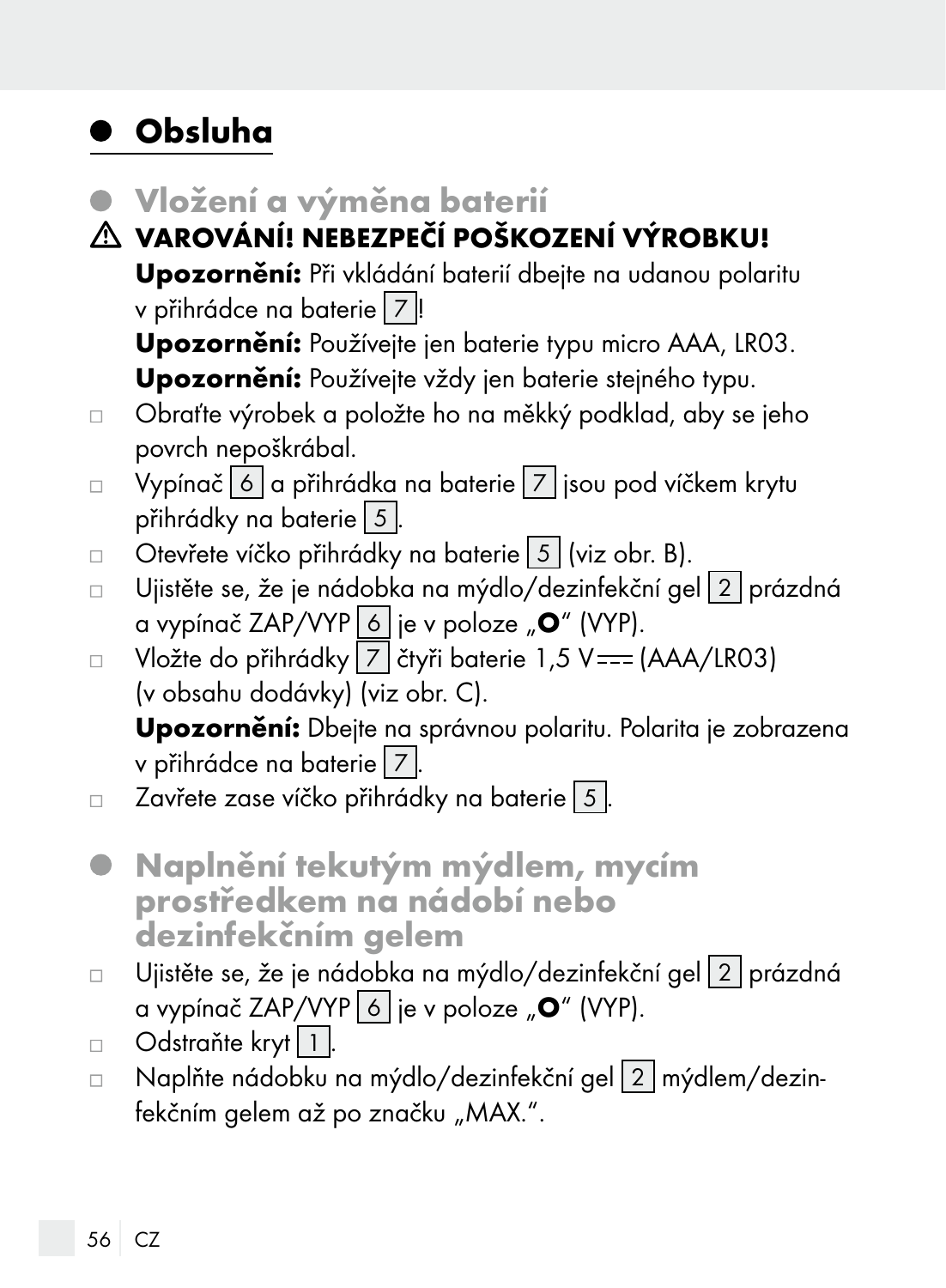# Obsluha

## Vložení a výměna baterií

⚠ **VAROVÁNÍ! NEBEZPEČÍ POŠKOZENÍ VÝROBKU!**

**Upozornění:** Při vkládání baterií dbejte na udanou polaritu v přihrádce na baterie 7!

**Upozornění:** Používejte jen baterie typu micro AAA, LR03.

**Upozornění:** Používejte vždy jen baterie stejného typu.

- Obraťte výrobek a položte ho na měkký podklad, aby se jeho povrch nepoškrábal.
- Vypínač 6 a přihrádka na baterie 7 jsou pod víčkem krytu přihrádky na baterie 5.
- Otevřete víčko přihrádky na baterie 5 (viz obr. B).
- Ujistěte se, že je nádobka na mýdlo/dezinfekční gel 2 prázdná a vypínač ZAP/VYP 6 je v poloze „**O**“ (VYP).
- Vložte do přihrádky 7 čtyři baterie 1,5 V ⎓ (AAA/LR03) (v obsahu dodávky) (viz obr. C).

  **Upozornění:** Dbejte na správnou polaritu. Polarita je zobrazena v přihrádce na baterie 7.
- Zavřete zase víčko přihrádky na baterie 5.

## Naplnění tekutým mýdlem, mycím prostředkem na nádobí nebo dezinfekčním gelem

- Ujistěte se, že je nádobka na mýdlo/dezinfekční gel 2 prázdná a vypínač ZAP/VYP 6 je v poloze „**O**“ (VYP).
- Odstraňte kryt 1.
- Naplňte nádobku na mýdlo/dezinfekční gel 2 mýdlem/dezinfekčním gelem až po značku „MAX.“.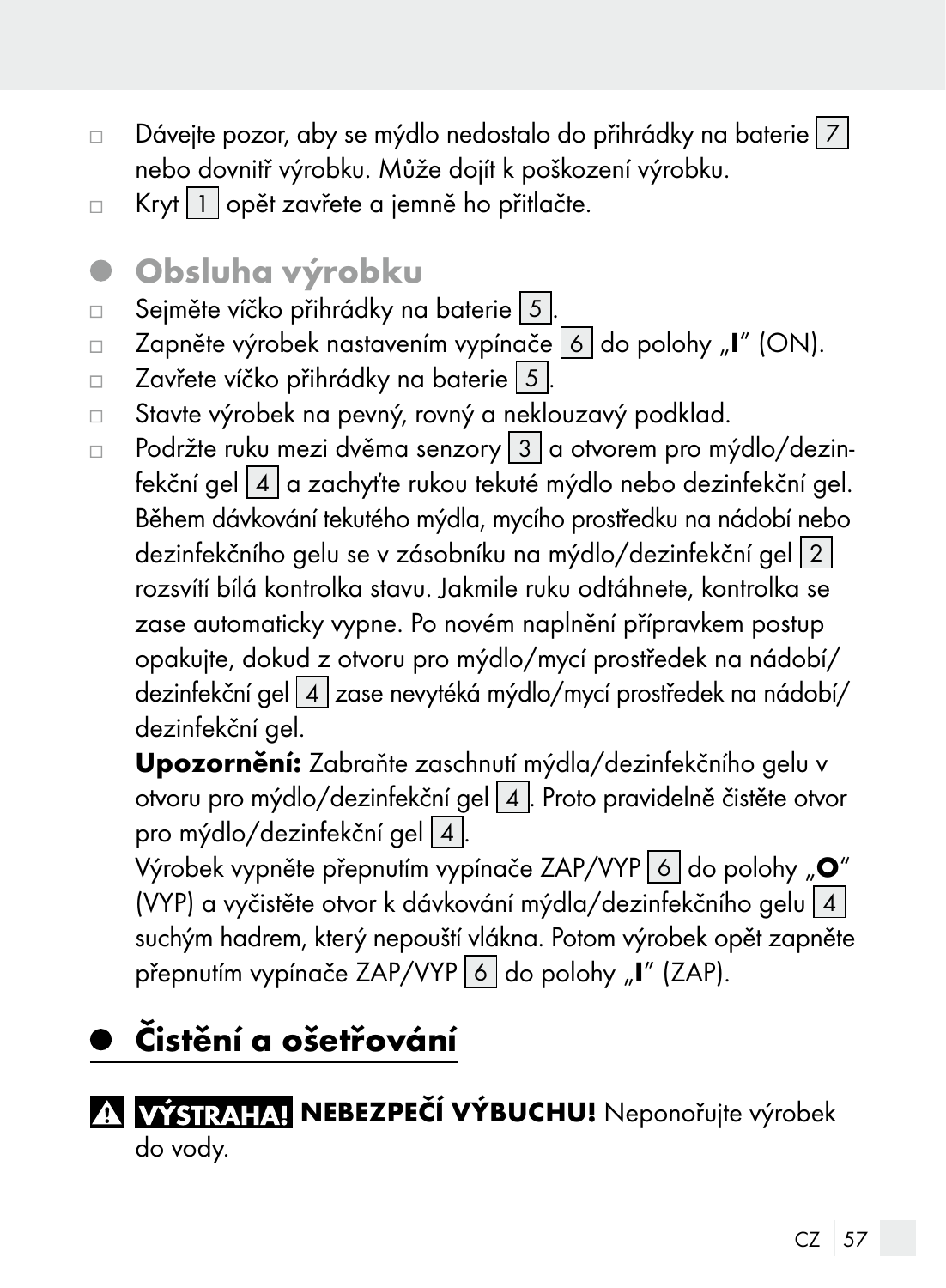- Dávejte pozor, aby se mýdlo nedostalo do přihrádky na baterie 7 nebo dovnitř výrobku. Může dojít k poškození výrobku.
- Kryt 1 opět zavřete a jemně ho přitlačte.

## Obsluha výrobku

- Sejměte víčko přihrádky na baterie 5.
- Zapněte výrobek nastavením vypínače 6 do polohy „**I**" (ON).
- Zavřete víčko přihrádky na baterie 5.
- Stavte výrobek na pevný, rovný a neklouzavý podklad.
- Podržte ruku mezi dvěma senzory 3 a otvorem pro mýdlo/dezinfekční gel 4 a zachyťte rukou tekuté mýdlo nebo dezinfekční gel. Během dávkování tekutého mýdla, mycího prostředku na nádobí nebo dezinfekčního gelu se v zásobníku na mýdlo/dezinfekční gel 2 rozsvítí bílá kontrolka stavu. Jakmile ruku odtáhnete, kontrolka se zase automaticky vypne. Po novém naplnění přípravkem postup opakujte, dokud z otvoru pro mýdlo/mycí prostředek na nádobí/dezinfekční gel 4 zase nevytéká mýdlo/mycí prostředek na nádobí/dezinfekční gel.

  **Upozornění:** Zabraňte zaschnutí mýdla/dezinfekčního gelu v otvoru pro mýdlo/dezinfekční gel 4. Proto pravidelně čistěte otvor pro mýdlo/dezinfekční gel 4.
  Výrobek vypněte přepnutím vypínače ZAP/VYP 6 do polohy „**O**" (VYP) a vyčistěte otvor k dávkování mýdla/dezinfekčního gelu 4 suchým hadrem, který nepouští vlákna. Potom výrobek opět zapněte přepnutím vypínače ZAP/VYP 6 do polohy „**I**" (ZAP).

## Čistění a ošetřování

⚠ **VÝSTRAHA! NEBEZPEČÍ VÝBUCHU!** Neponořujte výrobek do vody.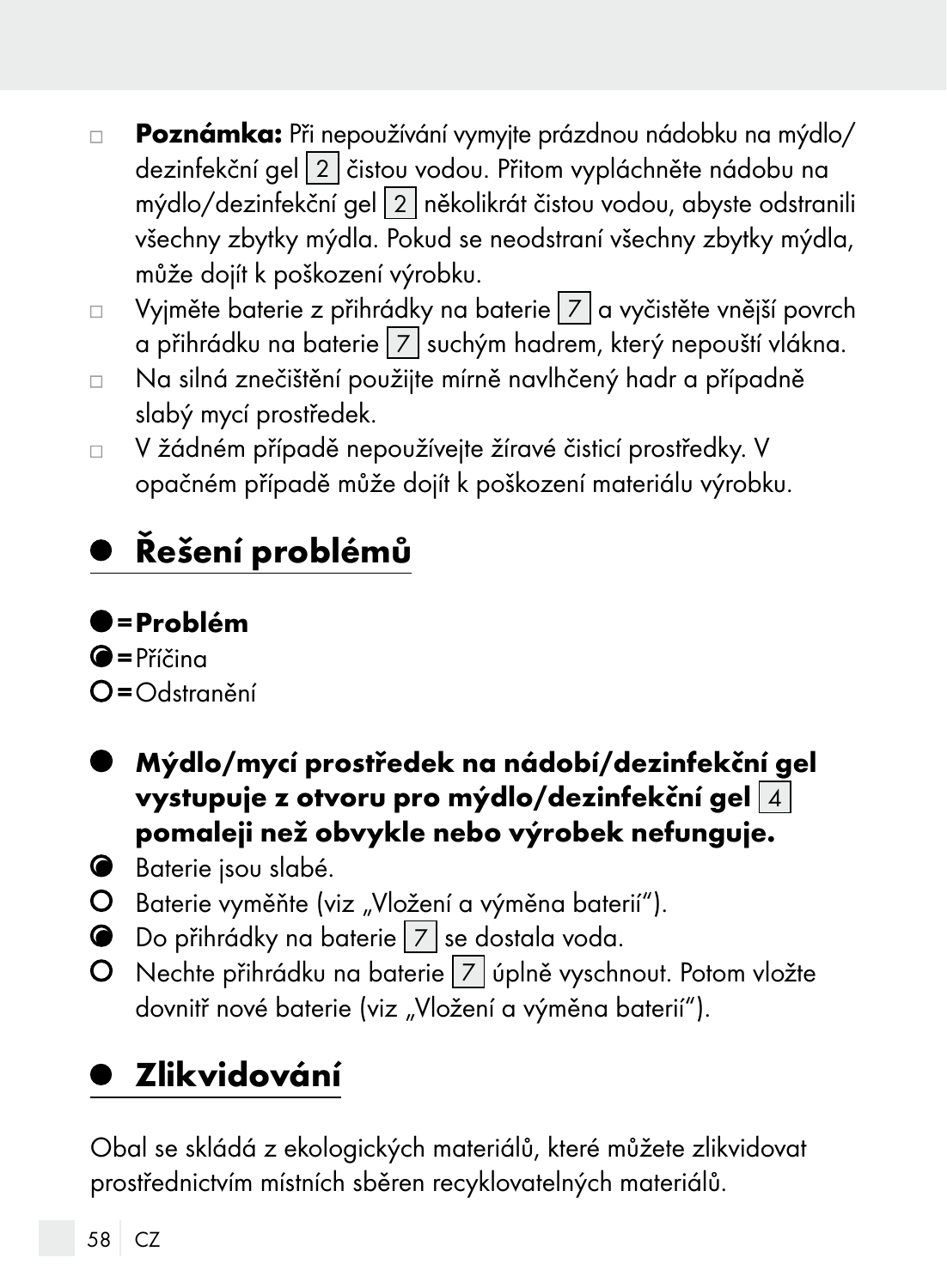- **Poznámka:** Při nepoužívání vymyjte prázdnou nádobku na mýdlo/ dezinfekční gel 2 čistou vodou. Přitom vypláchněte nádobu na mýdlo/dezinfekční gel 2 několikrát čistou vodou, abyste odstranili všechny zbytky mýdla. Pokud se neodstraní všechny zbytky mýdla, může dojít k poškození výrobku.
- Vyjměte baterie z přihrádky na baterie 7 a vyčistěte vnější povrch a přihrádku na baterie 7 suchým hadrem, který nepouští vlákna.
- Na silná znečištění použijte mírně navlhčený hadr a případně slabý mycí prostředek.
- V žádném případě nepoužívejte žíravé čisticí prostředky. V opačném případě může dojít k poškození materiálu výrobku.

## Řešení problémů

● = **Problém**
◐ = Příčina
○ = Odstranění

● **Mýdlo/mycí prostředek na nádobí/dezinfekční gel vystupuje z otvoru pro mýdlo/dezinfekční gel 4 pomaleji než obvykle nebo výrobek nefunguje.**

◐ Baterie jsou slabé.
○ Baterie vyměňte (viz „Vložení a výměna baterií").
◐ Do přihrádky na baterie 7 se dostala voda.
○ Nechte přihrádku na baterie 7 úplně vyschnout. Potom vložte dovnitř nové baterie (viz „Vložení a výměna baterií").

## Zlikvidování

Obal se skládá z ekologických materiálů, které můžete zlikvidovat prostřednictvím místních sběren recyklovatelných materiálů.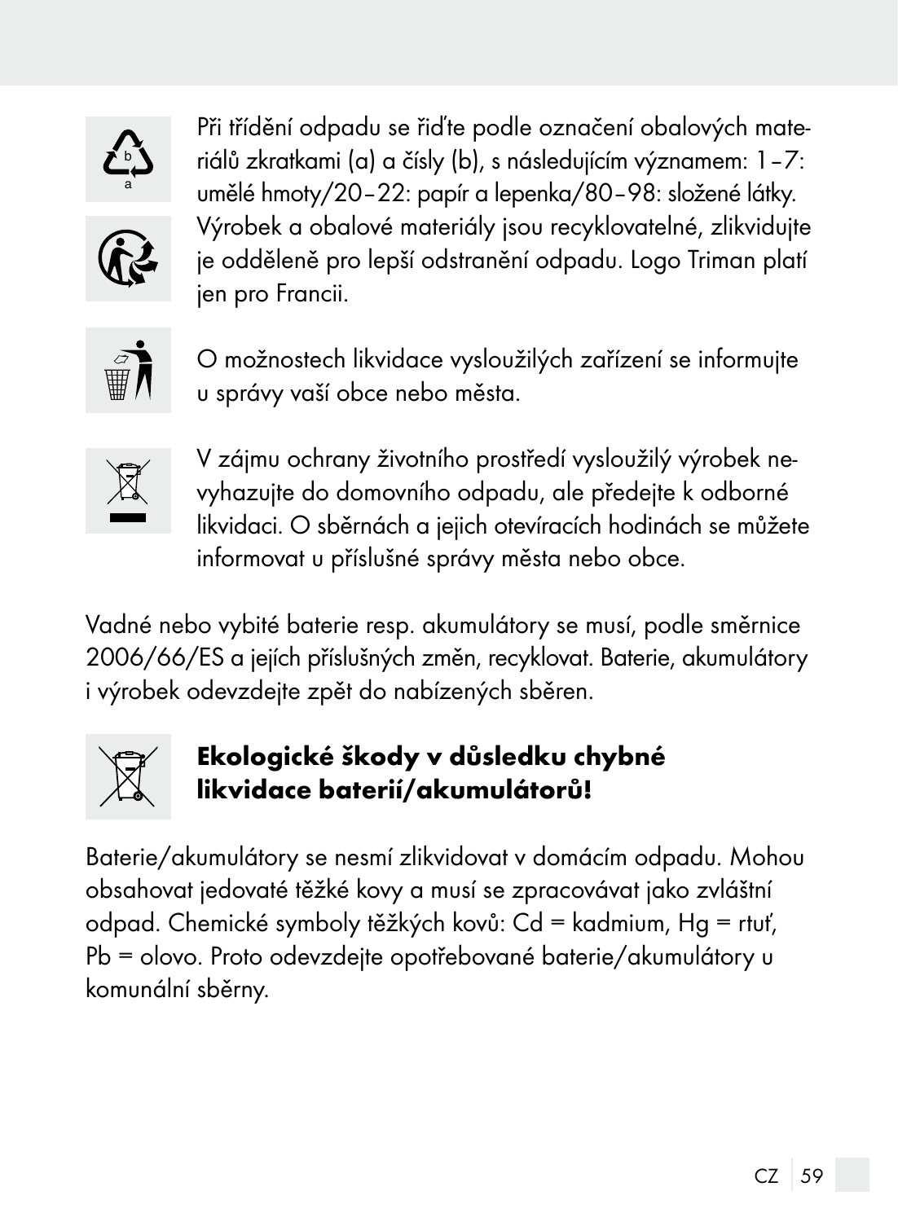Při třídění odpadu se řiďte podle označení obalových materiálů zkratkami (a) a čísly (b), s následujícím významem: 1–7: umělé hmoty/20–22: papír a lepenka/80–98: složené látky. Výrobek a obalové materiály jsou recyklovatelné, zlikvidujte je odděleně pro lepší odstranění odpadu. Logo Triman platí jen pro Francii.

O možnostech likvidace vysloužilých zařízení se informujte u správy vaší obce nebo města.

V zájmu ochrany životního prostředí vysloužilý výrobek nevyhazujte do domovního odpadu, ale předejte k odborné likvidaci. O sběrnách a jejich otevíracích hodinách se můžete informovat u příslušné správy města nebo obce.

Vadné nebo vybité baterie resp. akumulátory se musí, podle směrnice 2006/66/ES a jejích příslušných změn, recyklovat. Baterie, akumulátory i výrobek odevzdejte zpět do nabízených sběren.

**Ekologické škody v důsledku chybné likvidace baterií/akumulátorů!**

Baterie/akumulátory se nesmí zlikvidovat v domácím odpadu. Mohou obsahovat jedovaté těžké kovy a musí se zpracovávat jako zvláštní odpad. Chemické symboly těžkých kovů: Cd = kadmium, Hg = rtuť, Pb = olovo. Proto odevzdejte opotřebované baterie/akumulátory u komunální sběrny.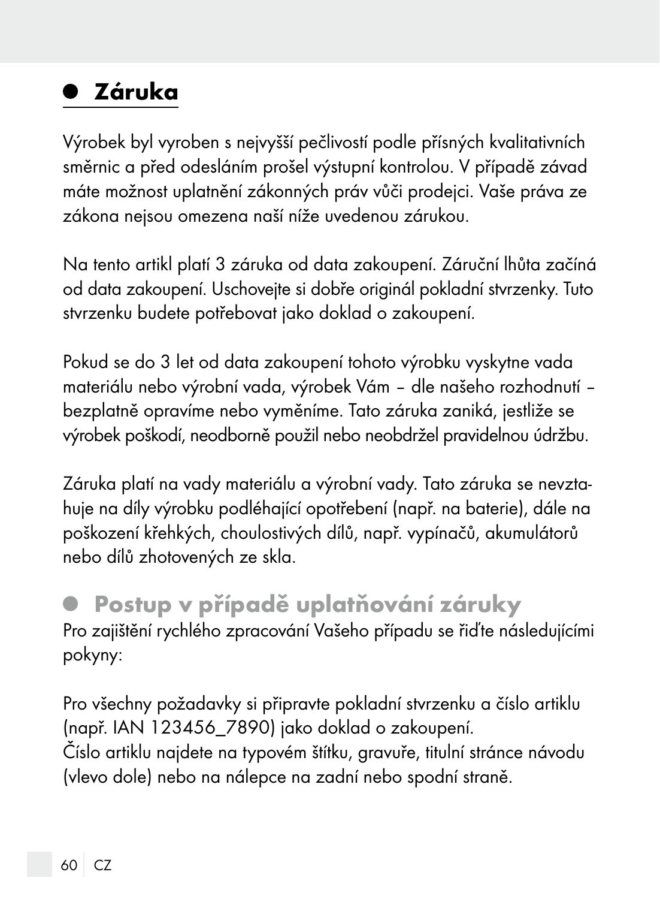# Záruka

Výrobek byl vyroben s nejvyšší pečlivostí podle přísných kvalitativních směrnic a před odesláním prošel výstupní kontrolou. V případě závad máte možnost uplatnění zákonných práv vůči prodejci. Vaše práva ze zákona nejsou omezena naší níže uvedenou zárukou.

Na tento artikl platí 3 záruka od data zakoupení. Záruční lhůta začíná od data zakoupení. Uschovejte si dobře originál pokladní stvrzenky. Tuto stvrzenku budete potřebovat jako doklad o zakoupení.

Pokud se do 3 let od data zakoupení tohoto výrobku vyskytne vada materiálu nebo výrobní vada, výrobek Vám – dle našeho rozhodnutí – bezplatně opravíme nebo vyměníme. Tato záruka zaniká, jestliže se výrobek poškodí, neodborně použil nebo neobdržel pravidelnou údržbu.

Záruka platí na vady materiálu a výrobní vady. Tato záruka se nevztahuje na díly výrobku podléhající opotřebení (např. na baterie), dále na poškození křehkých, choulostivých dílů, např. vypínačů, akumulátorů nebo dílů zhotovených ze skla.

## Postup v případě uplatňování záruky

Pro zajištění rychlého zpracování Vašeho případu se řiďte následujícími pokyny:

Pro všechny požadavky si připravte pokladní stvrzenku a číslo artiklu (např. IAN 123456_7890) jako doklad o zakoupení.
Číslo artiklu najdete na typovém štítku, gravuře, titulní stránce návodu (vlevo dole) nebo na nálepce na zadní nebo spodní straně.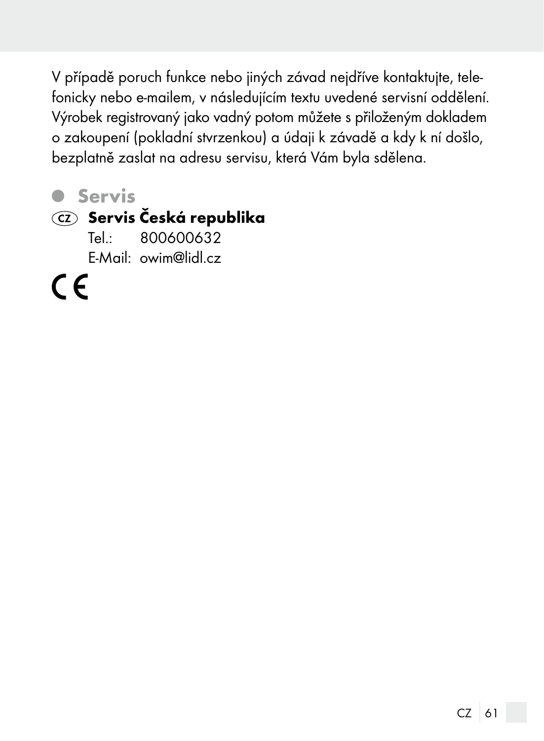V případě poruch funkce nebo jiných závad nejdříve kontaktujte, telefonicky nebo e-mailem, v následujícím textu uvedené servisní oddělení. Výrobek registrovaný jako vadný potom můžete s přiloženým dokladem o zakoupení (pokladní stvrzenkou) a údaji k závadě a kdy k ní došlo, bezplatně zaslat na adresu servisu, která Vám byla sdělena.

## Servis

**CZ Servis Česká republika**

Tel.: 800600632

E-Mail: owim@lidl.cz

CE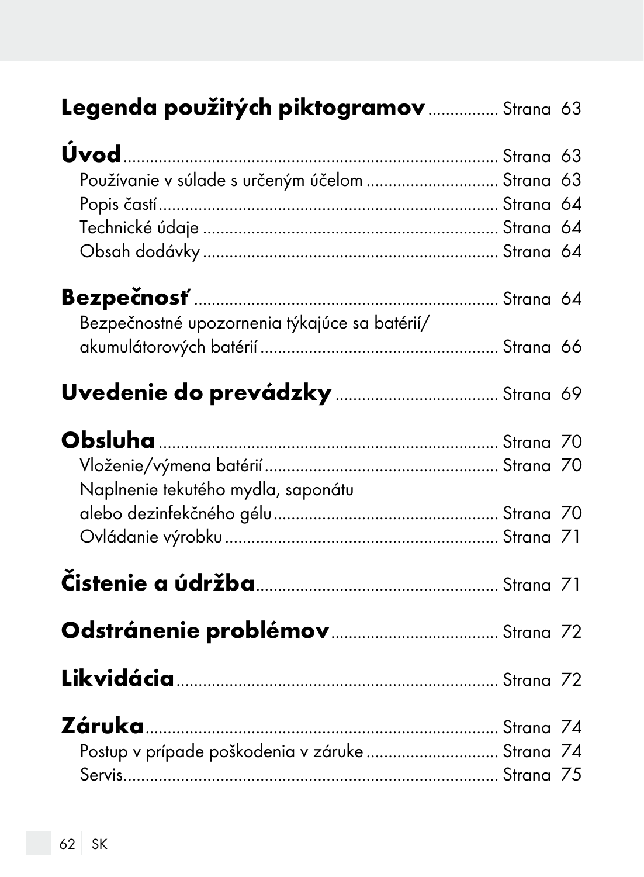**Legenda použitých piktogramov** ................ Strana 63

**Úvod** ........................................................................ Strana 63

Používanie v súlade s určeným účelom ............................. Strana 63

Popis častí ........................................................................ Strana 64

Technické údaje ................................................................ Strana 64

Obsah dodávky ................................................................ Strana 64

**Bezpečnosť** .................................................................. Strana 64

Bezpečnostné upozornenia týkajúce sa batérií/
akumulátorových batérií .................................................... Strana 66

**Uvedenie do prevádzky** ................................... Strana 69

**Obsluha** ........................................................................ Strana 70

Vloženie/výmena batérií .................................................... Strana 70

Naplnenie tekutého mydla, saponátu
alebo dezinfekčného gélu .................................................. Strana 70

Ovládanie výrobku ............................................................ Strana 71

**Čistenie a údržba** ...................................................... Strana 71

**Odstránenie problémov** .................................... Strana 72

**Likvidácia** .................................................................... Strana 72

**Záruka** .......................................................................... Strana 74

Postup v prípade poškodenia v záruke ............................. Strana 74

Servis ................................................................................. Strana 75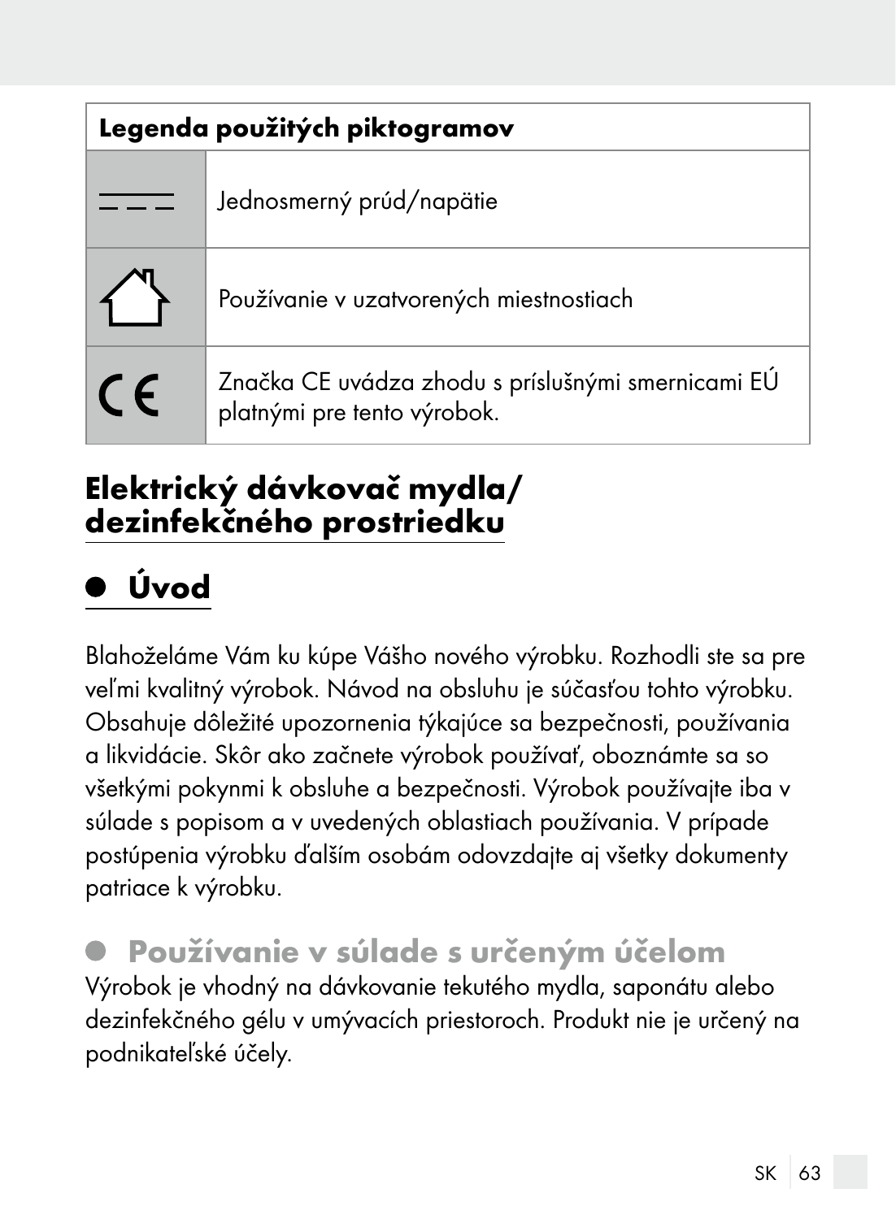| Legenda použitých piktogramov | |
|---|---|
| ⎓ | Jednosmerný prúd/napätie |
| ⌂ | Používanie v uzatvorených miestnostiach |
| CE | Značka CE uvádza zhodu s príslušnými smernicami EÚ platnými pre tento výrobok. |

# Elektrický dávkovač mydla/ dezinfekčného prostriedku

## Úvod

Blahoželáme Vám ku kúpe Vášho nového výrobku. Rozhodli ste sa pre veľmi kvalitný výrobok. Návod na obsluhu je súčasťou tohto výrobku. Obsahuje dôležité upozornenia týkajúce sa bezpečnosti, používania a likvidácie. Skôr ako začnete výrobok používať, oboznámte sa so všetkými pokynmi k obsluhe a bezpečnosti. Výrobok používajte iba v súlade s popisom a v uvedených oblastiach používania. V prípade postúpenia výrobku ďalším osobám odovzdajte aj všetky dokumenty patriace k výrobku.

## Používanie v súlade s určeným účelom

Výrobok je vhodný na dávkovanie tekutého mydla, saponátu alebo dezinfekčného gélu v umývacích priestoroch. Produkt nie je určený na podnikateľské účely.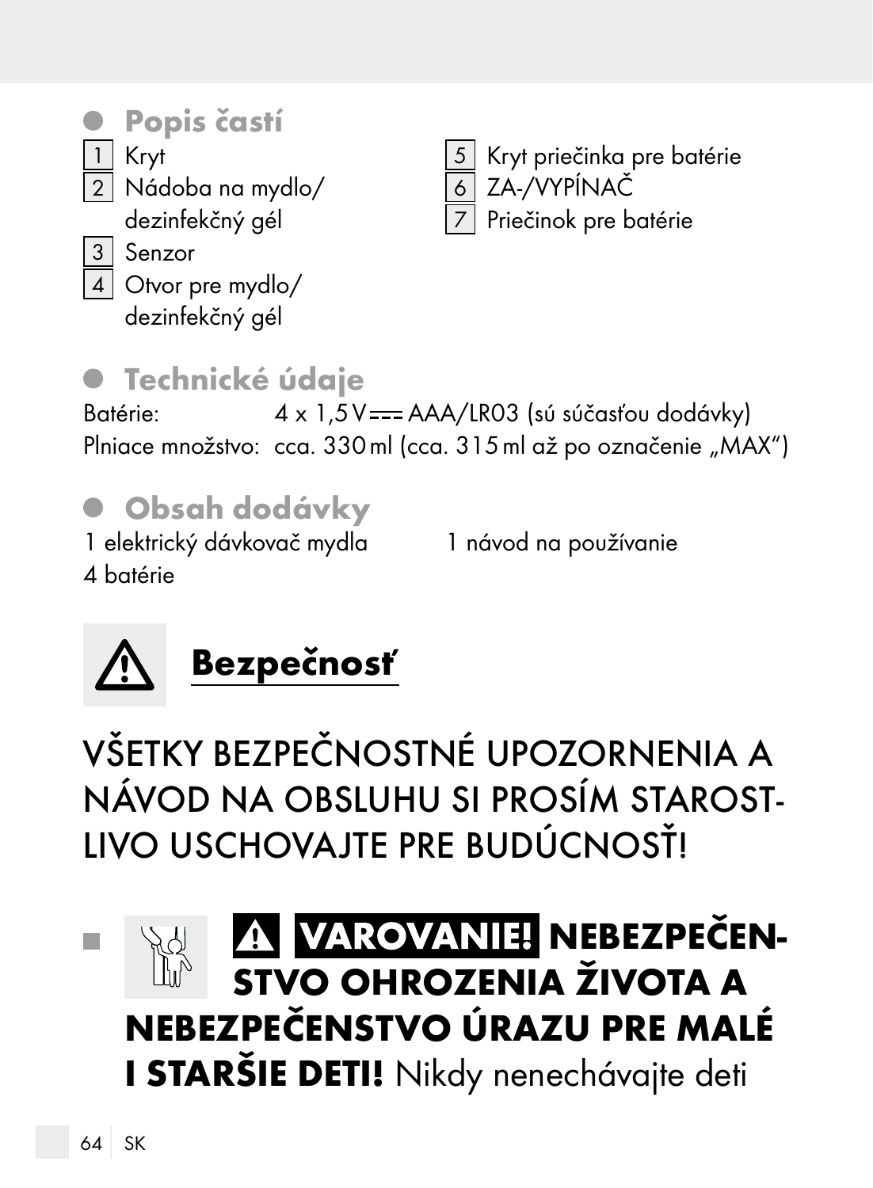## Popis častí

1 Kryt
2 Nádoba na mydlo/dezinfekčný gél
3 Senzor
4 Otvor pre mydlo/dezinfekčný gél
5 Kryt priečinka pre batérie
6 ZA-/VYPÍNAČ
7 Priečinok pre batérie

## Technické údaje

Batérie: 4 x 1,5 V ⎓ AAA/LR03 (sú súčasťou dodávky)
Plniace množstvo: cca. 330 ml (cca. 315 ml až po označenie „MAX“)

## Obsah dodávky

1 elektrický dávkovač mydla
4 batérie
1 návod na používanie

# Bezpečnosť

VŠETKY BEZPEČNOSTNÉ UPOZORNENIA A NÁVOD NA OBSLUHU SI PROSÍM STAROSTLIVO USCHOVAJTE PRE BUDÚCNOSŤ!

- **VAROVANIE! NEBEZPEČENSTVO OHROZENIA ŽIVOTA A NEBEZPEČENSTVO ÚRAZU PRE MALÉ I STARŠIE DETI!** Nikdy nenechávajte deti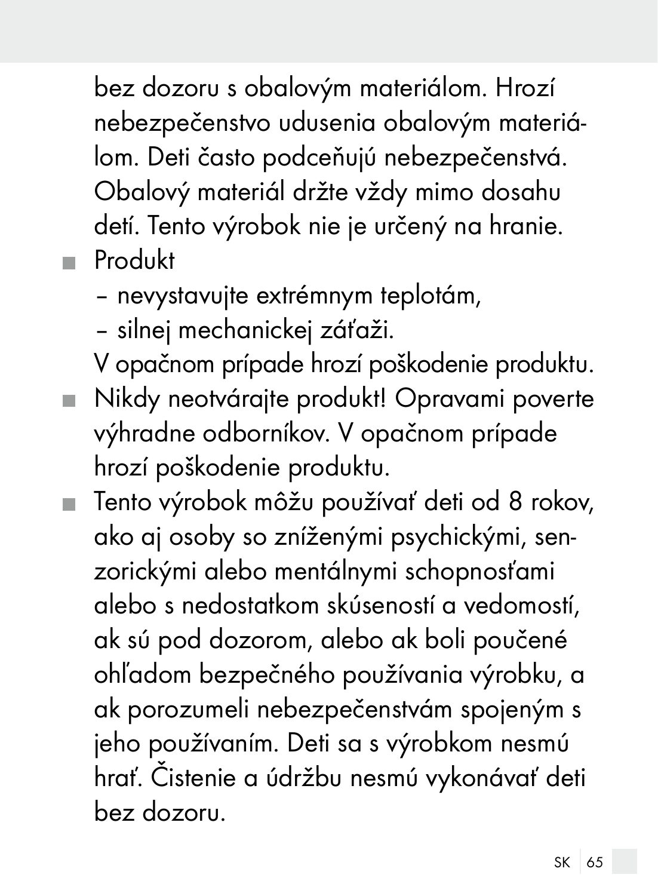bez dozoru s obalovým materiálom. Hrozí nebezpečenstvo udusenia obalovým materiálom. Deti často podceňujú nebezpečenstvá. Obalový materiál držte vždy mimo dosahu detí. Tento výrobok nie je určený na hranie.

- Produkt
  - nevystavujte extrémnym teplotám,
  - silnej mechanickej záťaži.

  V opačnom prípade hrozí poškodenie produktu.
- Nikdy neotvárajte produkt! Opravami poverte výhradne odborníkov. V opačnom prípade hrozí poškodenie produktu.
- Tento výrobok môžu používať deti od 8 rokov, ako aj osoby so zníženými psychickými, senzorickými alebo mentálnymi schopnosťami alebo s nedostatkom skúseností a vedomostí, ak sú pod dozorom, alebo ak boli poučené ohľadom bezpečného používania výrobku, a ak porozumeli nebezpečenstvám spojeným s jeho používaním. Deti sa s výrobkom nesmú hrať. Čistenie a údržbu nesmú vykonávať deti bez dozoru.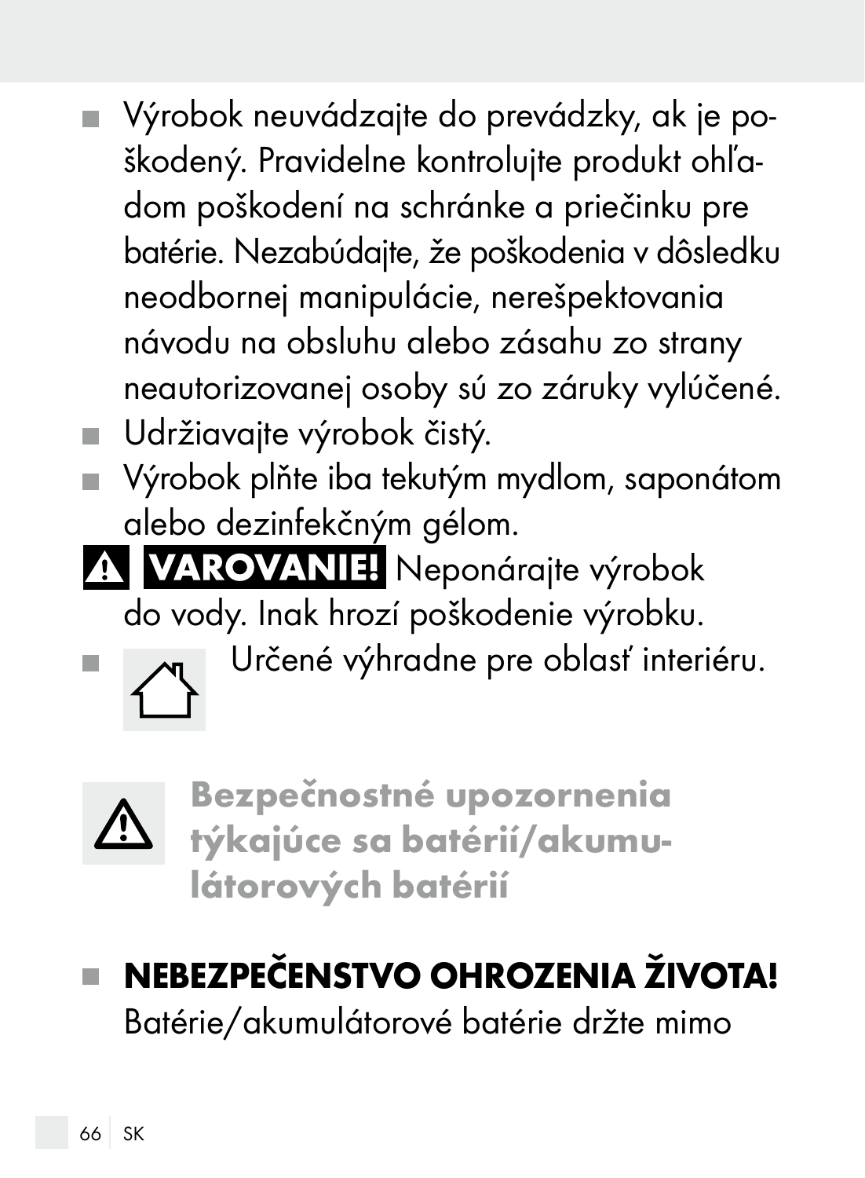- Výrobok neuvádzajte do prevádzky, ak je poškodený. Pravidelne kontrolujte produkt ohľadom poškodení na schránke a priečinku pre batérie. Nezabúdajte, že poškodenia v dôsledku neodbornej manipulácie, nerešpektovania návodu na obsluhu alebo zásahu zo strany neautorizovanej osoby sú zo záruky vylúčené.
- Udržiavajte výrobok čistý.
- Výrobok plňte iba tekutým mydlom, saponátom alebo dezinfekčným gélom.

⚠ **VAROVANIE!** Neponárajte výrobok do vody. Inak hrozí poškodenie výrobku.

- Určené výhradne pre oblasť interiéru.

## ⚠ Bezpečnostné upozornenia týkajúce sa batérií/akumulátorových batérií

- **NEBEZPEČENSTVO OHROZENIA ŽIVOTA!** Batérie/akumulátorové batérie držte mimo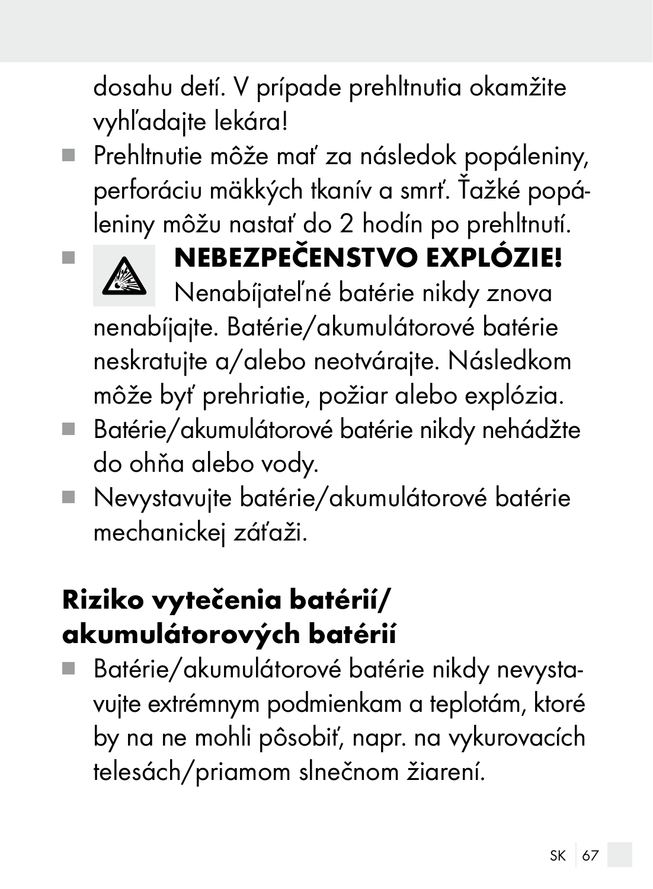dosahu detí. V prípade prehltnutia okamžite vyhľadajte lekára!

- Prehltnutie môže mať za následok popáleniny, perforáciu mäkkých tkanív a smrť. Ťažké popáleniny môžu nastať do 2 hodín po prehltnutí.
- **NEBEZPEČENSTVO EXPLÓZIE!** Nenabíjateľné batérie nikdy znova nenabíjajte. Batérie/akumulátorové batérie neskratujte a/alebo neotvárajte. Následkom môže byť prehriatie, požiar alebo explózia.
- Batérie/akumulátorové batérie nikdy nehádžte do ohňa alebo vody.
- Nevystavujte batérie/akumulátorové batérie mechanickej záťaži.

## Riziko vytečenia batérií/ akumulátorových batérií

- Batérie/akumulátorové batérie nikdy nevystavujte extrémnym podmienkam a teplotám, ktoré by na ne mohli pôsobiť, napr. na vykurovacích telesách/priamom slnečnom žiarení.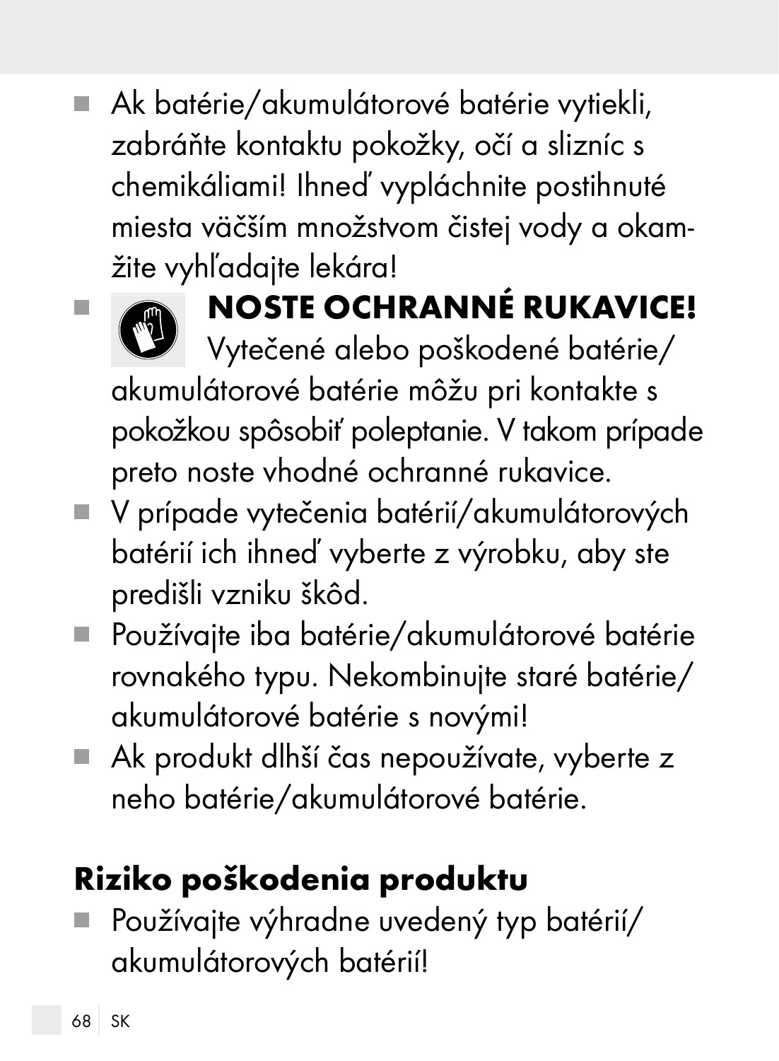- Ak batérie/akumulátorové batérie vytiekli, zabráňte kontaktu pokožky, očí a slizníc s chemikáliami! Ihneď vypláchnite postihnuté miesta väčším množstvom čistej vody a okamžite vyhľadajte lekára!
- **NOSTE OCHRANNÉ RUKAVICE!** Vytečené alebo poškodené batérie/akumulátorové batérie môžu pri kontakte s pokožkou spôsobiť poleptanie. V takom prípade preto noste vhodné ochranné rukavice.
- V prípade vytečenia batérií/akumulátorových batérií ich ihneď vyberte z výrobku, aby ste predišli vzniku škôd.
- Používajte iba batérie/akumulátorové batérie rovnakého typu. Nekombinujte staré batérie/akumulátorové batérie s novými!
- Ak produkt dlhší čas nepoužívate, vyberte z neho batérie/akumulátorové batérie.

## Riziko poškodenia produktu

- Používajte výhradne uvedený typ batérií/akumulátorových batérií!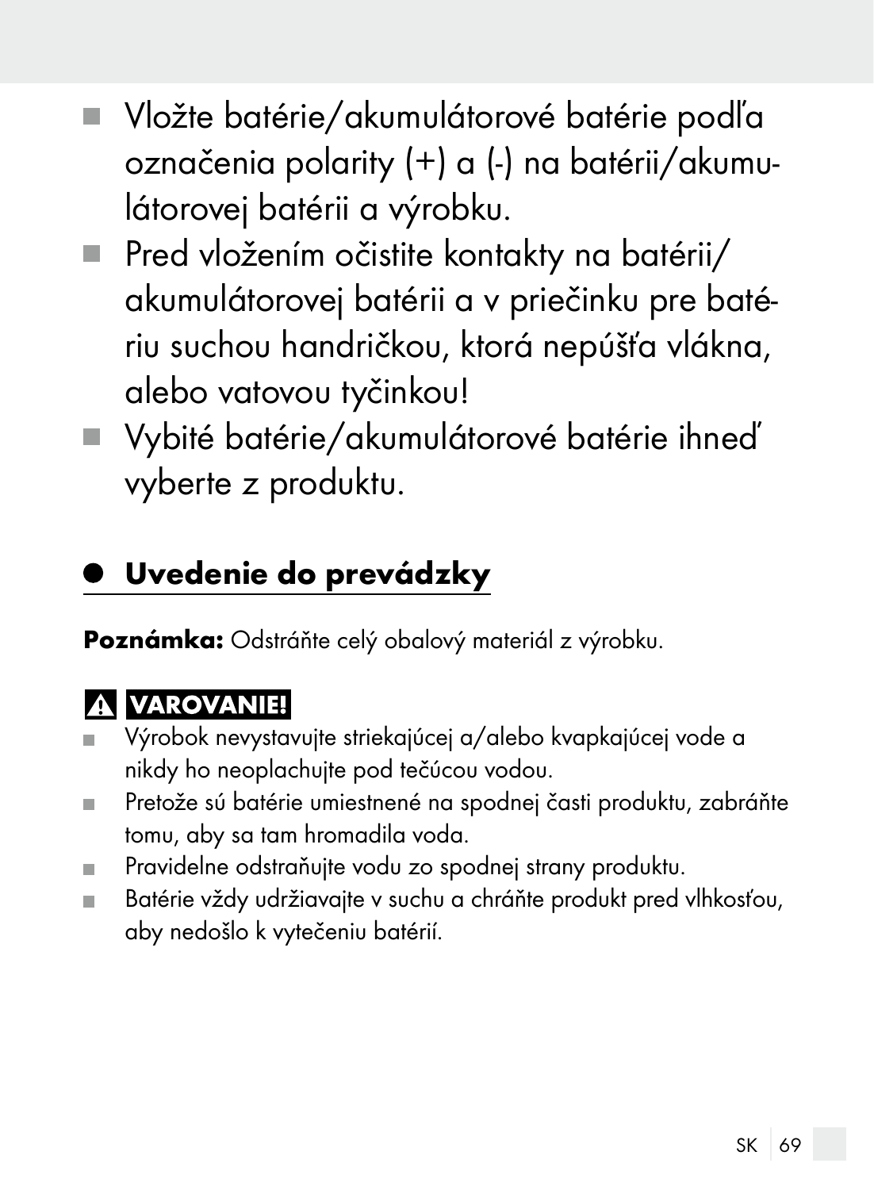- Vložte batérie/akumulátorové batérie podľa označenia polarity (+) a (-) na batérii/akumulátorovej batérii a výrobku.
- Pred vložením očistite kontakty na batérii/akumulátorovej batérii a v priečinku pre batériu suchou handričkou, ktorá nepúšťa vlákna, alebo vatovou tyčinkou!
- Vybité batérie/akumulátorové batérie ihneď vyberte z produktu.

## Uvedenie do prevádzky

**Poznámka:** Odstráňte celý obalový materiál z výrobku.

**⚠ VAROVANIE!**

- Výrobok nevystavujte striekajúcej a/alebo kvapkajúcej vode a nikdy ho neoplachujte pod tečúcou vodou.
- Pretože sú batérie umiestnené na spodnej časti produktu, zabráňte tomu, aby sa tam hromadila voda.
- Pravidelne odstraňujte vodu zo spodnej strany produktu.
- Batérie vždy udržiavajte v suchu a chráňte produkt pred vlhkosťou, aby nedošlo k vytečeniu batérií.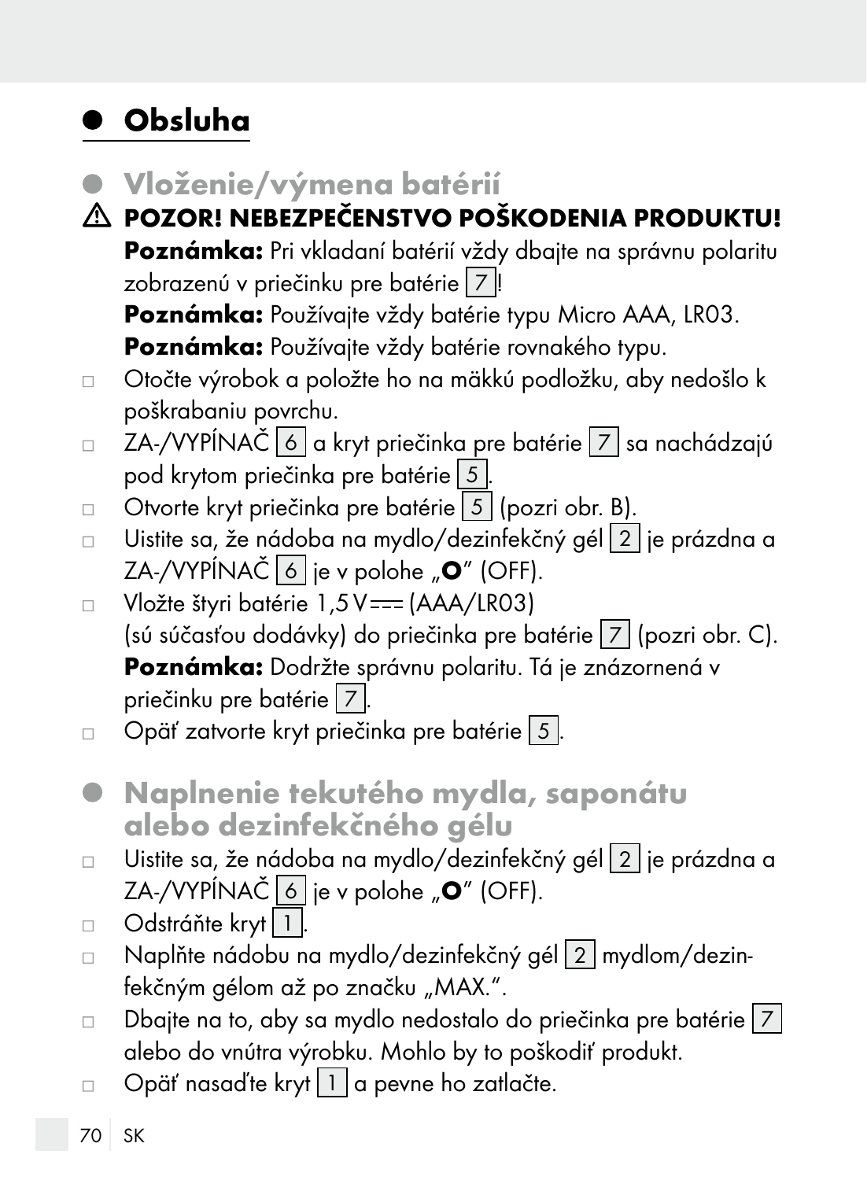# Obsluha

## Vloženie/výmena batérií

⚠ **POZOR! NEBEZPEČENSTVO POŠKODENIA PRODUKTU!**

**Poznámka:** Pri vkladaní batérií vždy dbajte na správnu polaritu zobrazenú v priečinku pre batérie 7!

**Poznámka:** Používajte vždy batérie typu Micro AAA, LR03.

**Poznámka:** Používajte vždy batérie rovnakého typu.

- Otočte výrobok a položte ho na mäkkú podložku, aby nedošlo k poškrabaniu povrchu.
- ZA-/VYPÍNAČ 6 a kryt priečinka pre batérie 7 sa nachádzajú pod krytom priečinka pre batérie 5.
- Otvorte kryt priečinka pre batérie 5 (pozri obr. B).
- Uistite sa, že nádoba na mydlo/dezinfekčný gél 2 je prázdna a ZA-/VYPÍNAČ 6 je v polohe „**O**" (OFF).
- Vložte štyri batérie 1,5 V ⎓ (AAA/LR03) (sú súčasťou dodávky) do priečinka pre batérie 7 (pozri obr. C).
  **Poznámka:** Dodržte správnu polaritu. Tá je znázornená v priečinku pre batérie 7.
- Opäť zatvorte kryt priečinka pre batérie 5.

## Naplnenie tekutého mydla, saponátu alebo dezinfekčného gélu

- Uistite sa, že nádoba na mydlo/dezinfekčný gél 2 je prázdna a ZA-/VYPÍNAČ 6 je v polohe „**O**" (OFF).
- Odstráňte kryt 1.
- Naplňte nádobu na mydlo/dezinfekčný gél 2 mydlom/dezinfekčným gélom až po značku „MAX.".
- Dbajte na to, aby sa mydlo nedostalo do priečinka pre batérie 7 alebo do vnútra výrobku. Mohlo by to poškodiť produkt.
- Opäť nasaďte kryt 1 a pevne ho zatlačte.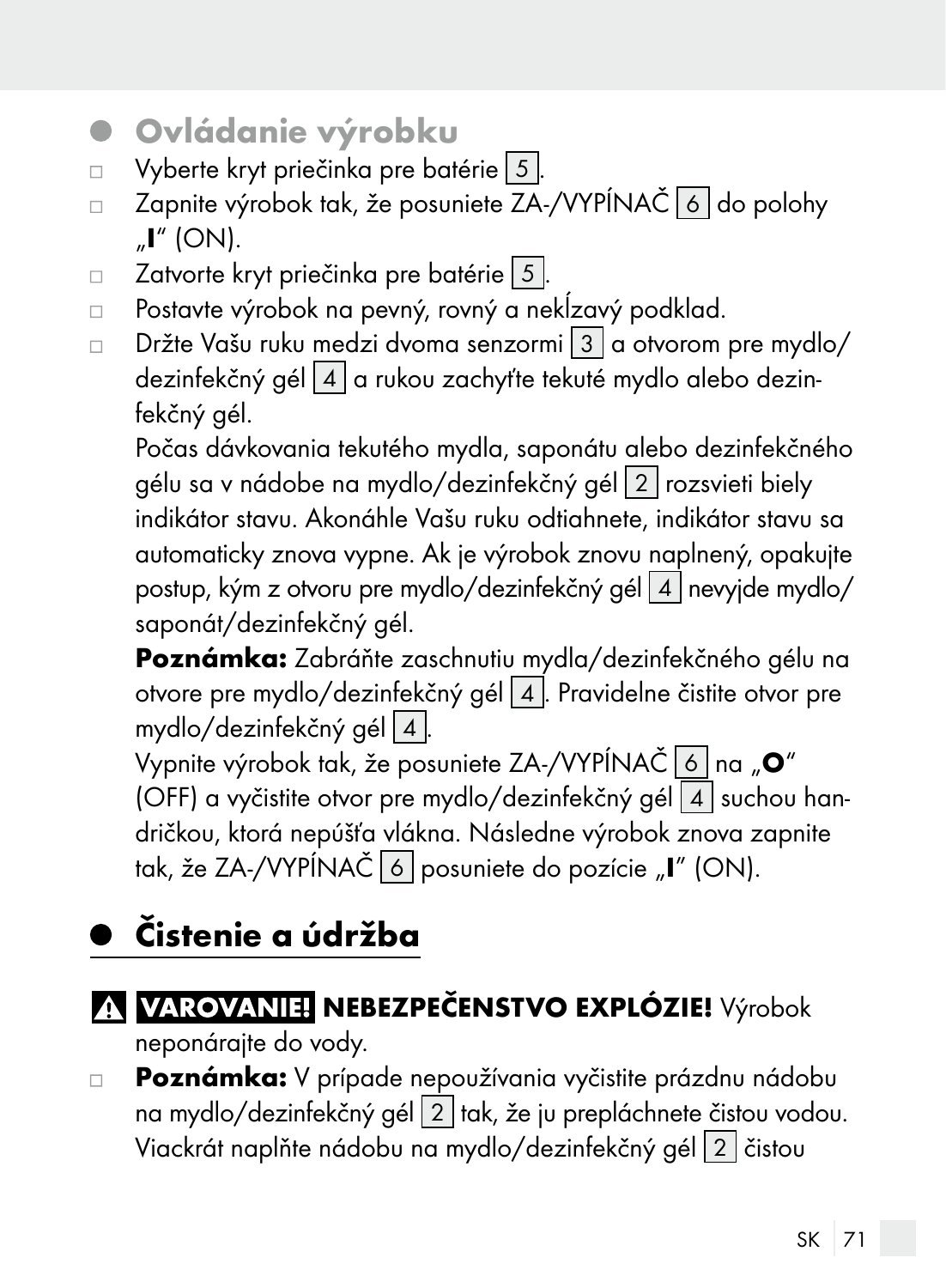## Ovládanie výrobku

- Vyberte kryt priečinka pre batérie 5.
- Zapnite výrobok tak, že posuniete ZA-/VYPÍNAČ 6 do polohy „**I**“ (ON).
- Zatvorte kryt priečinka pre batérie 5.
- Postavte výrobok na pevný, rovný a nekĺzavý podklad.
- Držte Vašu ruku medzi dvoma senzormi 3 a otvorom pre mydlo/dezinfekčný gél 4 a rukou zachyťte tekuté mydlo alebo dezinfekčný gél.

  Počas dávkovania tekutého mydla, saponátu alebo dezinfekčného gélu sa v nádobe na mydlo/dezinfekčný gél 2 rozsvieti biely indikátor stavu. Akonáhle Vašu ruku odtiahnete, indikátor stavu sa automaticky znova vypne. Ak je výrobok znovu naplnený, opakujte postup, kým z otvoru pre mydlo/dezinfekčný gél 4 nevyjde mydlo/saponát/dezinfekčný gél.

  **Poznámka:** Zabráňte zaschnutiu mydla/dezinfekčného gélu na otvore pre mydlo/dezinfekčný gél 4. Pravidelne čistite otvor pre mydlo/dezinfekčný gél 4.

  Vypnite výrobok tak, že posuniete ZA-/VYPÍNAČ 6 na „**O**“ (OFF) a vyčistite otvor pre mydlo/dezinfekčný gél 4 suchou handričkou, ktorá nepúšťa vlákna. Následne výrobok znova zapnite tak, že ZA-/VYPÍNAČ 6 posuniete do pozície „**I**“ (ON).

## Čistenie a údržba

⚠ **VAROVANIE! NEBEZPEČENSTVO EXPLÓZIE!** Výrobok neponárajte do vody.

- **Poznámka:** V prípade nepoužívania vyčistite prázdnu nádobu na mydlo/dezinfekčný gél 2 tak, že ju prepláchnete čistou vodou. Viackrát naplňte nádobu na mydlo/dezinfekčný gél 2 čistou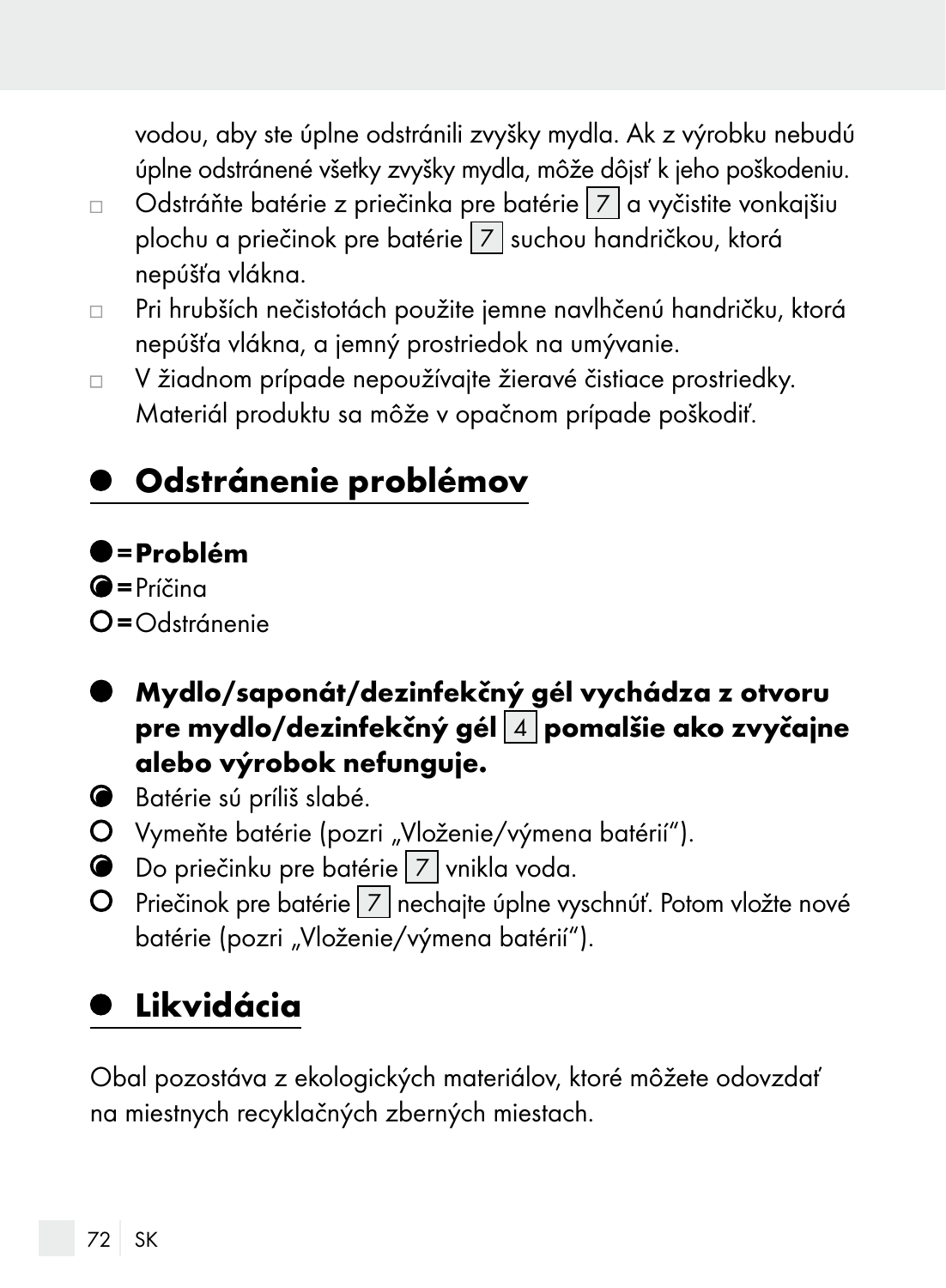vodou, aby ste úplne odstránili zvyšky mydla. Ak z výrobku nebudú úplne odstránené všetky zvyšky mydla, môže dôjsť k jeho poškodeniu.

- Odstráňte batérie z priečinka pre batérie 7 a vyčistite vonkajšiu plochu a priečinok pre batérie 7 suchou handričkou, ktorá nepúšťa vlákna.
- Pri hrubších nečistotách použite jemne navlhčenú handričku, ktorá nepúšťa vlákna, a jemný prostriedok na umývanie.
- V žiadnom prípade nepoužívajte žieravé čistiace prostriedky. Materiál produktu sa môže v opačnom prípade poškodiť.

## Odstránenie problémov

● = **Problém**
◐ = Príčina
○ = Odstránenie

● **Mydlo/saponát/dezinfekčný gél vychádza z otvoru pre mydlo/dezinfekčný gél 4 pomalšie ako zvyčajne alebo výrobok nefunguje.**

◐ Batérie sú príliš slabé.
○ Vymeňte batérie (pozri „Vloženie/výmena batérií").
◐ Do priečinku pre batérie 7 vnikla voda.
○ Priečinok pre batérie 7 nechajte úplne vyschnúť. Potom vložte nové batérie (pozri „Vloženie/výmena batérií").

## Likvidácia

Obal pozostáva z ekologických materiálov, ktoré môžete odovzdať na miestnych recyklačných zberných miestach.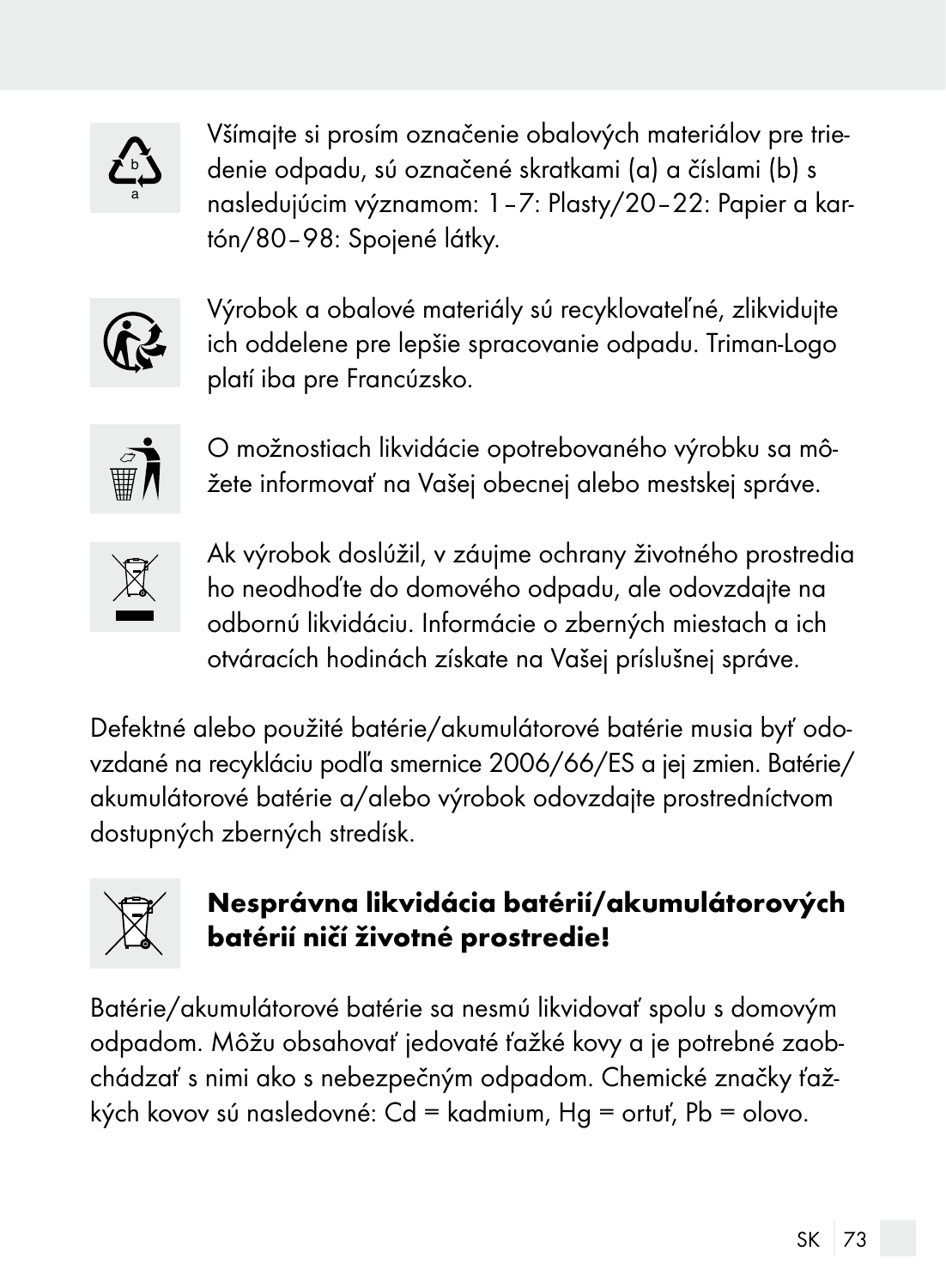Všímajte si prosím označenie obalových materiálov pre triedenie odpadu, sú označené skratkami (a) a číslami (b) s nasledujúcim významom: 1–7: Plasty/20–22: Papier a kartón/80–98: Spojené látky.

Výrobok a obalové materiály sú recyklovateľné, zlikvidujte ich oddelene pre lepšie spracovanie odpadu. Triman-Logo platí iba pre Francúzsko.

O možnostiach likvidácie opotrebovaného výrobku sa môžete informovať na Vašej obecnej alebo mestskej správe.

Ak výrobok doslúžil, v záujme ochrany životného prostredia ho neodhoďte do domového odpadu, ale odovzdajte na odbornú likvidáciu. Informácie o zberných miestach a ich otváracích hodinách získate na Vašej príslušnej správe.

Defektné alebo použité batérie/akumulátorové batérie musia byť odovzdané na recykláciu podľa smernice 2006/66/ES a jej zmien. Batérie/akumulátorové batérie a/alebo výrobok odovzdajte prostredníctvom dostupných zberných stredísk.

**Nesprávna likvidácia batérií/akumulátorových batérií ničí životné prostredie!**

Batérie/akumulátorové batérie sa nesmú likvidovať spolu s domovým odpadom. Môžu obsahovať jedovaté ťažké kovy a je potrebné zaobchádzať s nimi ako s nebezpečným odpadom. Chemické značky ťažkých kovov sú nasledovné: Cd = kadmium, Hg = ortuť, Pb = olovo.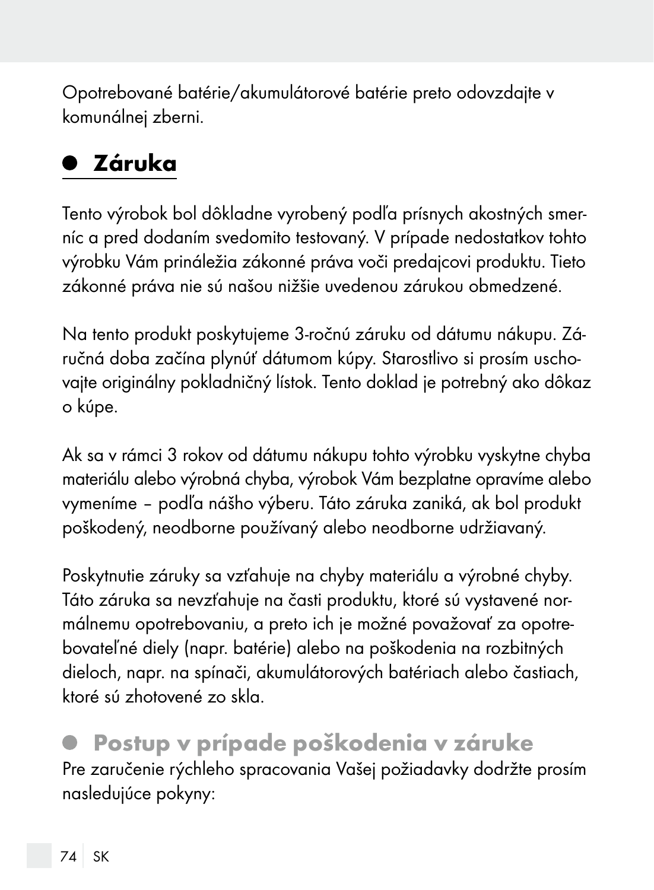Opotrebované batérie/akumulátorové batérie preto odovzdajte v komunálnej zberni.

## Záruka

Tento výrobok bol dôkladne vyrobený podľa prísnych akostných smerníc a pred dodaním svedomito testovaný. V prípade nedostatkov tohto výrobku Vám prináležia zákonné práva voči predajcovi produktu. Tieto zákonné práva nie sú našou nižšie uvedenou zárukou obmedzené.

Na tento produkt poskytujeme 3-ročnú záruku od dátumu nákupu. Záručná doba začína plynúť dátumom kúpy. Starostlivo si prosím uschovajte originálny pokladničný lístok. Tento doklad je potrebný ako dôkaz o kúpe.

Ak sa v rámci 3 rokov od dátumu nákupu tohto výrobku vyskytne chyba materiálu alebo výrobná chyba, výrobok Vám bezplatne opravíme alebo vymeníme – podľa nášho výberu. Táto záruka zaniká, ak bol produkt poškodený, neodborne používaný alebo neodborne udržiavaný.

Poskytnutie záruky sa vzťahuje na chyby materiálu a výrobné chyby. Táto záruka sa nevzťahuje na časti produktu, ktoré sú vystavené normálnemu opotrebovaniu, a preto ich je možné považovať za opotrebovateľné diely (napr. batérie) alebo na poškodenia na rozbitných dieloch, napr. na spínači, akumulátorových batériach alebo častiach, ktoré sú zhotovené zo skla.

### Postup v prípade poškodenia v záruke

Pre zaručenie rýchleho spracovania Vašej požiadavky dodržte prosím nasledujúce pokyny: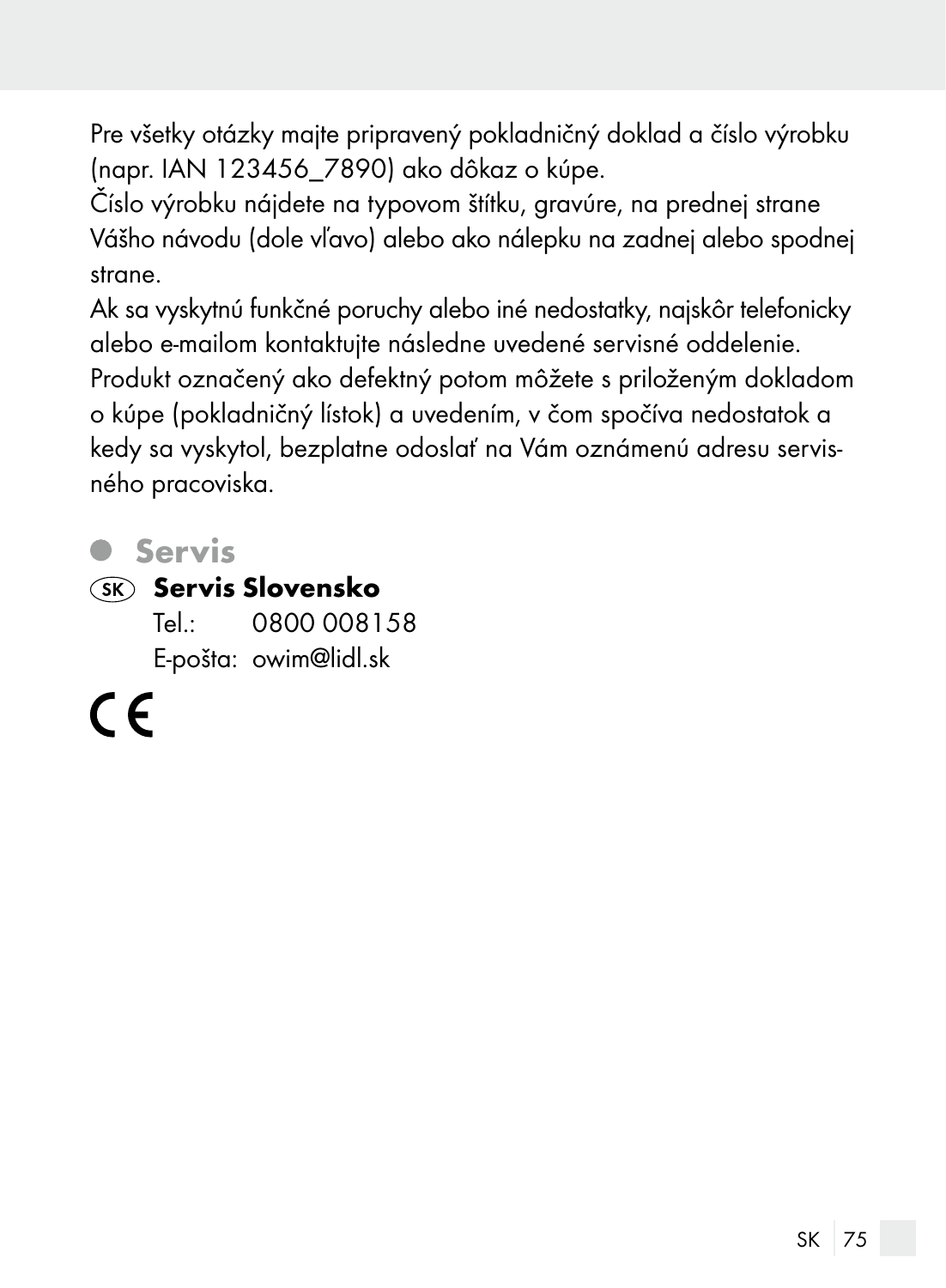Pre všetky otázky majte pripravený pokladničný doklad a číslo výrobku (napr. IAN 123456_7890) ako dôkaz o kúpe.
Číslo výrobku nájdete na typovom štítku, gravúre, na prednej strane Vášho návodu (dole vľavo) alebo ako nálepku na zadnej alebo spodnej strane.
Ak sa vyskytnú funkčné poruchy alebo iné nedostatky, najskôr telefonicky alebo e-mailom kontaktujte následne uvedené servisné oddelenie.
Produkt označený ako defektný potom môžete s priloženým dokladom o kúpe (pokladničný lístok) a uvedením, v čom spočíva nedostatok a kedy sa vyskytol, bezplatne odoslať na Vám oznámenú adresu servisného pracoviska.

## Servis

**(SK) Servis Slovensko**
Tel.: 0800 008158
E-pošta: owim@lidl.sk

CE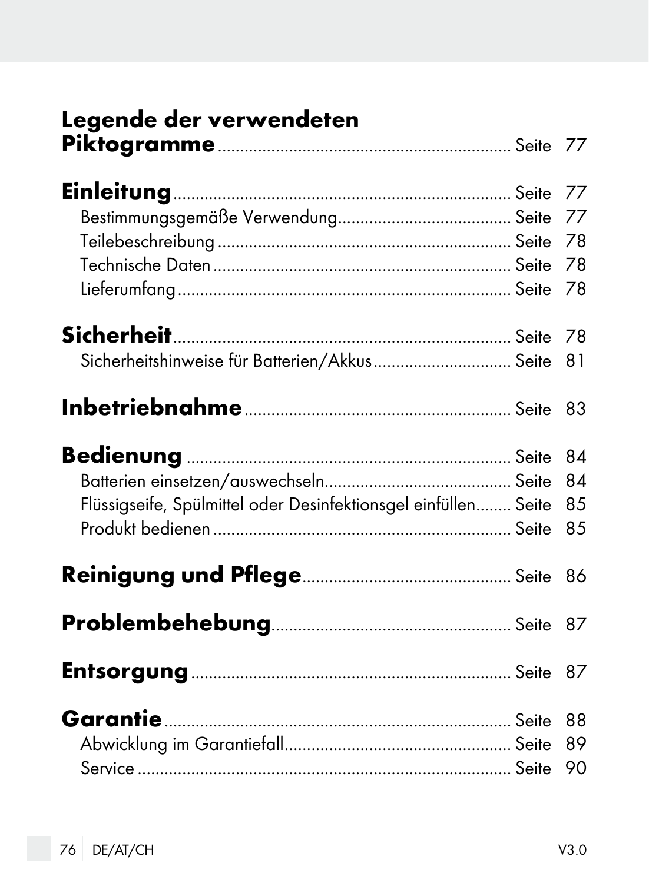**Legende der verwendeten Piktogramme** ........ Seite 77

**Einleitung** ........ Seite 77

Bestimmungsgemäße Verwendung ........ Seite 77

Teilebeschreibung ........ Seite 78

Technische Daten ........ Seite 78

Lieferumfang ........ Seite 78

**Sicherheit** ........ Seite 78

Sicherheitshinweise für Batterien/Akkus ........ Seite 81

**Inbetriebnahme** ........ Seite 83

**Bedienung** ........ Seite 84

Batterien einsetzen/auswechseln ........ Seite 84

Flüssigseife, Spülmittel oder Desinfektionsgel einfüllen ........ Seite 85

Produkt bedienen ........ Seite 85

**Reinigung und Pflege** ........ Seite 86

**Problembehebung** ........ Seite 87

**Entsorgung** ........ Seite 87

**Garantie** ........ Seite 88

Abwicklung im Garantiefall ........ Seite 89

Service ........ Seite 90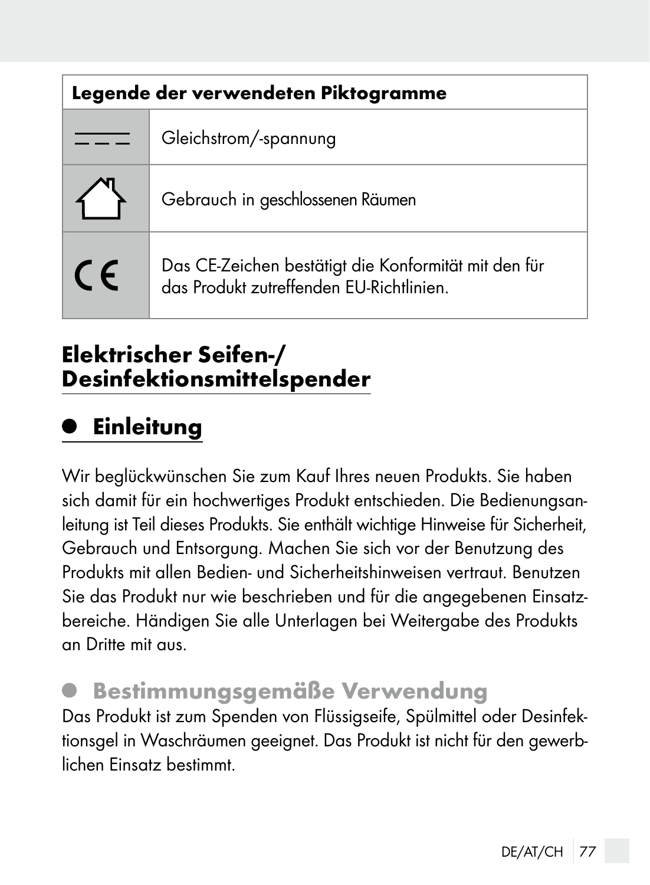| Legende der verwendeten Piktogramme | |
|---|---|
| ⎓ | Gleichstrom/-spannung |
| ⌂ | Gebrauch in geschlossenen Räumen |
| CE | Das CE-Zeichen bestätigt die Konformität mit den für das Produkt zutreffenden EU-Richtlinien. |

# Elektrischer Seifen-/ Desinfektionsmittelspender

## Einleitung

Wir beglückwünschen Sie zum Kauf Ihres neuen Produkts. Sie haben sich damit für ein hochwertiges Produkt entschieden. Die Bedienungsanleitung ist Teil dieses Produkts. Sie enthält wichtige Hinweise für Sicherheit, Gebrauch und Entsorgung. Machen Sie sich vor der Benutzung des Produkts mit allen Bedien- und Sicherheitshinweisen vertraut. Benutzen Sie das Produkt nur wie beschrieben und für die angegebenen Einsatzbereiche. Händigen Sie alle Unterlagen bei Weitergabe des Produkts an Dritte mit aus.

### Bestimmungsgemäße Verwendung

Das Produkt ist zum Spenden von Flüssigseife, Spülmittel oder Desinfektionsgel in Waschräumen geeignet. Das Produkt ist nicht für den gewerblichen Einsatz bestimmt.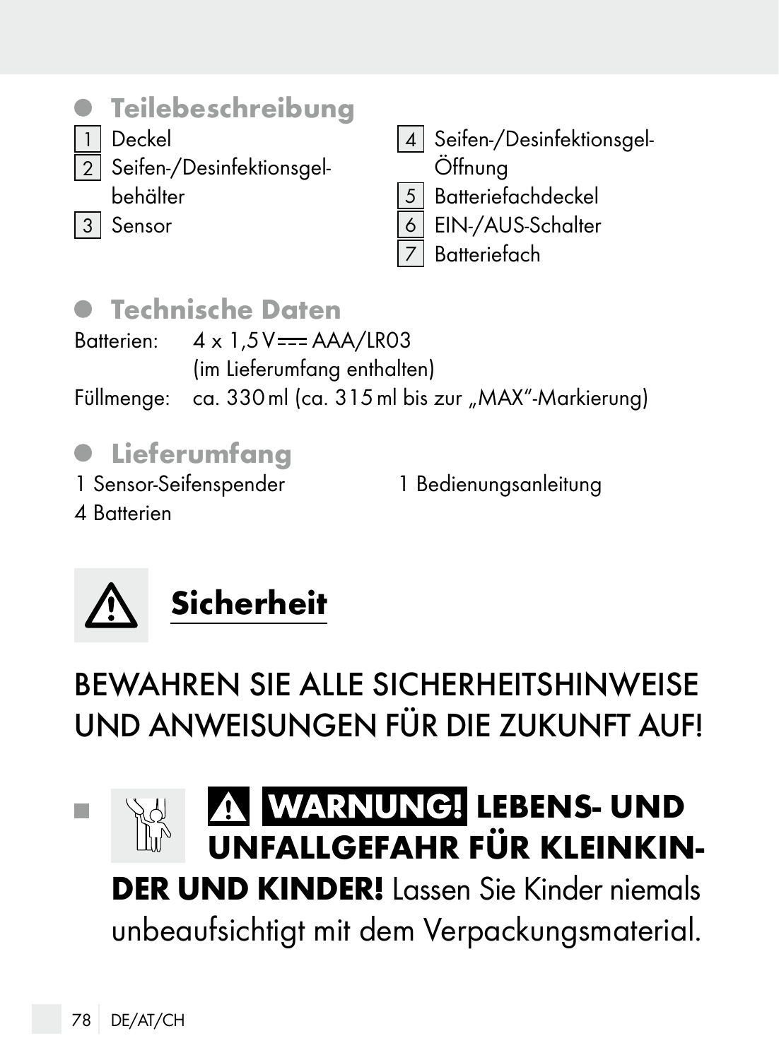## Teilebeschreibung

1 Deckel
2 Seifen-/Desinfektionsgelbehälter
3 Sensor
4 Seifen-/Desinfektionsgel-Öffnung
5 Batteriefachdeckel
6 EIN-/AUS-Schalter
7 Batteriefach

## Technische Daten

Batterien: 4 x 1,5 V ⎓ AAA/LR03 (im Lieferumfang enthalten)
Füllmenge: ca. 330 ml (ca. 315 ml bis zur „MAX"-Markierung)

## Lieferumfang

1 Sensor-Seifenspender
4 Batterien
1 Bedienungsanleitung

# ⚠ Sicherheit

BEWAHREN SIE ALLE SICHERHEITSHINWEISE UND ANWEISUNGEN FÜR DIE ZUKUNFT AUF!

- ⚠ **WARNUNG! LEBENS- UND UNFALLGEFAHR FÜR KLEINKINDER UND KINDER!** Lassen Sie Kinder niemals unbeaufsichtigt mit dem Verpackungsmaterial.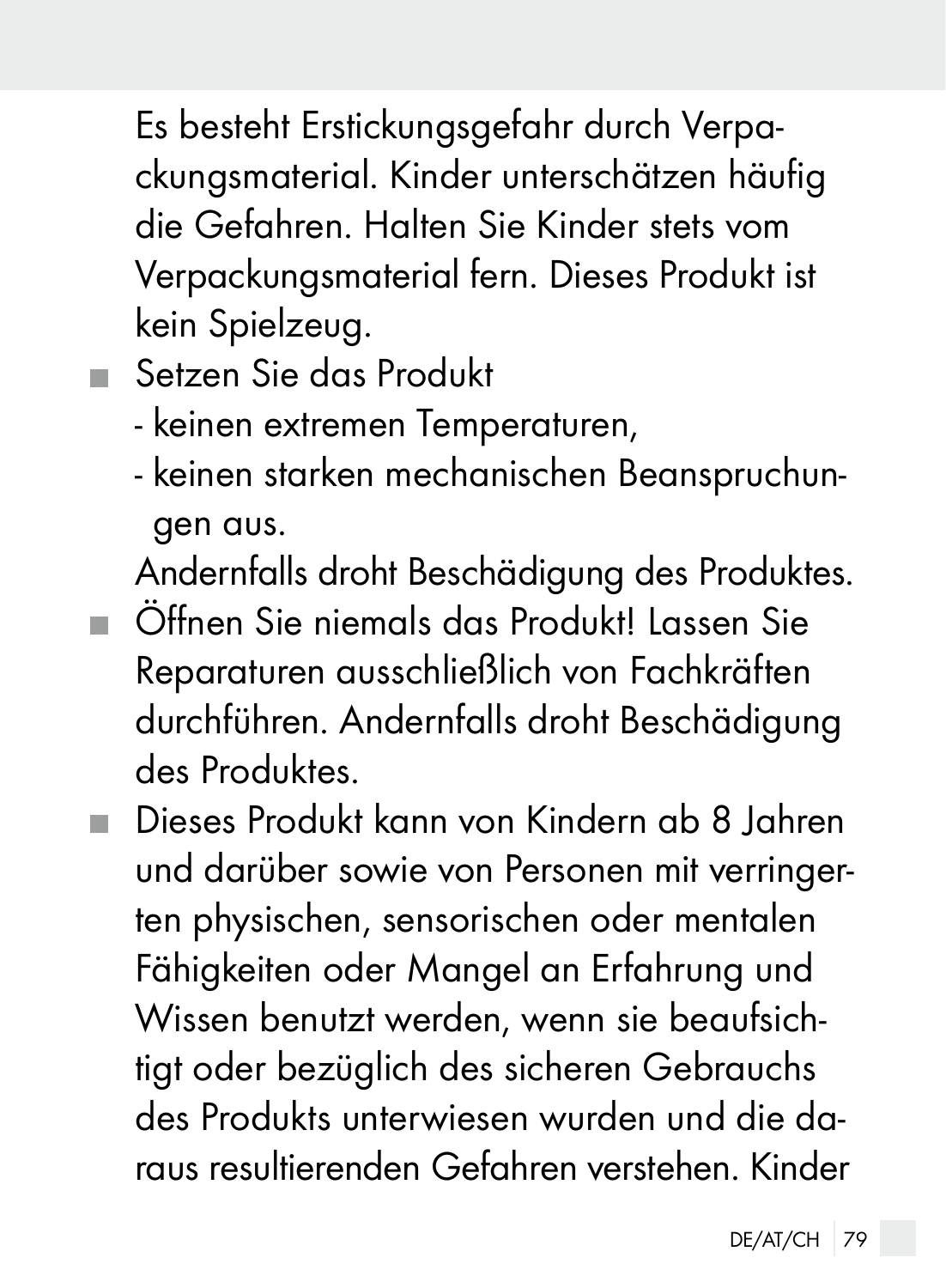Es besteht Erstickungsgefahr durch Verpackungsmaterial. Kinder unterschätzen häufig die Gefahren. Halten Sie Kinder stets vom Verpackungsmaterial fern. Dieses Produkt ist kein Spielzeug.

- Setzen Sie das Produkt
  - keinen extremen Temperaturen,
  - keinen starken mechanischen Beanspruchungen aus.

  Andernfalls droht Beschädigung des Produktes.
- Öffnen Sie niemals das Produkt! Lassen Sie Reparaturen ausschließlich von Fachkräften durchführen. Andernfalls droht Beschädigung des Produktes.
- Dieses Produkt kann von Kindern ab 8 Jahren und darüber sowie von Personen mit verringerten physischen, sensorischen oder mentalen Fähigkeiten oder Mangel an Erfahrung und Wissen benutzt werden, wenn sie beaufsichtigt oder bezüglich des sicheren Gebrauchs des Produkts unterwiesen wurden und die daraus resultierenden Gefahren verstehen. Kinder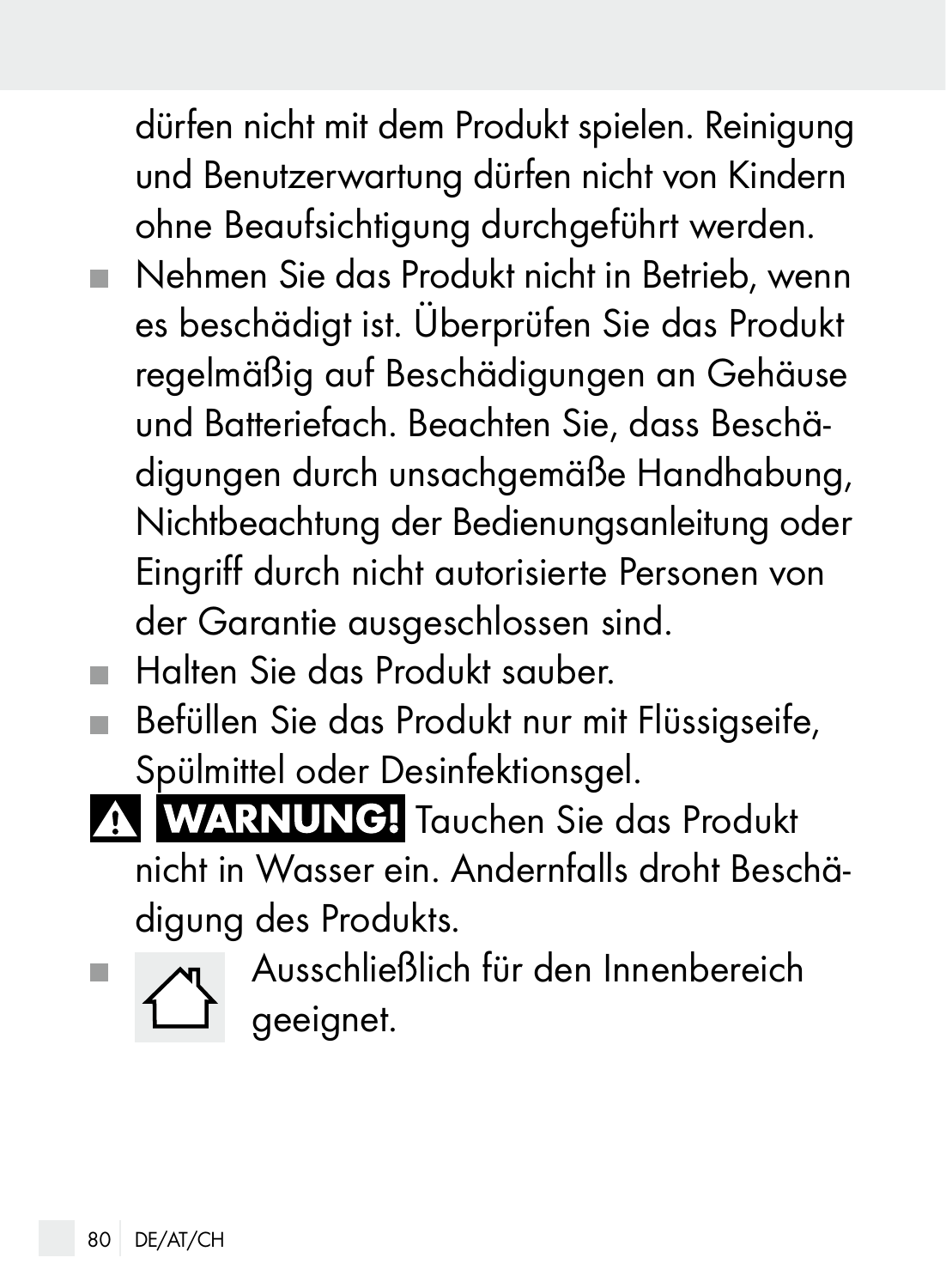dürfen nicht mit dem Produkt spielen. Reinigung und Benutzerwartung dürfen nicht von Kindern ohne Beaufsichtigung durchgeführt werden.

- Nehmen Sie das Produkt nicht in Betrieb, wenn es beschädigt ist. Überprüfen Sie das Produkt regelmäßig auf Beschädigungen an Gehäuse und Batteriefach. Beachten Sie, dass Beschädigungen durch unsachgemäße Handhabung, Nichtbeachtung der Bedienungsanleitung oder Eingriff durch nicht autorisierte Personen von der Garantie ausgeschlossen sind.
- Halten Sie das Produkt sauber.
- Befüllen Sie das Produkt nur mit Flüssigseife, Spülmittel oder Desinfektionsgel.

⚠ **WARNUNG!** Tauchen Sie das Produkt nicht in Wasser ein. Andernfalls droht Beschädigung des Produkts.

- Ausschließlich für den Innenbereich geeignet.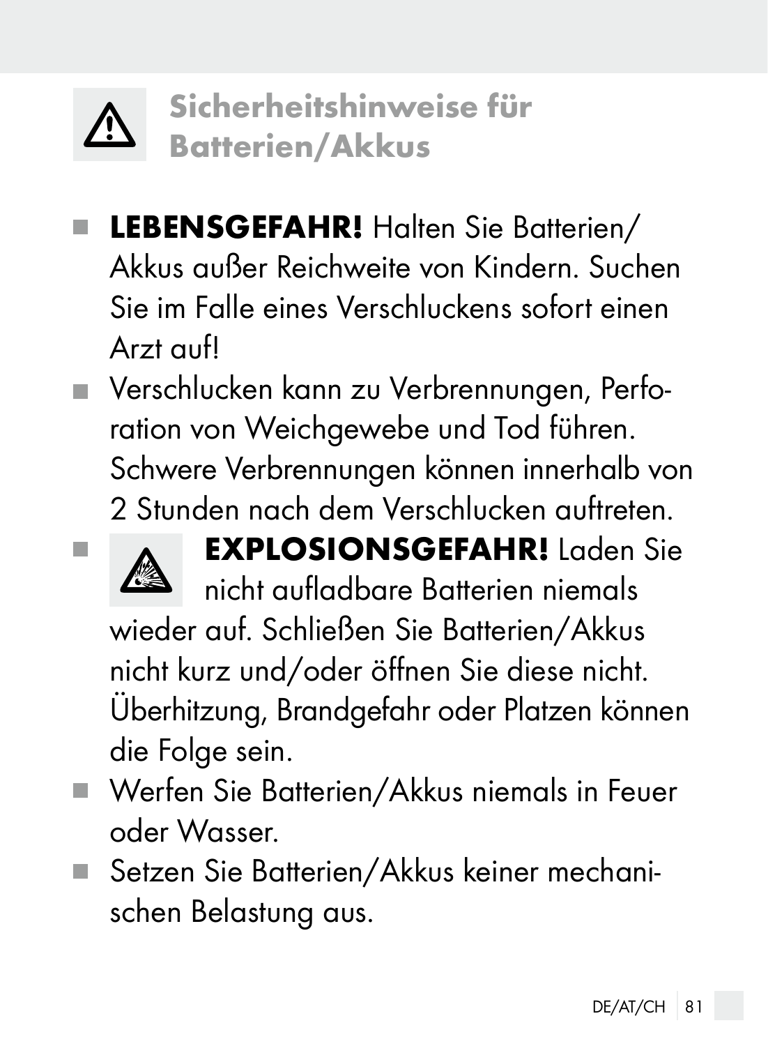## Sicherheitshinweise für Batterien/Akkus

- **LEBENSGEFAHR!** Halten Sie Batterien/Akkus außer Reichweite von Kindern. Suchen Sie im Falle eines Verschluckens sofort einen Arzt auf!
- Verschlucken kann zu Verbrennungen, Perforation von Weichgewebe und Tod führen. Schwere Verbrennungen können innerhalb von 2 Stunden nach dem Verschlucken auftreten.
- **EXPLOSIONSGEFAHR!** Laden Sie nicht aufladbare Batterien niemals wieder auf. Schließen Sie Batterien/Akkus nicht kurz und/oder öffnen Sie diese nicht. Überhitzung, Brandgefahr oder Platzen können die Folge sein.
- Werfen Sie Batterien/Akkus niemals in Feuer oder Wasser.
- Setzen Sie Batterien/Akkus keiner mechanischen Belastung aus.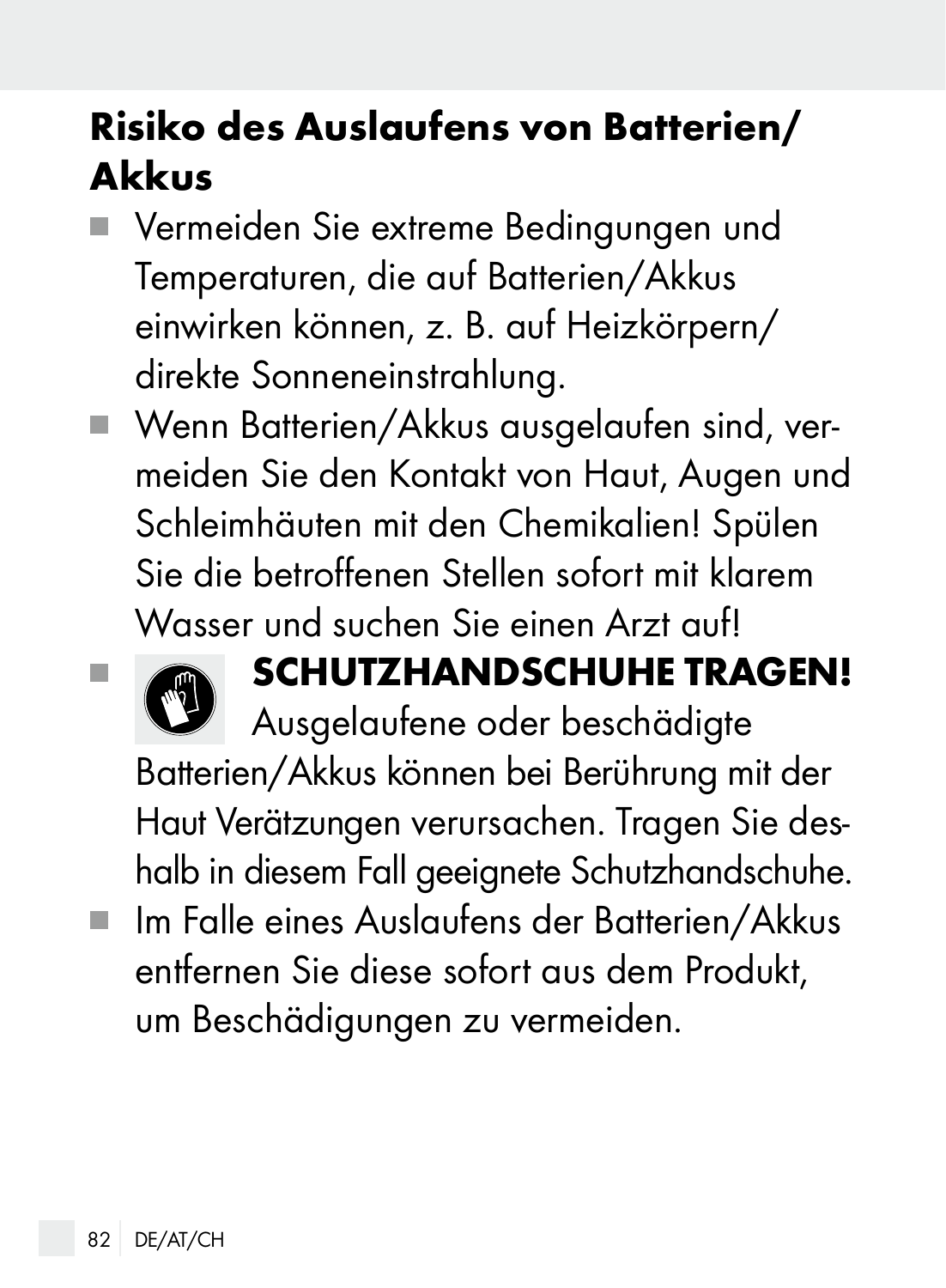## Risiko des Auslaufens von Batterien/ Akkus

- Vermeiden Sie extreme Bedingungen und Temperaturen, die auf Batterien/Akkus einwirken können, z. B. auf Heizkörpern/ direkte Sonneneinstrahlung.
- Wenn Batterien/Akkus ausgelaufen sind, vermeiden Sie den Kontakt von Haut, Augen und Schleimhäuten mit den Chemikalien! Spülen Sie die betroffenen Stellen sofort mit klarem Wasser und suchen Sie einen Arzt auf!
- **SCHUTZHANDSCHUHE TRAGEN!** Ausgelaufene oder beschädigte Batterien/Akkus können bei Berührung mit der Haut Verätzungen verursachen. Tragen Sie deshalb in diesem Fall geeignete Schutzhandschuhe.
- Im Falle eines Auslaufens der Batterien/Akkus entfernen Sie diese sofort aus dem Produkt, um Beschädigungen zu vermeiden.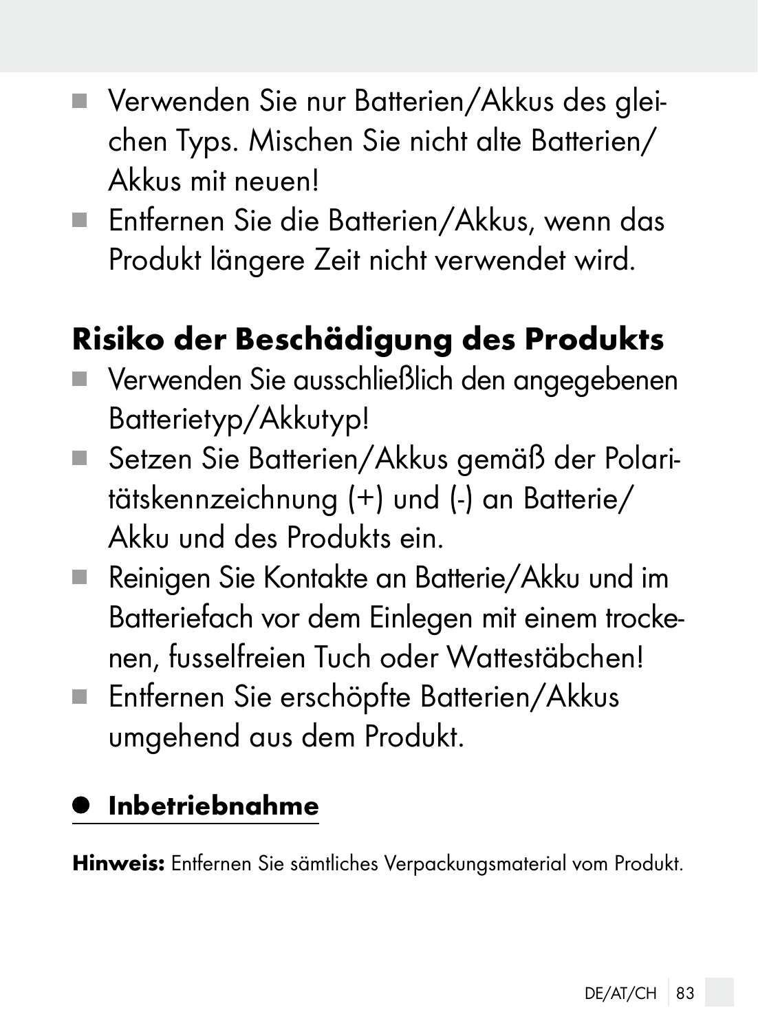- Verwenden Sie nur Batterien/Akkus des gleichen Typs. Mischen Sie nicht alte Batterien/Akkus mit neuen!
- Entfernen Sie die Batterien/Akkus, wenn das Produkt längere Zeit nicht verwendet wird.

## Risiko der Beschädigung des Produkts

- Verwenden Sie ausschließlich den angegebenen Batterietyp/Akkutyp!
- Setzen Sie Batterien/Akkus gemäß der Polaritätskennzeichnung (+) und (-) an Batterie/Akku und des Produkts ein.
- Reinigen Sie Kontakte an Batterie/Akku und im Batteriefach vor dem Einlegen mit einem trockenen, fusselfreien Tuch oder Wattestäbchen!
- Entfernen Sie erschöpfte Batterien/Akkus umgehend aus dem Produkt.

## Inbetriebnahme

**Hinweis:** Entfernen Sie sämtliches Verpackungsmaterial vom Produkt.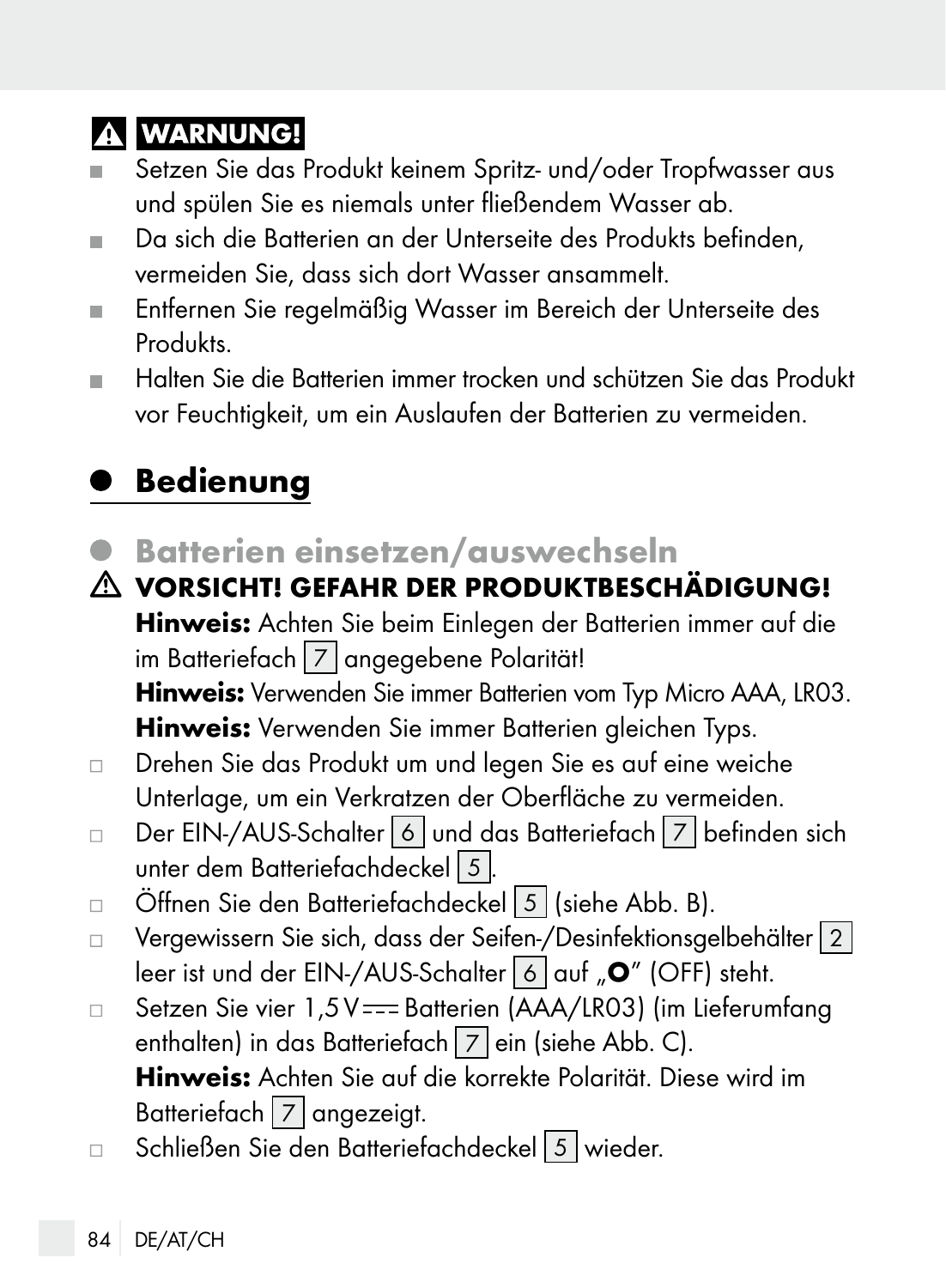**⚠ WARNUNG!**

- Setzen Sie das Produkt keinem Spritz- und/oder Tropfwasser aus und spülen Sie es niemals unter fließendem Wasser ab.
- Da sich die Batterien an der Unterseite des Produkts befinden, vermeiden Sie, dass sich dort Wasser ansammelt.
- Entfernen Sie regelmäßig Wasser im Bereich der Unterseite des Produkts.
- Halten Sie die Batterien immer trocken und schützen Sie das Produkt vor Feuchtigkeit, um ein Auslaufen der Batterien zu vermeiden.

# Bedienung

## Batterien einsetzen/auswechseln

**⚠ VORSICHT! GEFAHR DER PRODUKTBESCHÄDIGUNG!**

**Hinweis:** Achten Sie beim Einlegen der Batterien immer auf die im Batteriefach 7 angegebene Polarität!

**Hinweis:** Verwenden Sie immer Batterien vom Typ Micro AAA, LR03.

**Hinweis:** Verwenden Sie immer Batterien gleichen Typs.

- Drehen Sie das Produkt um und legen Sie es auf eine weiche Unterlage, um ein Verkratzen der Oberfläche zu vermeiden.
- Der EIN-/AUS-Schalter 6 und das Batteriefach 7 befinden sich unter dem Batteriefachdeckel 5.
- Öffnen Sie den Batteriefachdeckel 5 (siehe Abb. B).
- Vergewissern Sie sich, dass der Seifen-/Desinfektionsgelbehälter 2 leer ist und der EIN-/AUS-Schalter 6 auf „**O**" (OFF) steht.
- Setzen Sie vier 1,5 V ⎓ Batterien (AAA/LR03) (im Lieferumfang enthalten) in das Batteriefach 7 ein (siehe Abb. C).
  **Hinweis:** Achten Sie auf die korrekte Polarität. Diese wird im Batteriefach 7 angezeigt.
- Schließen Sie den Batteriefachdeckel 5 wieder.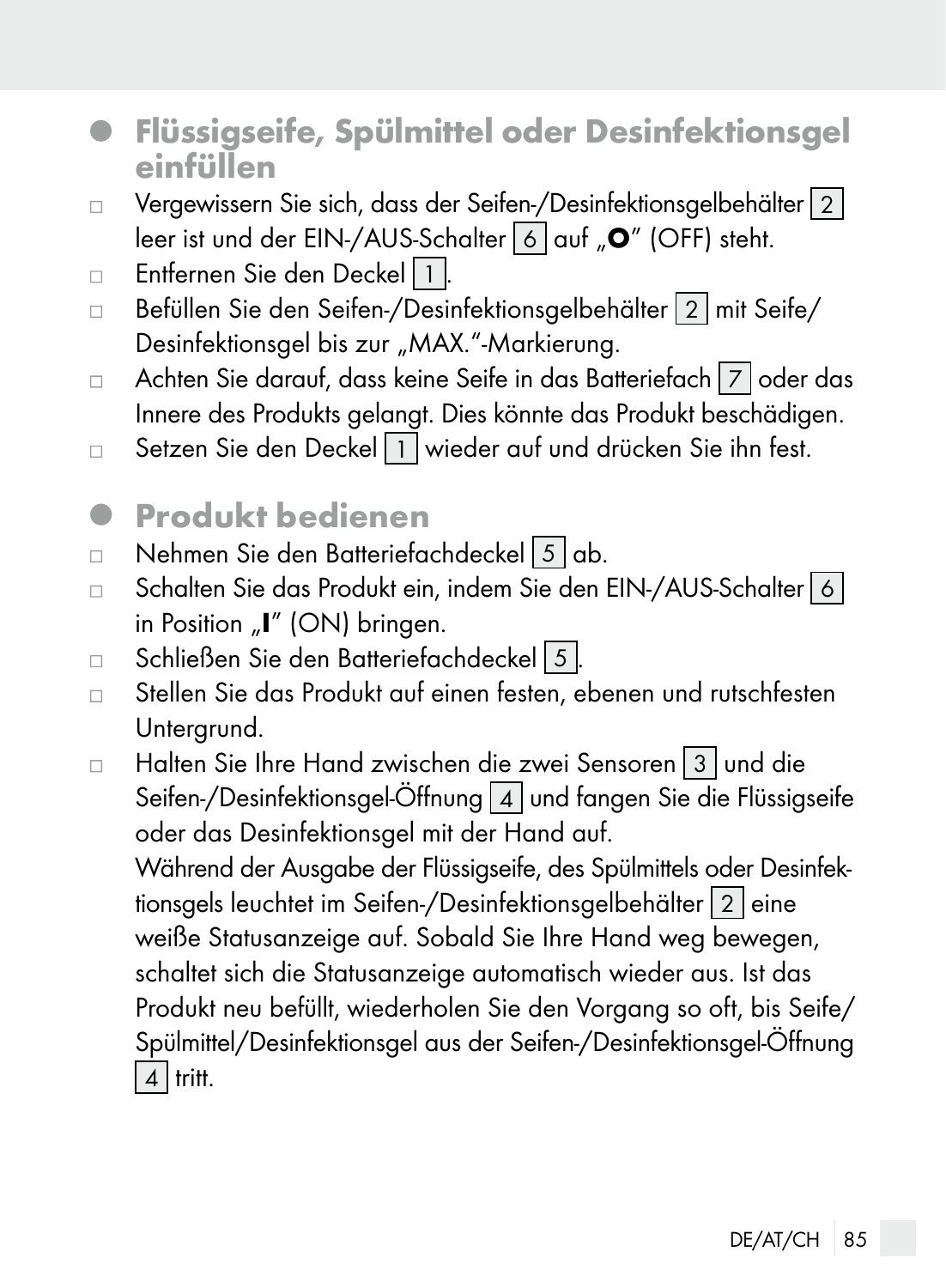## Flüssigseife, Spülmittel oder Desinfektionsgel einfüllen

- Vergewissern Sie sich, dass der Seifen-/Desinfektionsgelbehälter 2 leer ist und der EIN-/AUS-Schalter 6 auf „**O**" (OFF) steht.
- Entfernen Sie den Deckel 1.
- Befüllen Sie den Seifen-/Desinfektionsgelbehälter 2 mit Seife/ Desinfektionsgel bis zur „MAX."-Markierung.
- Achten Sie darauf, dass keine Seife in das Batteriefach 7 oder das Innere des Produkts gelangt. Dies könnte das Produkt beschädigen.
- Setzen Sie den Deckel 1 wieder auf und drücken Sie ihn fest.

## Produkt bedienen

- Nehmen Sie den Batteriefachdeckel 5 ab.
- Schalten Sie das Produkt ein, indem Sie den EIN-/AUS-Schalter 6 in Position „**I**" (ON) bringen.
- Schließen Sie den Batteriefachdeckel 5.
- Stellen Sie das Produkt auf einen festen, ebenen und rutschfesten Untergrund.
- Halten Sie Ihre Hand zwischen die zwei Sensoren 3 und die Seifen-/Desinfektionsgel-Öffnung 4 und fangen Sie die Flüssigseife oder das Desinfektionsgel mit der Hand auf.
  Während der Ausgabe der Flüssigseife, des Spülmittels oder Desinfektionsgels leuchtet im Seifen-/Desinfektionsgelbehälter 2 eine weiße Statusanzeige auf. Sobald Sie Ihre Hand weg bewegen, schaltet sich die Statusanzeige automatisch wieder aus. Ist das Produkt neu befüllt, wiederholen Sie den Vorgang so oft, bis Seife/ Spülmittel/Desinfektionsgel aus der Seifen-/Desinfektionsgel-Öffnung 4 tritt.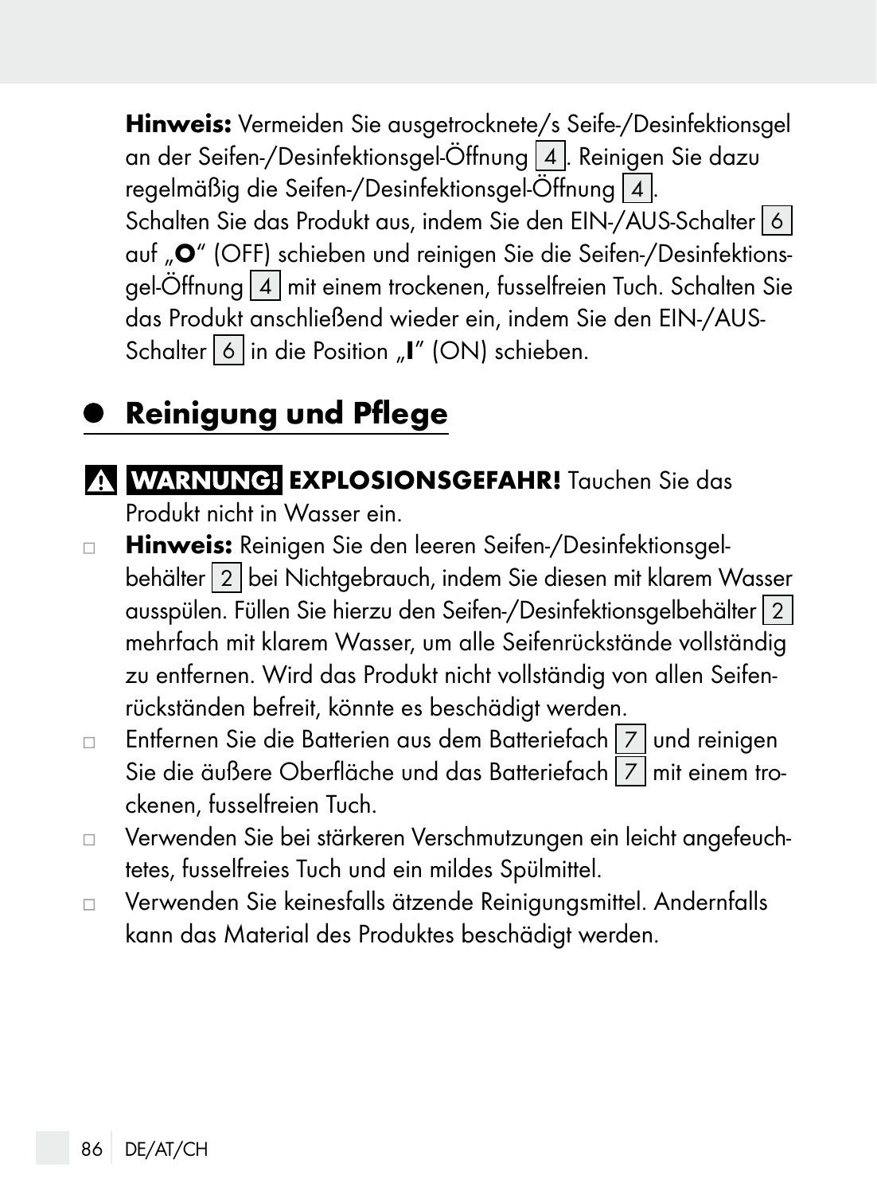**Hinweis:** Vermeiden Sie ausgetrocknete/s Seife-/Desinfektionsgel an der Seifen-/Desinfektionsgel-Öffnung 4. Reinigen Sie dazu regelmäßig die Seifen-/Desinfektionsgel-Öffnung 4.
Schalten Sie das Produkt aus, indem Sie den EIN-/AUS-Schalter 6 auf „**O**" (OFF) schieben und reinigen Sie die Seifen-/Desinfektionsgel-Öffnung 4 mit einem trockenen, fusselfreien Tuch. Schalten Sie das Produkt anschließend wieder ein, indem Sie den EIN-/AUS-Schalter 6 in die Position „**I**" (ON) schieben.

## Reinigung und Pflege

⚠ **WARNUNG! EXPLOSIONSGEFAHR!** Tauchen Sie das Produkt nicht in Wasser ein.

- **Hinweis:** Reinigen Sie den leeren Seifen-/Desinfektionsgelbehälter 2 bei Nichtgebrauch, indem Sie diesen mit klarem Wasser ausspülen. Füllen Sie hierzu den Seifen-/Desinfektionsgelbehälter 2 mehrfach mit klarem Wasser, um alle Seifenrückstände vollständig zu entfernen. Wird das Produkt nicht vollständig von allen Seifenrückständen befreit, könnte es beschädigt werden.
- Entfernen Sie die Batterien aus dem Batteriefach 7 und reinigen Sie die äußere Oberfläche und das Batteriefach 7 mit einem trockenen, fusselfreien Tuch.
- Verwenden Sie bei stärkeren Verschmutzungen ein leicht angefeuchtetes, fusselfreies Tuch und ein mildes Spülmittel.
- Verwenden Sie keinesfalls ätzende Reinigungsmittel. Andernfalls kann das Material des Produktes beschädigt werden.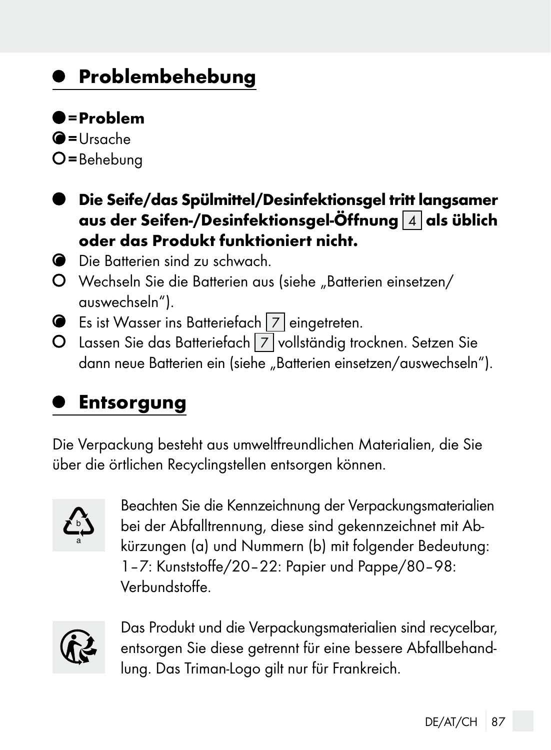## Problembehebung

● = **Problem**
◕ = Ursache
○ = Behebung

● **Die Seife/das Spülmittel/Desinfektionsgel tritt langsamer aus der Seifen-/Desinfektionsgel-Öffnung [4] als üblich oder das Produkt funktioniert nicht.**

◕ Die Batterien sind zu schwach.

○ Wechseln Sie die Batterien aus (siehe „Batterien einsetzen/auswechseln“).

◕ Es ist Wasser ins Batteriefach [7] eingetreten.

○ Lassen Sie das Batteriefach [7] vollständig trocknen. Setzen Sie dann neue Batterien ein (siehe „Batterien einsetzen/auswechseln“).

## Entsorgung

Die Verpackung besteht aus umweltfreundlichen Materialien, die Sie über die örtlichen Recyclingstellen entsorgen können.

Beachten Sie die Kennzeichnung der Verpackungsmaterialien bei der Abfalltrennung, diese sind gekennzeichnet mit Abkürzungen (a) und Nummern (b) mit folgender Bedeutung: 1–7: Kunststoffe/20–22: Papier und Pappe/80–98: Verbundstoffe.

Das Produkt und die Verpackungsmaterialien sind recycelbar, entsorgen Sie diese getrennt für eine bessere Abfallbehandlung. Das Triman-Logo gilt nur für Frankreich.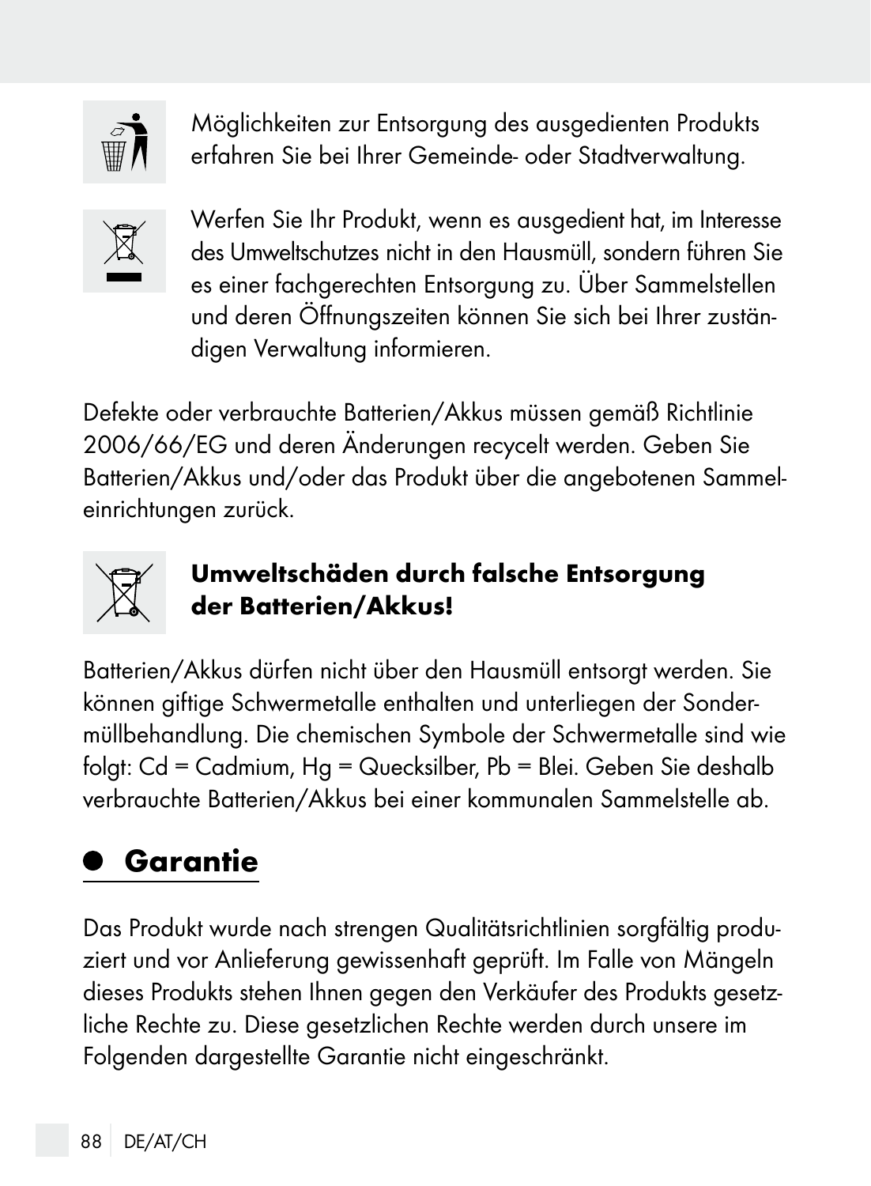Möglichkeiten zur Entsorgung des ausgedienten Produkts erfahren Sie bei Ihrer Gemeinde- oder Stadtverwaltung.

Werfen Sie Ihr Produkt, wenn es ausgedient hat, im Interesse des Umweltschutzes nicht in den Hausmüll, sondern führen Sie es einer fachgerechten Entsorgung zu. Über Sammelstellen und deren Öffnungszeiten können Sie sich bei Ihrer zuständigen Verwaltung informieren.

Defekte oder verbrauchte Batterien/Akkus müssen gemäß Richtlinie 2006/66/EG und deren Änderungen recycelt werden. Geben Sie Batterien/Akkus und/oder das Produkt über die angebotenen Sammeleinrichtungen zurück.

**Umweltschäden durch falsche Entsorgung der Batterien/Akkus!**

Batterien/Akkus dürfen nicht über den Hausmüll entsorgt werden. Sie können giftige Schwermetalle enthalten und unterliegen der Sondermüllbehandlung. Die chemischen Symbole der Schwermetalle sind wie folgt: Cd = Cadmium, Hg = Quecksilber, Pb = Blei. Geben Sie deshalb verbrauchte Batterien/Akkus bei einer kommunalen Sammelstelle ab.

## Garantie

Das Produkt wurde nach strengen Qualitätsrichtlinien sorgfältig produziert und vor Anlieferung gewissenhaft geprüft. Im Falle von Mängeln dieses Produkts stehen Ihnen gegen den Verkäufer des Produkts gesetzliche Rechte zu. Diese gesetzlichen Rechte werden durch unsere im Folgenden dargestellte Garantie nicht eingeschränkt.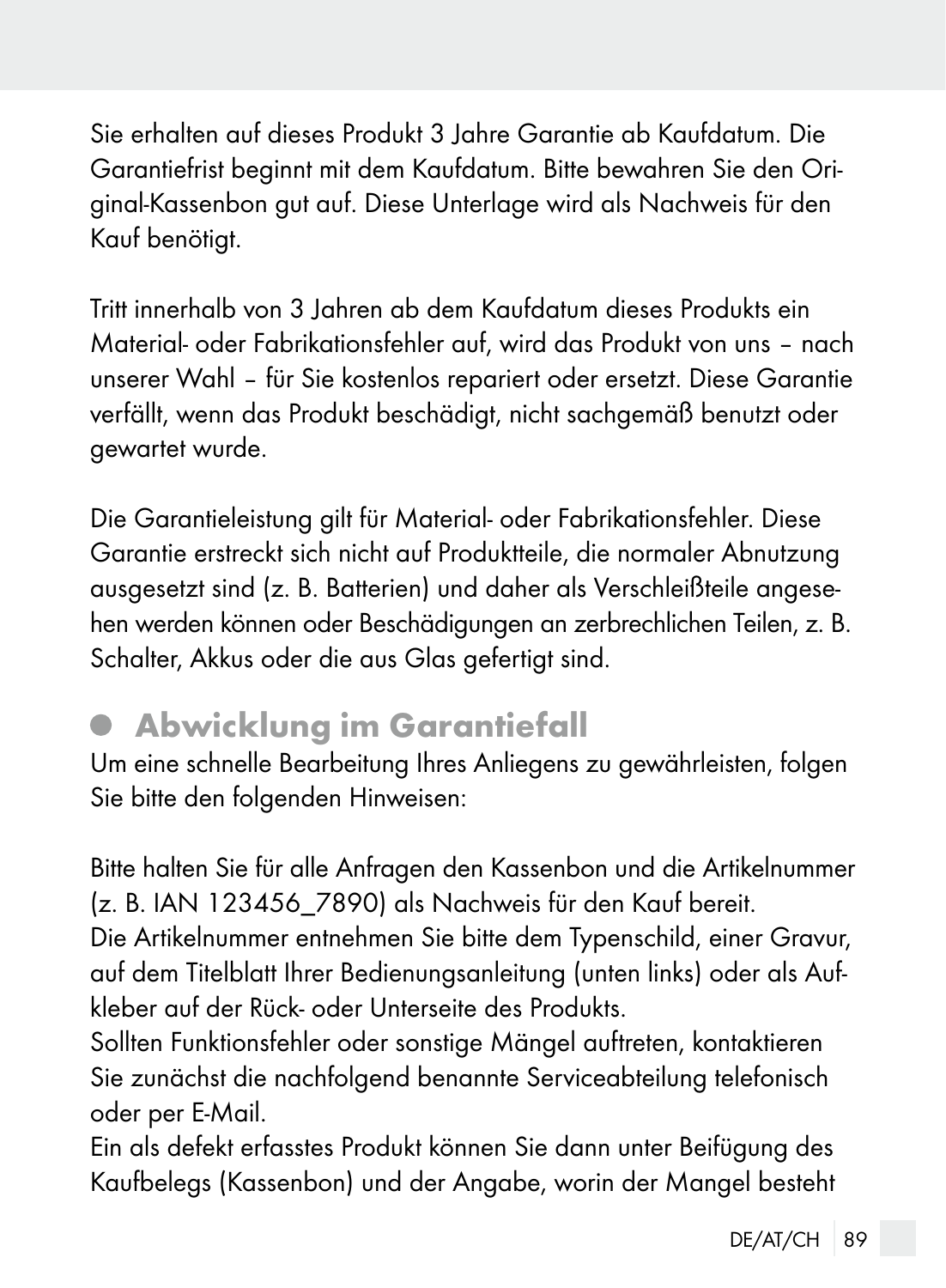Sie erhalten auf dieses Produkt 3 Jahre Garantie ab Kaufdatum. Die Garantiefrist beginnt mit dem Kaufdatum. Bitte bewahren Sie den Original-Kassenbon gut auf. Diese Unterlage wird als Nachweis für den Kauf benötigt.

Tritt innerhalb von 3 Jahren ab dem Kaufdatum dieses Produkts ein Material- oder Fabrikationsfehler auf, wird das Produkt von uns – nach unserer Wahl – für Sie kostenlos repariert oder ersetzt. Diese Garantie verfällt, wenn das Produkt beschädigt, nicht sachgemäß benutzt oder gewartet wurde.

Die Garantieleistung gilt für Material- oder Fabrikationsfehler. Diese Garantie erstreckt sich nicht auf Produktteile, die normaler Abnutzung ausgesetzt sind (z. B. Batterien) und daher als Verschleißteile angesehen werden können oder Beschädigungen an zerbrechlichen Teilen, z. B. Schalter, Akkus oder die aus Glas gefertigt sind.

## Abwicklung im Garantiefall

Um eine schnelle Bearbeitung Ihres Anliegens zu gewährleisten, folgen Sie bitte den folgenden Hinweisen:

Bitte halten Sie für alle Anfragen den Kassenbon und die Artikelnummer (z. B. IAN 123456_7890) als Nachweis für den Kauf bereit.
Die Artikelnummer entnehmen Sie bitte dem Typenschild, einer Gravur, auf dem Titelblatt Ihrer Bedienungsanleitung (unten links) oder als Aufkleber auf der Rück- oder Unterseite des Produkts.
Sollten Funktionsfehler oder sonstige Mängel auftreten, kontaktieren Sie zunächst die nachfolgend benannte Serviceabteilung telefonisch oder per E-Mail.
Ein als defekt erfasstes Produkt können Sie dann unter Beifügung des Kaufbelegs (Kassenbon) und der Angabe, worin der Mangel besteht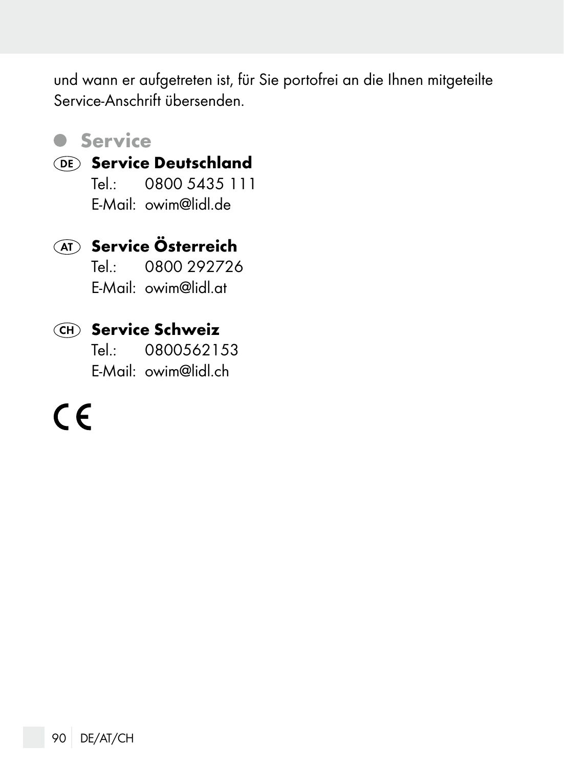und wann er aufgetreten ist, für Sie portofrei an die Ihnen mitgeteilte Service-Anschrift übersenden.

## Service

**(DE) Service Deutschland**
Tel.: 0800 5435 111
E-Mail: owim@lidl.de

**(AT) Service Österreich**
Tel.: 0800 292726
E-Mail: owim@lidl.at

**(CH) Service Schweiz**
Tel.: 0800562153
E-Mail: owim@lidl.ch

CE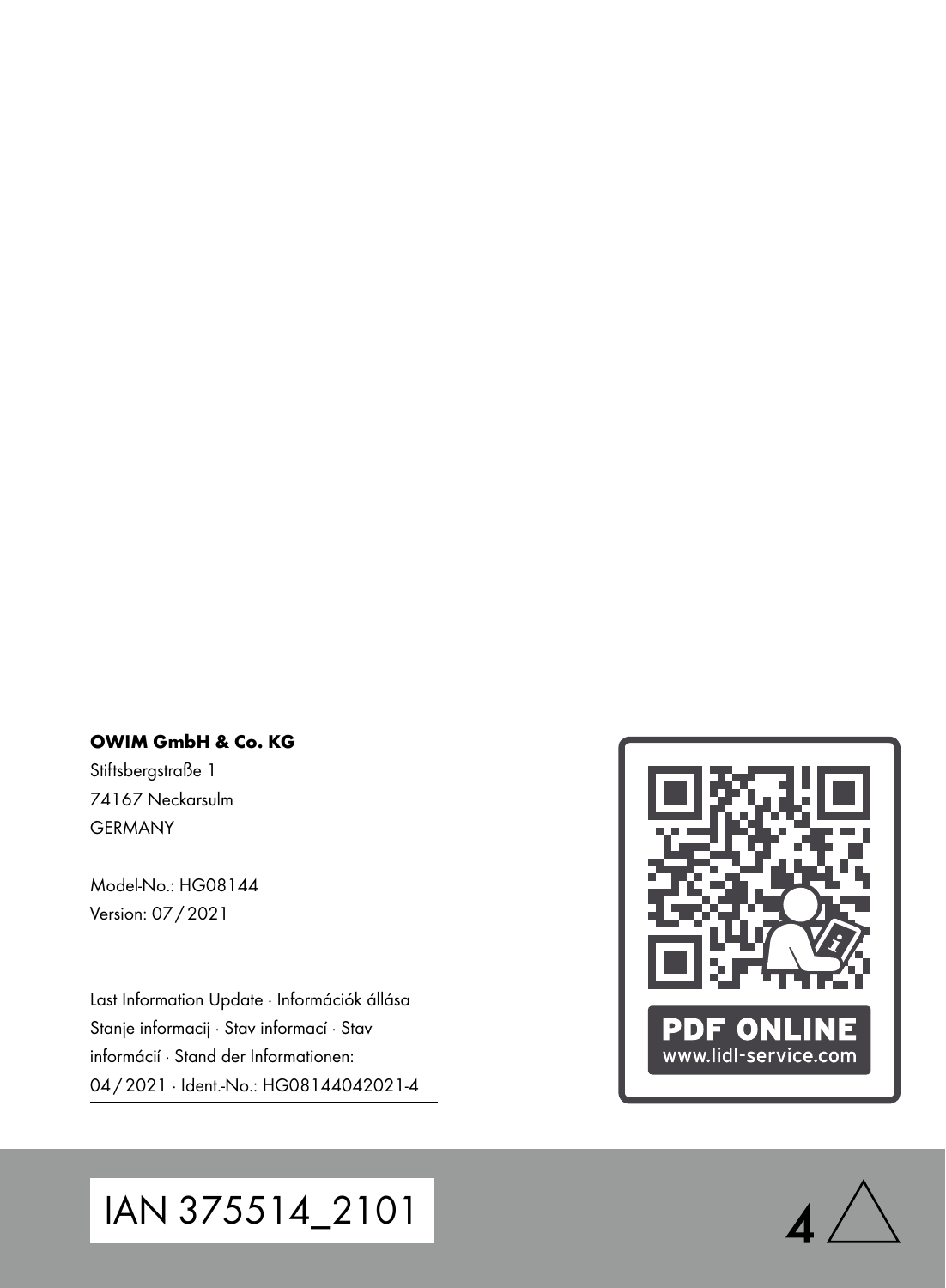**OWIM GmbH & Co. KG**
Stiftsbergstraße 1
74167 Neckarsulm
GERMANY

Model-No.: HG08144
Version: 07 / 2021

Last Information Update · Információk állása
Stanje informacij · Stav informací · Stav
informácií · Stand der Informationen:
04 / 2021 · Ident.-No.: HG08144042021-4

PDF ONLINE
www.lidl-service.com

IAN 375514_2101